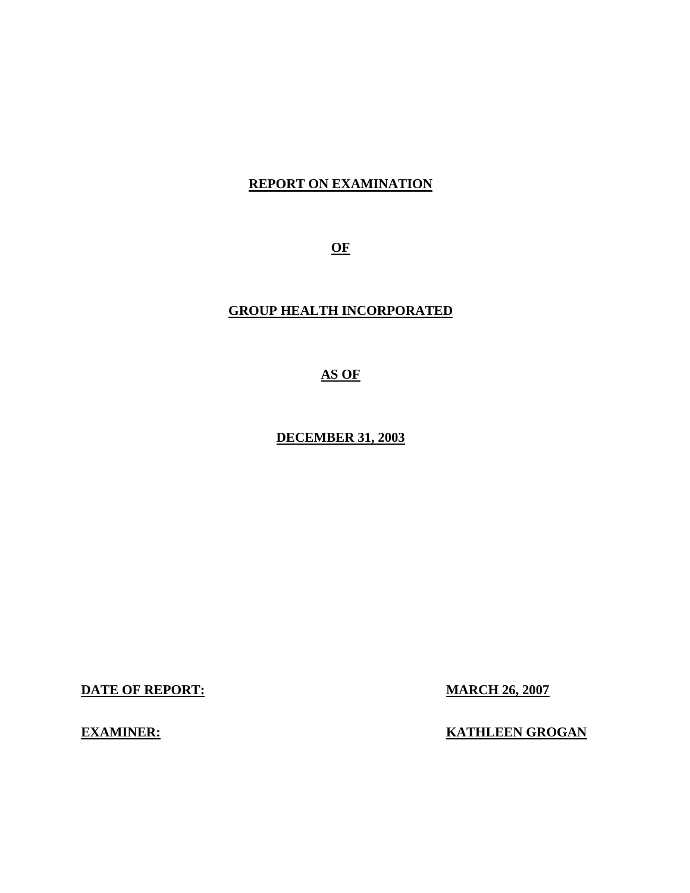# REPORT ON EXAMINATION

# OF

# GROUP HEALTH INCORPORATED

# AS OF

# DECEMBER 31, 2003

**DATE OF REPORT:** **MARCH 26, 2007**

**EXAMINER:** **KATHLEEN GROGAN**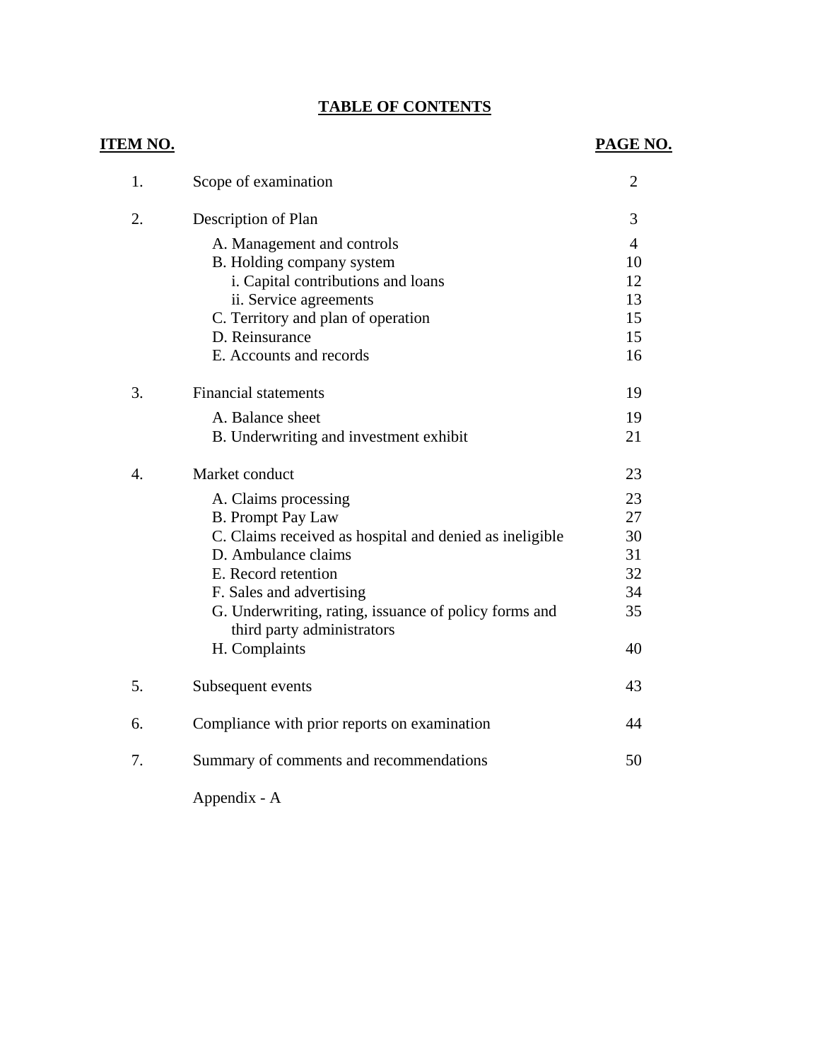# TABLE OF CONTENTS

| ITEM NO. | | PAGE NO. |
|---|---|---|
| 1. | Scope of examination | 2 |
| 2. | Description of Plan | 3 |
| | A. Management and controls | 4 |
| | B. Holding company system | 10 |
| | i. Capital contributions and loans | 12 |
| | ii. Service agreements | 13 |
| | C. Territory and plan of operation | 15 |
| | D. Reinsurance | 15 |
| | E. Accounts and records | 16 |
| 3. | Financial statements | 19 |
| | A. Balance sheet | 19 |
| | B. Underwriting and investment exhibit | 21 |
| 4. | Market conduct | 23 |
| | A. Claims processing | 23 |
| | B. Prompt Pay Law | 27 |
| | C. Claims received as hospital and denied as ineligible | 30 |
| | D. Ambulance claims | 31 |
| | E. Record retention | 32 |
| | F. Sales and advertising | 34 |
| | G. Underwriting, rating, issuance of policy forms and third party administrators | 35 |
| | H. Complaints | 40 |
| 5. | Subsequent events | 43 |
| 6. | Compliance with prior reports on examination | 44 |
| 7. | Summary of comments and recommendations | 50 |
| | Appendix - A | |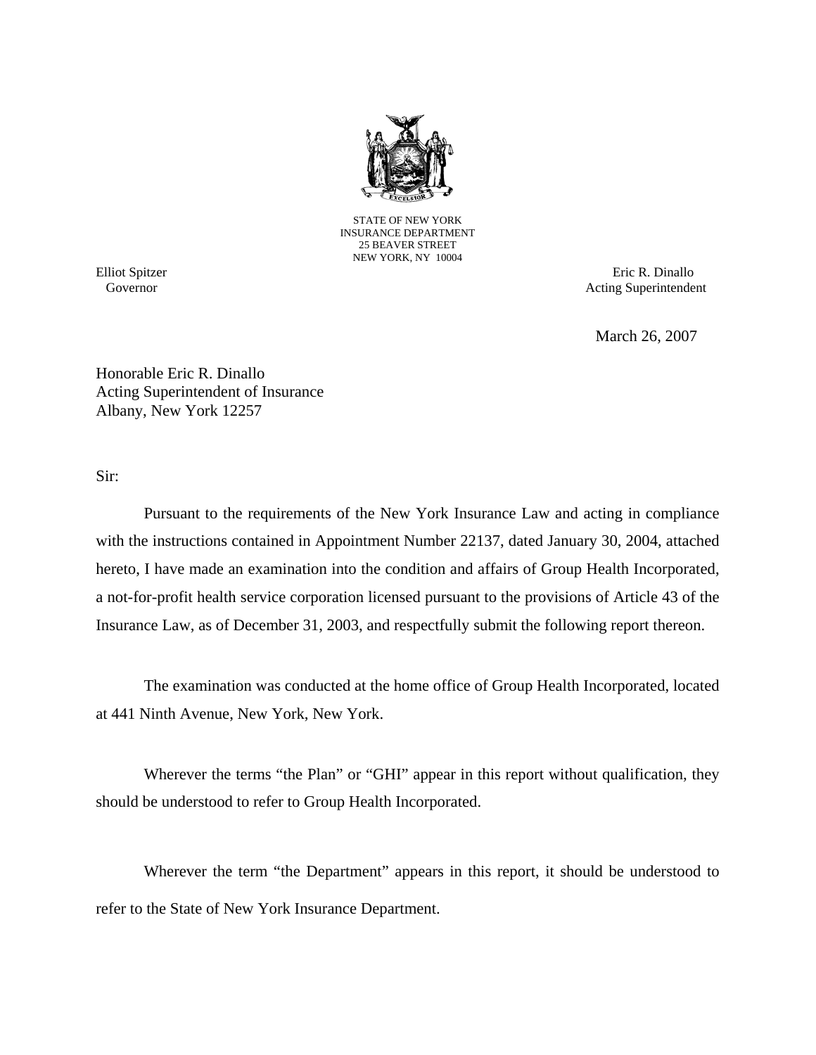STATE OF NEW YORK
INSURANCE DEPARTMENT
25 BEAVER STREET
NEW YORK, NY 10004

Elliot Spitzer
Governor

Eric R. Dinallo
Acting Superintendent

March 26, 2007

Honorable Eric R. Dinallo
Acting Superintendent of Insurance
Albany, New York 12257

Sir:

Pursuant to the requirements of the New York Insurance Law and acting in compliance with the instructions contained in Appointment Number 22137, dated January 30, 2004, attached hereto, I have made an examination into the condition and affairs of Group Health Incorporated, a not-for-profit health service corporation licensed pursuant to the provisions of Article 43 of the Insurance Law, as of December 31, 2003, and respectfully submit the following report thereon.

The examination was conducted at the home office of Group Health Incorporated, located at 441 Ninth Avenue, New York, New York.

Wherever the terms "the Plan" or "GHI" appear in this report without qualification, they should be understood to refer to Group Health Incorporated.

Wherever the term "the Department" appears in this report, it should be understood to refer to the State of New York Insurance Department.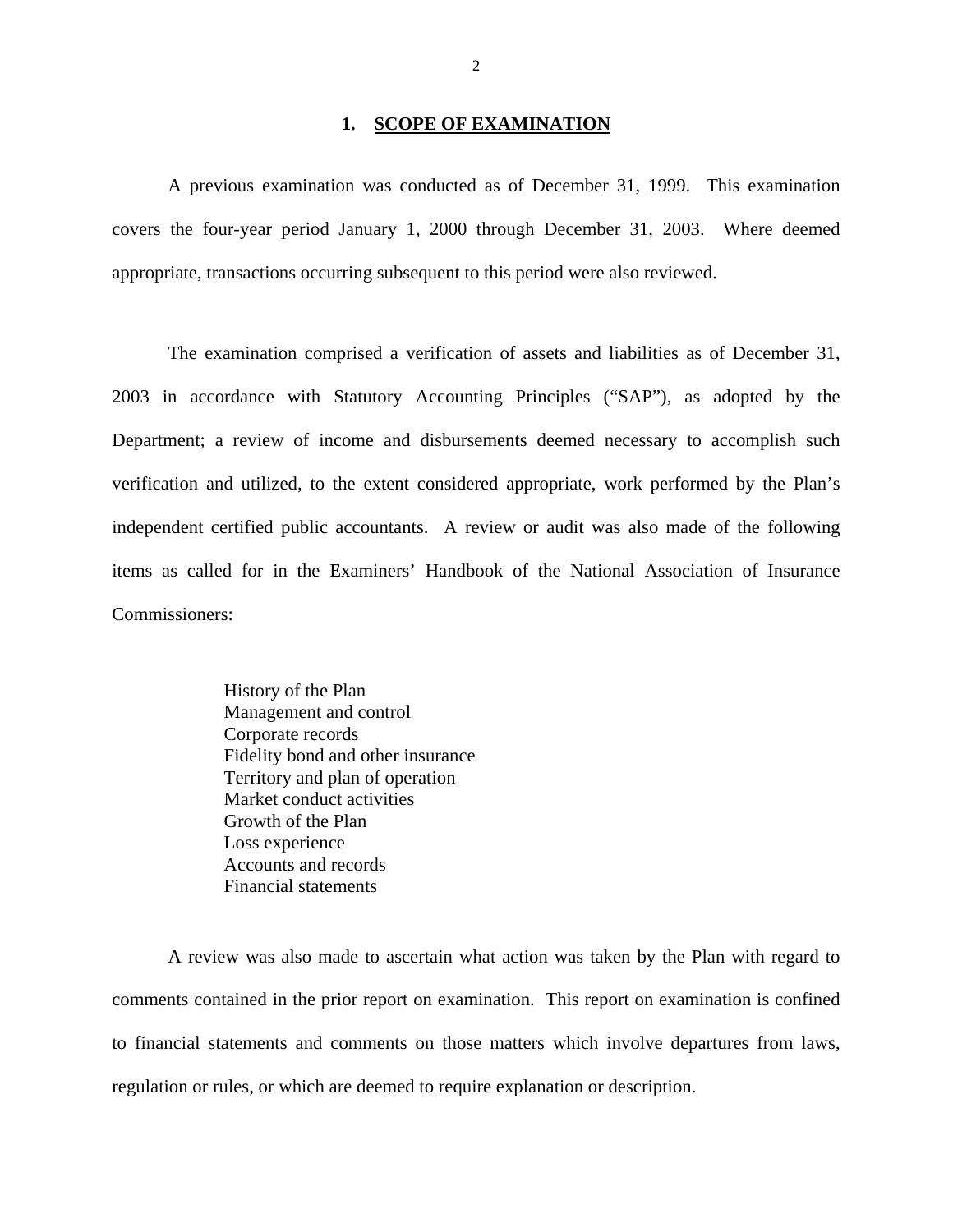## 1. SCOPE OF EXAMINATION

A previous examination was conducted as of December 31, 1999. This examination covers the four-year period January 1, 2000 through December 31, 2003. Where deemed appropriate, transactions occurring subsequent to this period were also reviewed.

The examination comprised a verification of assets and liabilities as of December 31, 2003 in accordance with Statutory Accounting Principles ("SAP"), as adopted by the Department; a review of income and disbursements deemed necessary to accomplish such verification and utilized, to the extent considered appropriate, work performed by the Plan's independent certified public accountants. A review or audit was also made of the following items as called for in the Examiners' Handbook of the National Association of Insurance Commissioners:

History of the Plan
Management and control
Corporate records
Fidelity bond and other insurance
Territory and plan of operation
Market conduct activities
Growth of the Plan
Loss experience
Accounts and records
Financial statements

A review was also made to ascertain what action was taken by the Plan with regard to comments contained in the prior report on examination. This report on examination is confined to financial statements and comments on those matters which involve departures from laws, regulation or rules, or which are deemed to require explanation or description.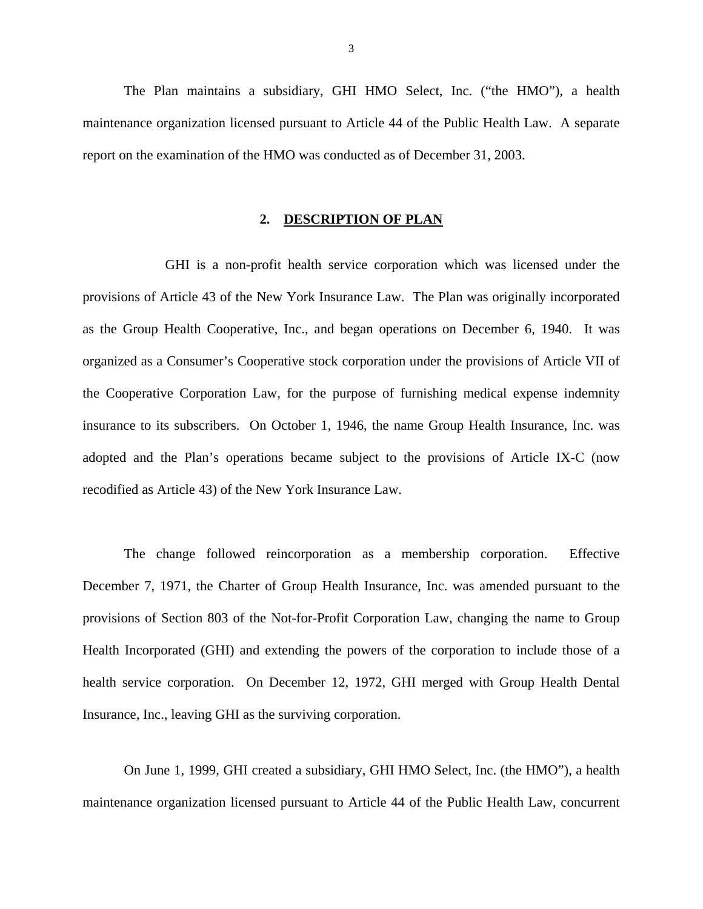The Plan maintains a subsidiary, GHI HMO Select, Inc. ("the HMO"), a health maintenance organization licensed pursuant to Article 44 of the Public Health Law. A separate report on the examination of the HMO was conducted as of December 31, 2003.

## 2. DESCRIPTION OF PLAN

GHI is a non-profit health service corporation which was licensed under the provisions of Article 43 of the New York Insurance Law. The Plan was originally incorporated as the Group Health Cooperative, Inc., and began operations on December 6, 1940. It was organized as a Consumer's Cooperative stock corporation under the provisions of Article VII of the Cooperative Corporation Law, for the purpose of furnishing medical expense indemnity insurance to its subscribers. On October 1, 1946, the name Group Health Insurance, Inc. was adopted and the Plan's operations became subject to the provisions of Article IX-C (now recodified as Article 43) of the New York Insurance Law.

The change followed reincorporation as a membership corporation. Effective December 7, 1971, the Charter of Group Health Insurance, Inc. was amended pursuant to the provisions of Section 803 of the Not-for-Profit Corporation Law, changing the name to Group Health Incorporated (GHI) and extending the powers of the corporation to include those of a health service corporation. On December 12, 1972, GHI merged with Group Health Dental Insurance, Inc., leaving GHI as the surviving corporation.

On June 1, 1999, GHI created a subsidiary, GHI HMO Select, Inc. (the HMO"), a health maintenance organization licensed pursuant to Article 44 of the Public Health Law, concurrent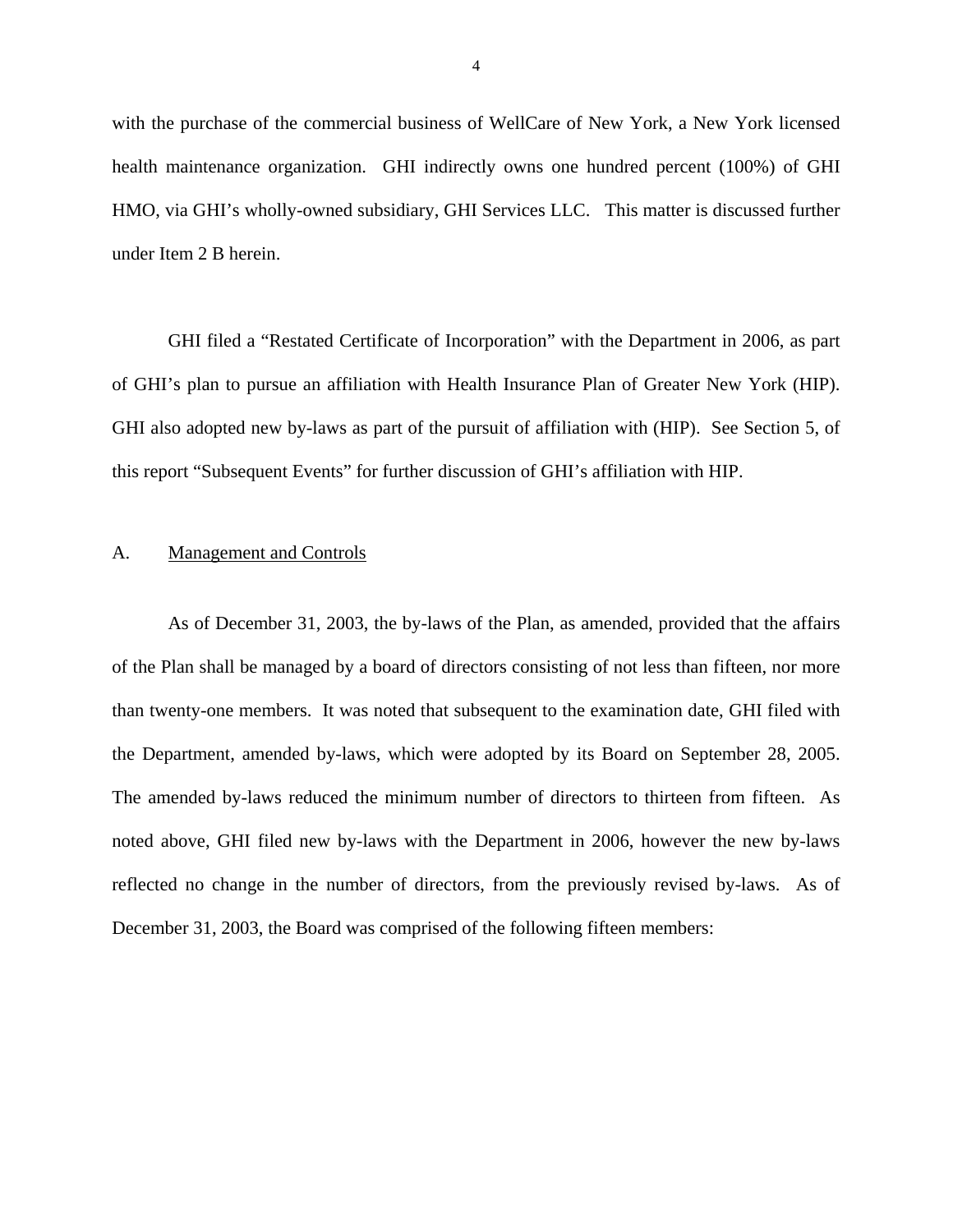with the purchase of the commercial business of WellCare of New York, a New York licensed health maintenance organization. GHI indirectly owns one hundred percent (100%) of GHI HMO, via GHI's wholly-owned subsidiary, GHI Services LLC. This matter is discussed further under Item 2 B herein.

GHI filed a "Restated Certificate of Incorporation" with the Department in 2006, as part of GHI's plan to pursue an affiliation with Health Insurance Plan of Greater New York (HIP). GHI also adopted new by-laws as part of the pursuit of affiliation with (HIP). See Section 5, of this report "Subsequent Events" for further discussion of GHI's affiliation with HIP.

## A. Management and Controls

As of December 31, 2003, the by-laws of the Plan, as amended, provided that the affairs of the Plan shall be managed by a board of directors consisting of not less than fifteen, nor more than twenty-one members. It was noted that subsequent to the examination date, GHI filed with the Department, amended by-laws, which were adopted by its Board on September 28, 2005. The amended by-laws reduced the minimum number of directors to thirteen from fifteen. As noted above, GHI filed new by-laws with the Department in 2006, however the new by-laws reflected no change in the number of directors, from the previously revised by-laws. As of December 31, 2003, the Board was comprised of the following fifteen members: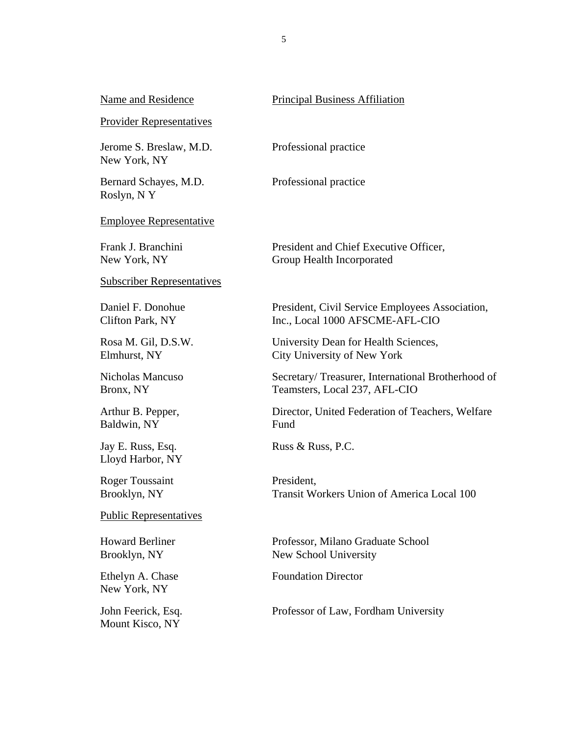| Name and Residence | Principal Business Affiliation |
| --- | --- |
| **Provider Representatives** | |
| Jerome S. Breslaw, M.D.<br>New York, NY | Professional practice |
| Bernard Schayes, M.D.<br>Roslyn, N Y | Professional practice |
| **Employee Representative** | |
| Frank J. Branchini<br>New York, NY | President and Chief Executive Officer,<br>Group Health Incorporated |
| **Subscriber Representatives** | |
| Daniel F. Donohue<br>Clifton Park, NY | President, Civil Service Employees Association,<br>Inc., Local 1000 AFSCME-AFL-CIO |
| Rosa M. Gil, D.S.W.<br>Elmhurst, NY | University Dean for Health Sciences,<br>City University of New York |
| Nicholas Mancuso<br>Bronx, NY | Secretary/ Treasurer, International Brotherhood of<br>Teamsters, Local 237, AFL-CIO |
| Arthur B. Pepper,<br>Baldwin, NY | Director, United Federation of Teachers, Welfare<br>Fund |
| Jay E. Russ, Esq.<br>Lloyd Harbor, NY | Russ & Russ, P.C. |
| Roger Toussaint<br>Brooklyn, NY | President,<br>Transit Workers Union of America Local 100 |
| **Public Representatives** | |
| Howard Berliner<br>Brooklyn, NY | Professor, Milano Graduate School<br>New School University |
| Ethelyn A. Chase<br>New York, NY | Foundation Director |
| John Feerick, Esq.<br>Mount Kisco, NY | Professor of Law, Fordham University |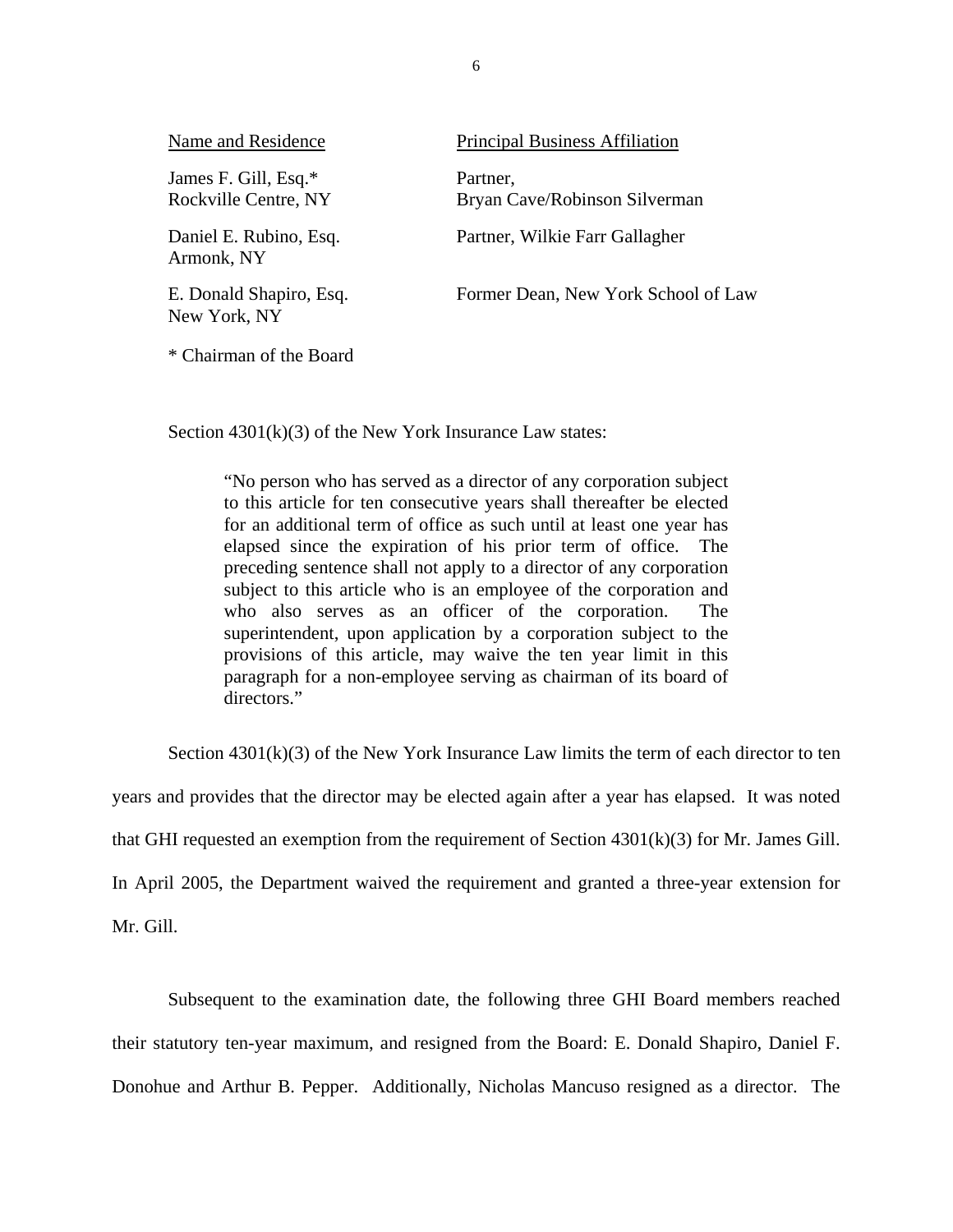| Name and Residence | Principal Business Affiliation |
| --- | --- |
| James F. Gill, Esq.* Rockville Centre, NY | Partner, Bryan Cave/Robinson Silverman |
| Daniel E. Rubino, Esq. Armonk, NY | Partner, Wilkie Farr Gallagher |
| E. Donald Shapiro, Esq. New York, NY | Former Dean, New York School of Law |

* Chairman of the Board

Section 4301(k)(3) of the New York Insurance Law states:

> "No person who has served as a director of any corporation subject to this article for ten consecutive years shall thereafter be elected for an additional term of office as such until at least one year has elapsed since the expiration of his prior term of office. The preceding sentence shall not apply to a director of any corporation subject to this article who is an employee of the corporation and who also serves as an officer of the corporation. The superintendent, upon application by a corporation subject to the provisions of this article, may waive the ten year limit in this paragraph for a non-employee serving as chairman of its board of directors."

Section 4301(k)(3) of the New York Insurance Law limits the term of each director to ten years and provides that the director may be elected again after a year has elapsed. It was noted that GHI requested an exemption from the requirement of Section 4301(k)(3) for Mr. James Gill. In April 2005, the Department waived the requirement and granted a three-year extension for Mr. Gill.

Subsequent to the examination date, the following three GHI Board members reached their statutory ten-year maximum, and resigned from the Board: E. Donald Shapiro, Daniel F. Donohue and Arthur B. Pepper. Additionally, Nicholas Mancuso resigned as a director. The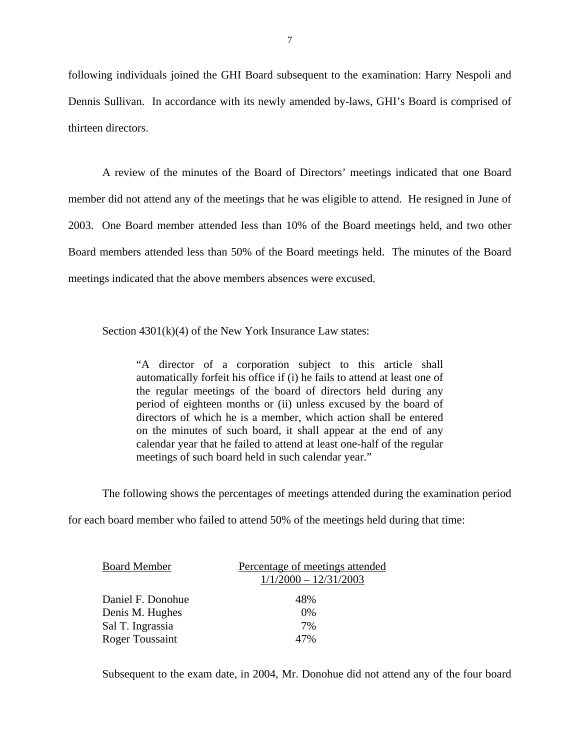following individuals joined the GHI Board subsequent to the examination: Harry Nespoli and Dennis Sullivan. In accordance with its newly amended by-laws, GHI's Board is comprised of thirteen directors.

A review of the minutes of the Board of Directors' meetings indicated that one Board member did not attend any of the meetings that he was eligible to attend. He resigned in June of 2003. One Board member attended less than 10% of the Board meetings held, and two other Board members attended less than 50% of the Board meetings held. The minutes of the Board meetings indicated that the above members absences were excused.

Section 4301(k)(4) of the New York Insurance Law states:

> "A director of a corporation subject to this article shall automatically forfeit his office if (i) he fails to attend at least one of the regular meetings of the board of directors held during any period of eighteen months or (ii) unless excused by the board of directors of which he is a member, which action shall be entered on the minutes of such board, it shall appear at the end of any calendar year that he failed to attend at least one-half of the regular meetings of such board held in such calendar year."

The following shows the percentages of meetings attended during the examination period for each board member who failed to attend 50% of the meetings held during that time:

| Board Member | Percentage of meetings attended 1/1/2000 – 12/31/2003 |
|---|---|
| Daniel F. Donohue | 48% |
| Denis M. Hughes | 0% |
| Sal T. Ingrassia | 7% |
| Roger Toussaint | 47% |

Subsequent to the exam date, in 2004, Mr. Donohue did not attend any of the four board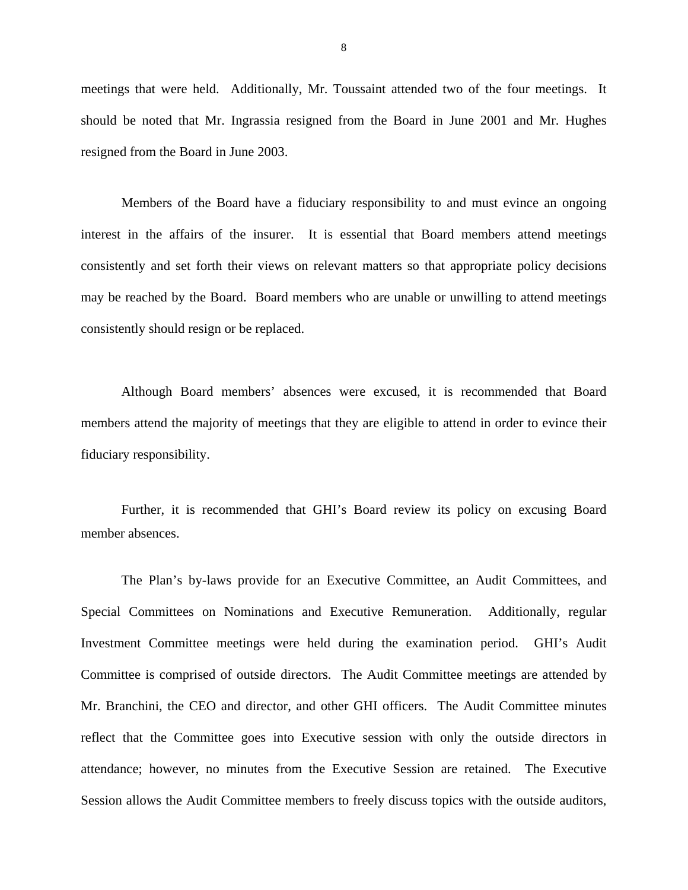meetings that were held. Additionally, Mr. Toussaint attended two of the four meetings. It should be noted that Mr. Ingrassia resigned from the Board in June 2001 and Mr. Hughes resigned from the Board in June 2003.

Members of the Board have a fiduciary responsibility to and must evince an ongoing interest in the affairs of the insurer. It is essential that Board members attend meetings consistently and set forth their views on relevant matters so that appropriate policy decisions may be reached by the Board. Board members who are unable or unwilling to attend meetings consistently should resign or be replaced.

Although Board members' absences were excused, it is recommended that Board members attend the majority of meetings that they are eligible to attend in order to evince their fiduciary responsibility.

Further, it is recommended that GHI's Board review its policy on excusing Board member absences.

The Plan's by-laws provide for an Executive Committee, an Audit Committees, and Special Committees on Nominations and Executive Remuneration. Additionally, regular Investment Committee meetings were held during the examination period. GHI's Audit Committee is comprised of outside directors. The Audit Committee meetings are attended by Mr. Branchini, the CEO and director, and other GHI officers. The Audit Committee minutes reflect that the Committee goes into Executive session with only the outside directors in attendance; however, no minutes from the Executive Session are retained. The Executive Session allows the Audit Committee members to freely discuss topics with the outside auditors,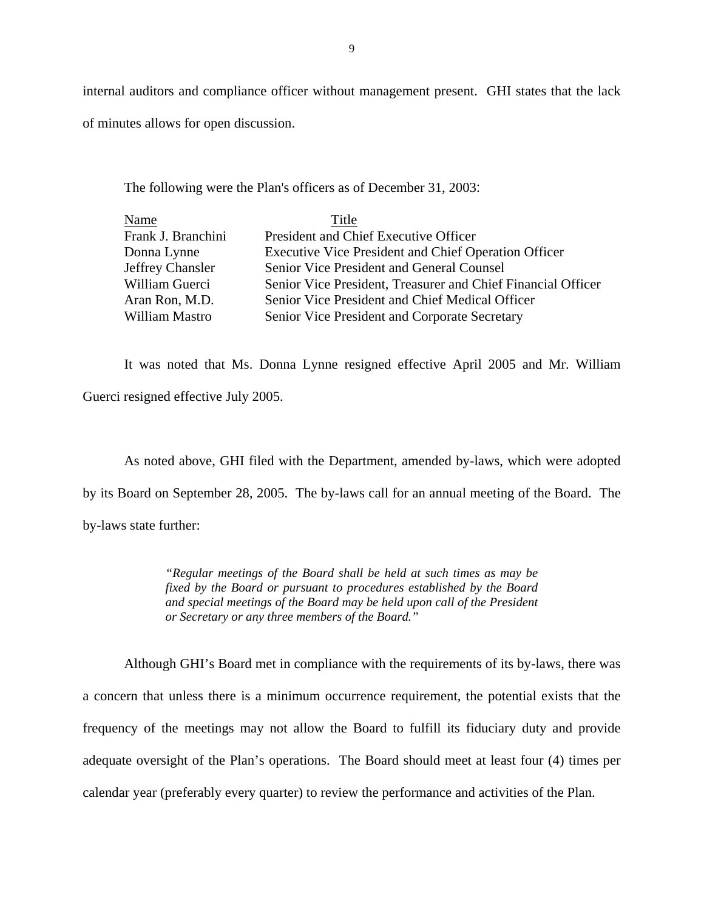internal auditors and compliance officer without management present. GHI states that the lack of minutes allows for open discussion.

The following were the Plan's officers as of December 31, 2003:

| Name | Title |
|---|---|
| Frank J. Branchini | President and Chief Executive Officer |
| Donna Lynne | Executive Vice President and Chief Operation Officer |
| Jeffrey Chansler | Senior Vice President and General Counsel |
| William Guerci | Senior Vice President, Treasurer and Chief Financial Officer |
| Aran Ron, M.D. | Senior Vice President and Chief Medical Officer |
| William Mastro | Senior Vice President and Corporate Secretary |

It was noted that Ms. Donna Lynne resigned effective April 2005 and Mr. William Guerci resigned effective July 2005.

As noted above, GHI filed with the Department, amended by-laws, which were adopted by its Board on September 28, 2005. The by-laws call for an annual meeting of the Board. The by-laws state further:

> *"Regular meetings of the Board shall be held at such times as may be fixed by the Board or pursuant to procedures established by the Board and special meetings of the Board may be held upon call of the President or Secretary or any three members of the Board."*

Although GHI's Board met in compliance with the requirements of its by-laws, there was a concern that unless there is a minimum occurrence requirement, the potential exists that the frequency of the meetings may not allow the Board to fulfill its fiduciary duty and provide adequate oversight of the Plan's operations. The Board should meet at least four (4) times per calendar year (preferably every quarter) to review the performance and activities of the Plan.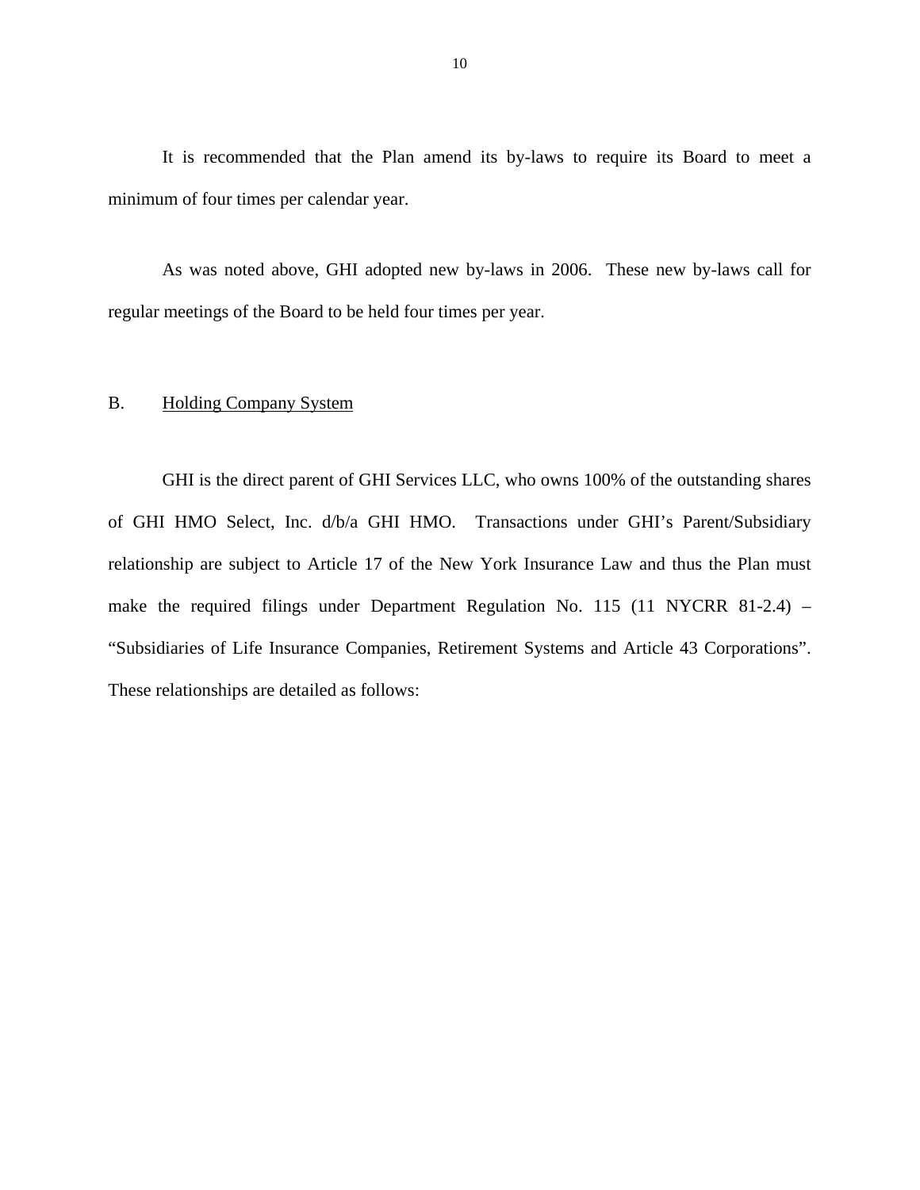It is recommended that the Plan amend its by-laws to require its Board to meet a minimum of four times per calendar year.

As was noted above, GHI adopted new by-laws in 2006. These new by-laws call for regular meetings of the Board to be held four times per year.

## B. Holding Company System

GHI is the direct parent of GHI Services LLC, who owns 100% of the outstanding shares of GHI HMO Select, Inc. d/b/a GHI HMO. Transactions under GHI's Parent/Subsidiary relationship are subject to Article 17 of the New York Insurance Law and thus the Plan must make the required filings under Department Regulation No. 115 (11 NYCRR 81-2.4) – "Subsidiaries of Life Insurance Companies, Retirement Systems and Article 43 Corporations". These relationships are detailed as follows: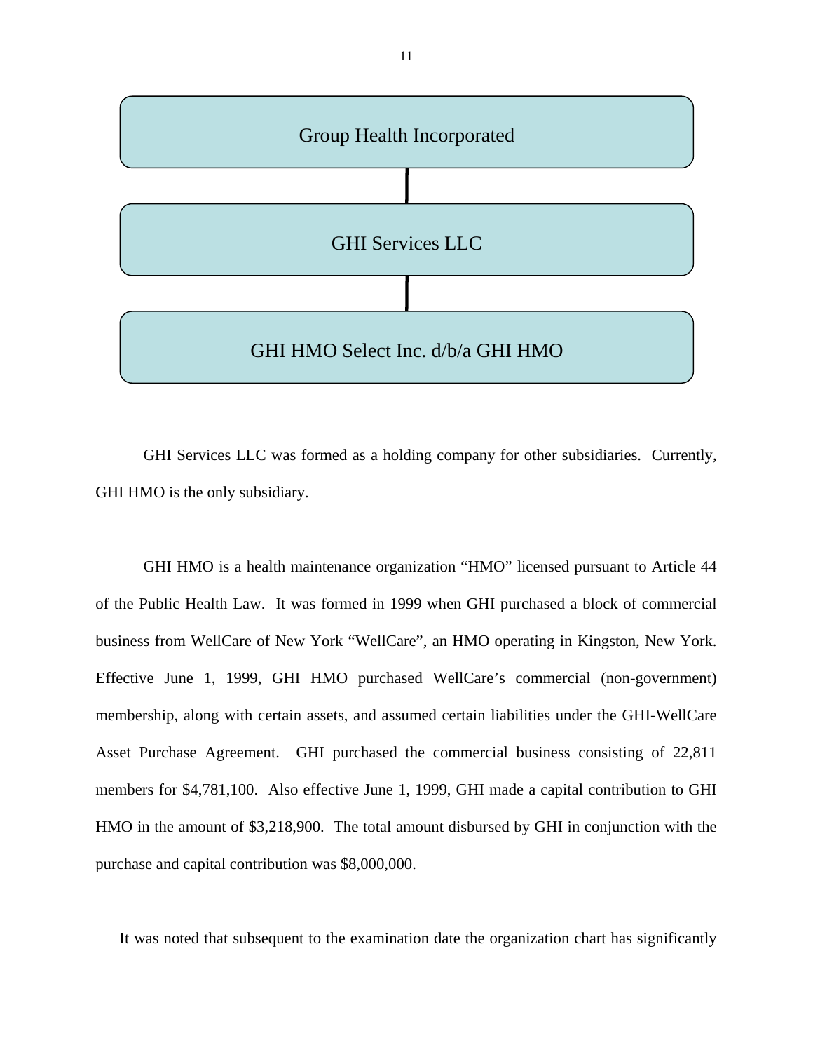Group Health Incorporated

GHI Services LLC

GHI HMO Select Inc. d/b/a GHI HMO

GHI Services LLC was formed as a holding company for other subsidiaries. Currently, GHI HMO is the only subsidiary.

GHI HMO is a health maintenance organization "HMO" licensed pursuant to Article 44 of the Public Health Law. It was formed in 1999 when GHI purchased a block of commercial business from WellCare of New York "WellCare", an HMO operating in Kingston, New York. Effective June 1, 1999, GHI HMO purchased WellCare's commercial (non-government) membership, along with certain assets, and assumed certain liabilities under the GHI-WellCare Asset Purchase Agreement. GHI purchased the commercial business consisting of 22,811 members for $4,781,100. Also effective June 1, 1999, GHI made a capital contribution to GHI HMO in the amount of $3,218,900. The total amount disbursed by GHI in conjunction with the purchase and capital contribution was $8,000,000.

It was noted that subsequent to the examination date the organization chart has significantly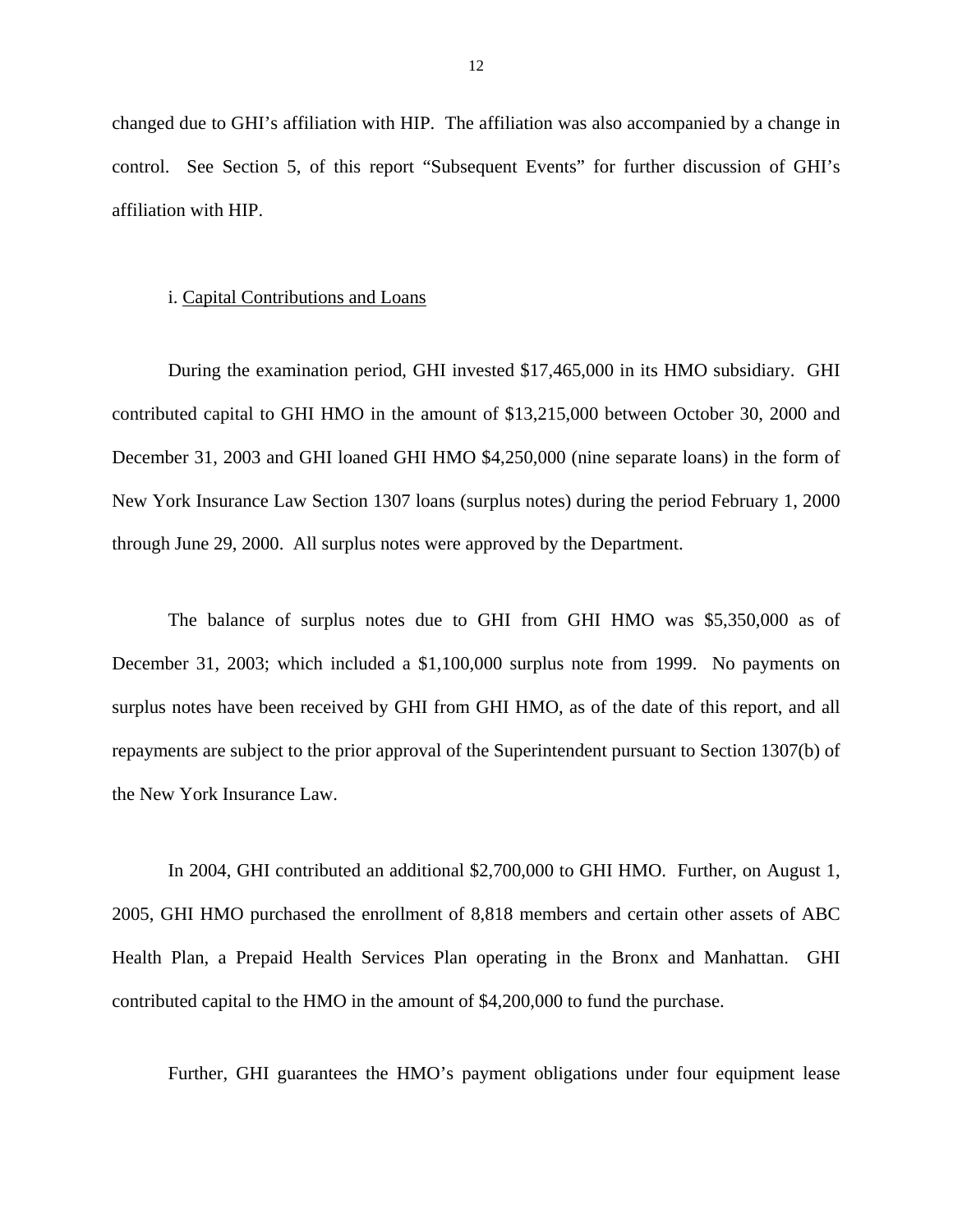changed due to GHI's affiliation with HIP. The affiliation was also accompanied by a change in control. See Section 5, of this report "Subsequent Events" for further discussion of GHI's affiliation with HIP.

i. Capital Contributions and Loans

During the examination period, GHI invested $17,465,000 in its HMO subsidiary. GHI contributed capital to GHI HMO in the amount of $13,215,000 between October 30, 2000 and December 31, 2003 and GHI loaned GHI HMO $4,250,000 (nine separate loans) in the form of New York Insurance Law Section 1307 loans (surplus notes) during the period February 1, 2000 through June 29, 2000. All surplus notes were approved by the Department.

The balance of surplus notes due to GHI from GHI HMO was $5,350,000 as of December 31, 2003; which included a $1,100,000 surplus note from 1999. No payments on surplus notes have been received by GHI from GHI HMO, as of the date of this report, and all repayments are subject to the prior approval of the Superintendent pursuant to Section 1307(b) of the New York Insurance Law.

In 2004, GHI contributed an additional $2,700,000 to GHI HMO. Further, on August 1, 2005, GHI HMO purchased the enrollment of 8,818 members and certain other assets of ABC Health Plan, a Prepaid Health Services Plan operating in the Bronx and Manhattan. GHI contributed capital to the HMO in the amount of $4,200,000 to fund the purchase.

Further, GHI guarantees the HMO's payment obligations under four equipment lease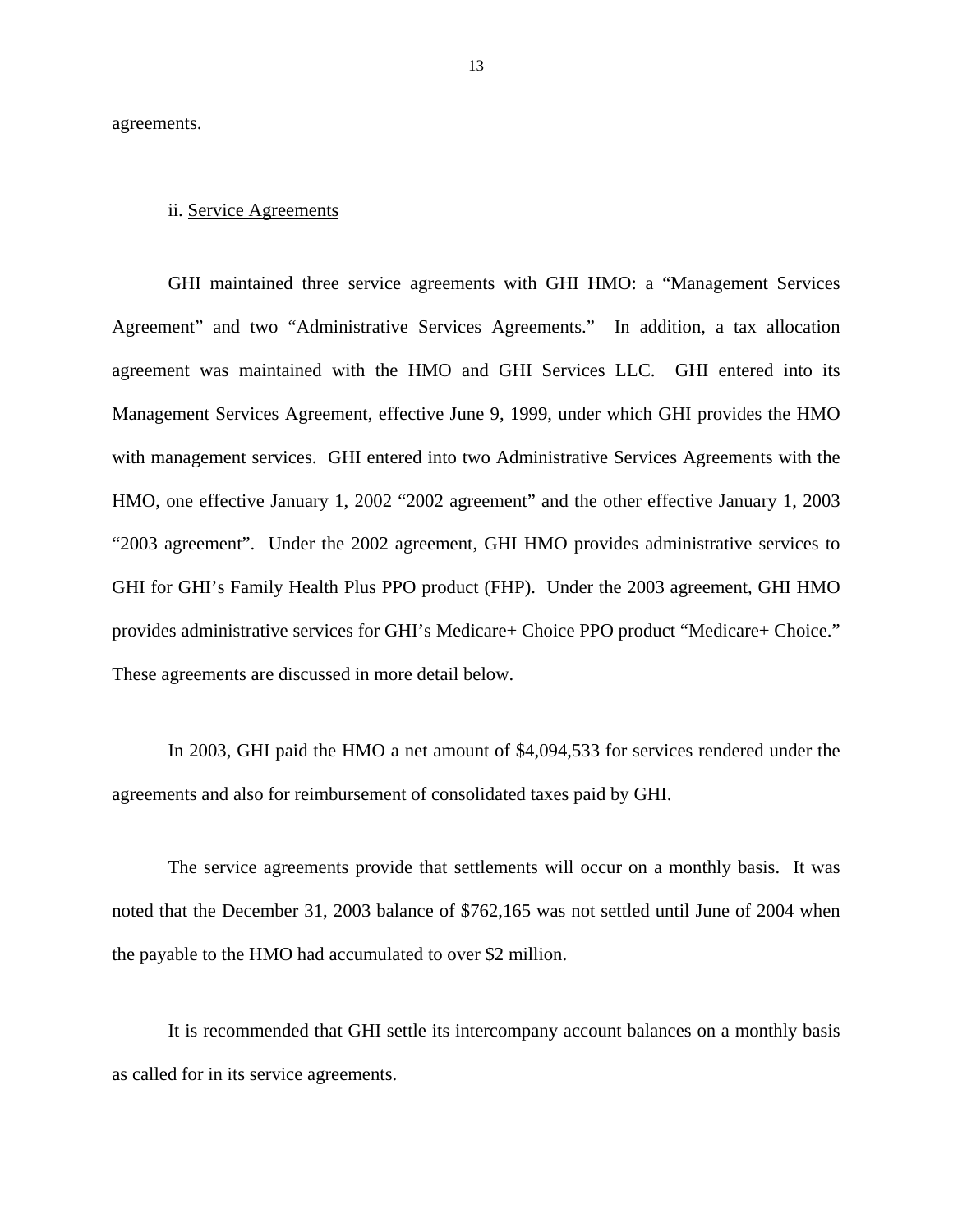agreements.

ii. Service Agreements

GHI maintained three service agreements with GHI HMO: a "Management Services Agreement" and two "Administrative Services Agreements." In addition, a tax allocation agreement was maintained with the HMO and GHI Services LLC. GHI entered into its Management Services Agreement, effective June 9, 1999, under which GHI provides the HMO with management services. GHI entered into two Administrative Services Agreements with the HMO, one effective January 1, 2002 "2002 agreement" and the other effective January 1, 2003 "2003 agreement". Under the 2002 agreement, GHI HMO provides administrative services to GHI for GHI's Family Health Plus PPO product (FHP). Under the 2003 agreement, GHI HMO provides administrative services for GHI's Medicare+ Choice PPO product "Medicare+ Choice." These agreements are discussed in more detail below.

In 2003, GHI paid the HMO a net amount of $4,094,533 for services rendered under the agreements and also for reimbursement of consolidated taxes paid by GHI.

The service agreements provide that settlements will occur on a monthly basis. It was noted that the December 31, 2003 balance of $762,165 was not settled until June of 2004 when the payable to the HMO had accumulated to over $2 million.

It is recommended that GHI settle its intercompany account balances on a monthly basis as called for in its service agreements.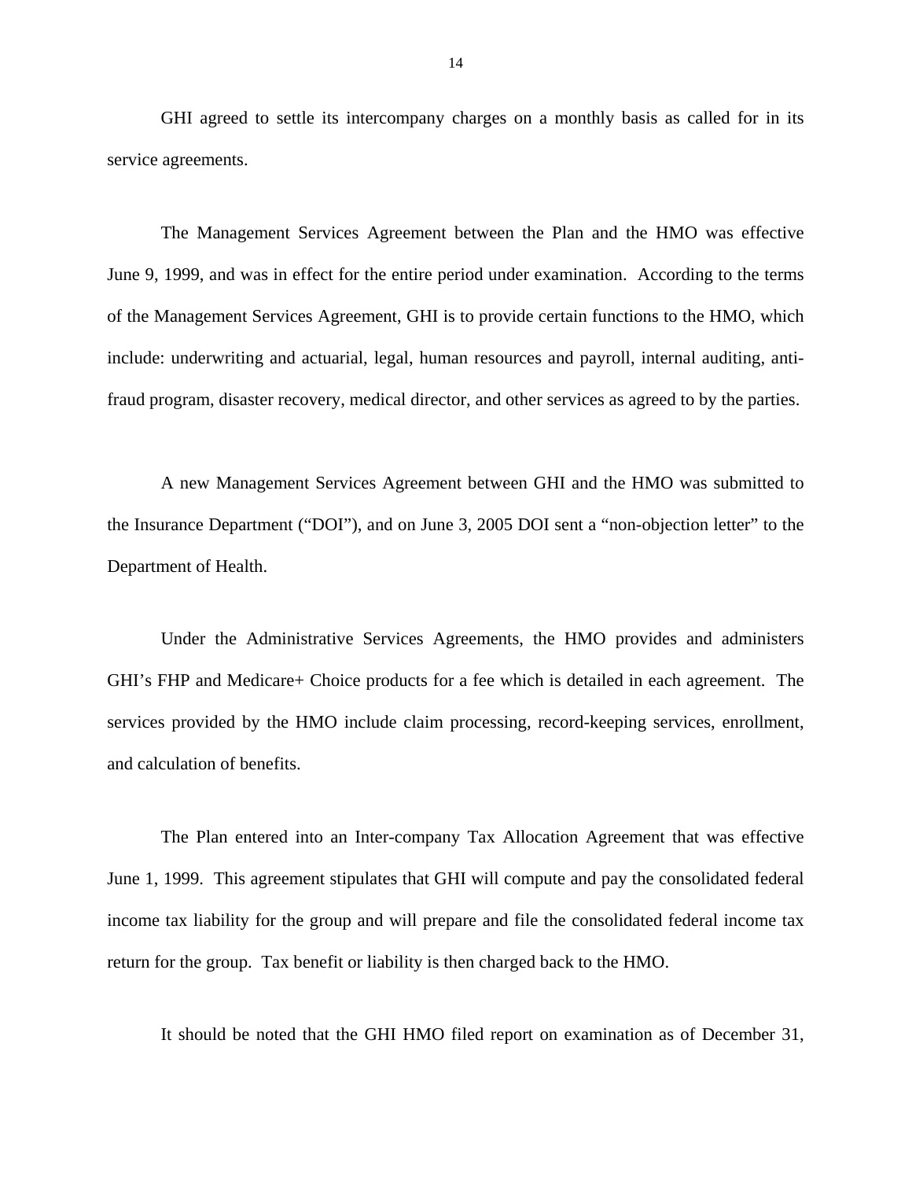GHI agreed to settle its intercompany charges on a monthly basis as called for in its service agreements.

The Management Services Agreement between the Plan and the HMO was effective June 9, 1999, and was in effect for the entire period under examination. According to the terms of the Management Services Agreement, GHI is to provide certain functions to the HMO, which include: underwriting and actuarial, legal, human resources and payroll, internal auditing, anti-fraud program, disaster recovery, medical director, and other services as agreed to by the parties.

A new Management Services Agreement between GHI and the HMO was submitted to the Insurance Department ("DOI"), and on June 3, 2005 DOI sent a "non-objection letter" to the Department of Health.

Under the Administrative Services Agreements, the HMO provides and administers GHI's FHP and Medicare+ Choice products for a fee which is detailed in each agreement. The services provided by the HMO include claim processing, record-keeping services, enrollment, and calculation of benefits.

The Plan entered into an Inter-company Tax Allocation Agreement that was effective June 1, 1999. This agreement stipulates that GHI will compute and pay the consolidated federal income tax liability for the group and will prepare and file the consolidated federal income tax return for the group. Tax benefit or liability is then charged back to the HMO.

It should be noted that the GHI HMO filed report on examination as of December 31,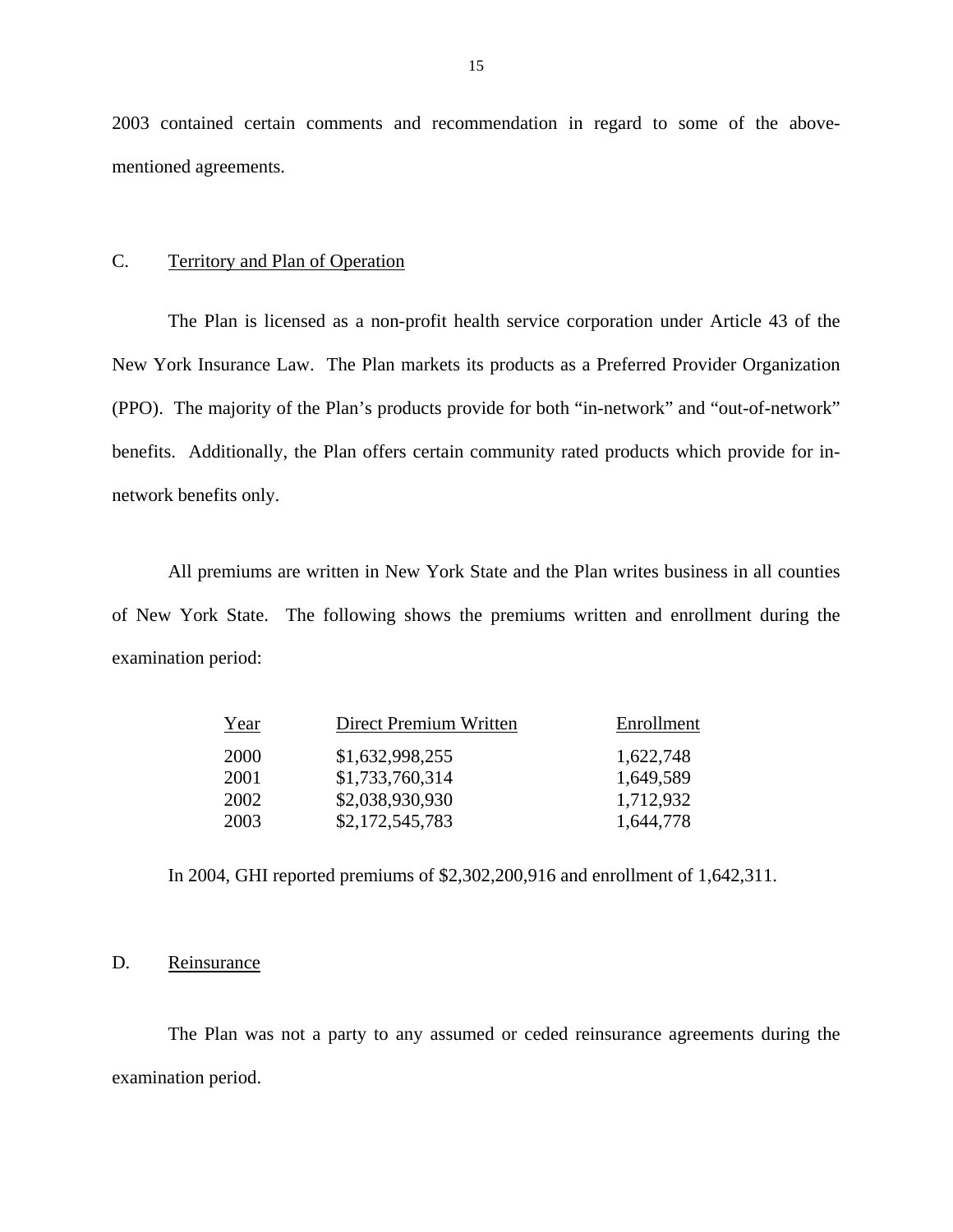2003 contained certain comments and recommendation in regard to some of the above-mentioned agreements.

## C. Territory and Plan of Operation

The Plan is licensed as a non-profit health service corporation under Article 43 of the New York Insurance Law. The Plan markets its products as a Preferred Provider Organization (PPO). The majority of the Plan's products provide for both "in-network" and "out-of-network" benefits. Additionally, the Plan offers certain community rated products which provide for in-network benefits only.

All premiums are written in New York State and the Plan writes business in all counties of New York State. The following shows the premiums written and enrollment during the examination period:

| Year | Direct Premium Written | Enrollment |
|---|---|---|
| 2000 | $1,632,998,255 | 1,622,748 |
| 2001 | $1,733,760,314 | 1,649,589 |
| 2002 | $2,038,930,930 | 1,712,932 |
| 2003 | $2,172,545,783 | 1,644,778 |

In 2004, GHI reported premiums of $2,302,200,916 and enrollment of 1,642,311.

## D. Reinsurance

The Plan was not a party to any assumed or ceded reinsurance agreements during the examination period.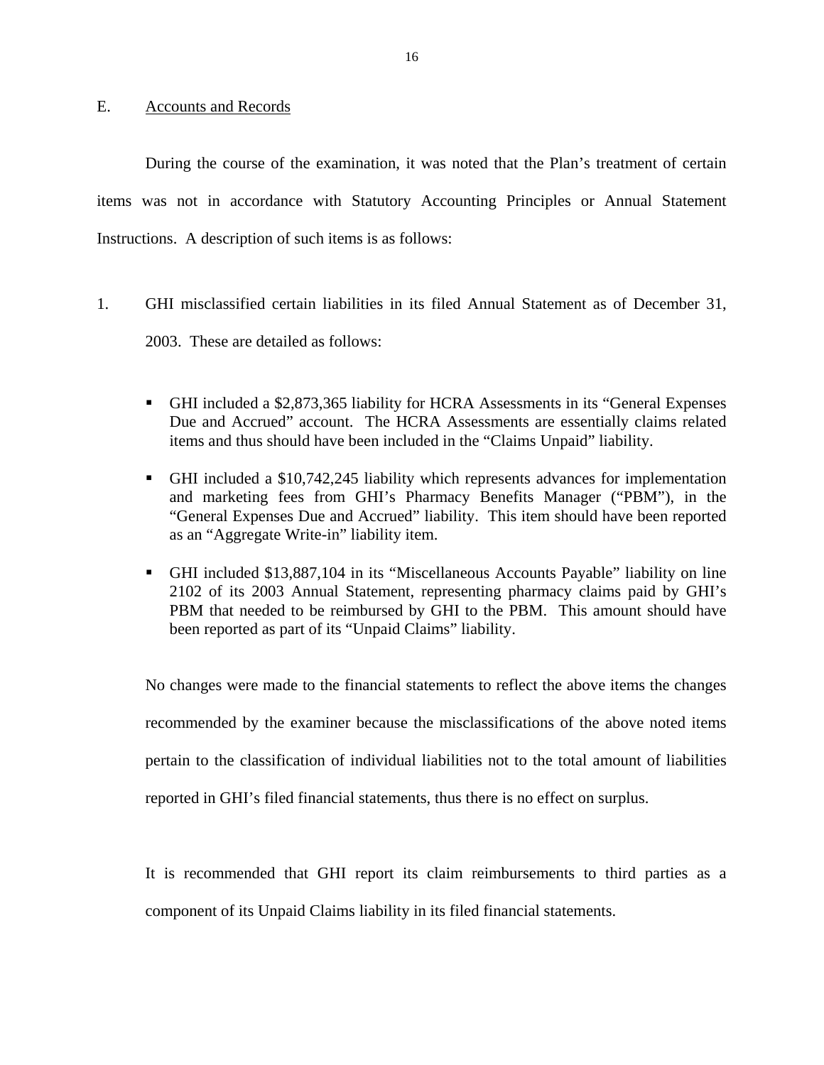## E. Accounts and Records

During the course of the examination, it was noted that the Plan's treatment of certain items was not in accordance with Statutory Accounting Principles or Annual Statement Instructions. A description of such items is as follows:

1. GHI misclassified certain liabilities in its filed Annual Statement as of December 31, 2003. These are detailed as follows:

   - GHI included a $2,873,365 liability for HCRA Assessments in its "General Expenses Due and Accrued" account. The HCRA Assessments are essentially claims related items and thus should have been included in the "Claims Unpaid" liability.
   - GHI included a $10,742,245 liability which represents advances for implementation and marketing fees from GHI's Pharmacy Benefits Manager ("PBM"), in the "General Expenses Due and Accrued" liability. This item should have been reported as an "Aggregate Write-in" liability item.
   - GHI included $13,887,104 in its "Miscellaneous Accounts Payable" liability on line 2102 of its 2003 Annual Statement, representing pharmacy claims paid by GHI's PBM that needed to be reimbursed by GHI to the PBM. This amount should have been reported as part of its "Unpaid Claims" liability.

   No changes were made to the financial statements to reflect the above items the changes recommended by the examiner because the misclassifications of the above noted items pertain to the classification of individual liabilities not to the total amount of liabilities reported in GHI's filed financial statements, thus there is no effect on surplus.

   It is recommended that GHI report its claim reimbursements to third parties as a component of its Unpaid Claims liability in its filed financial statements.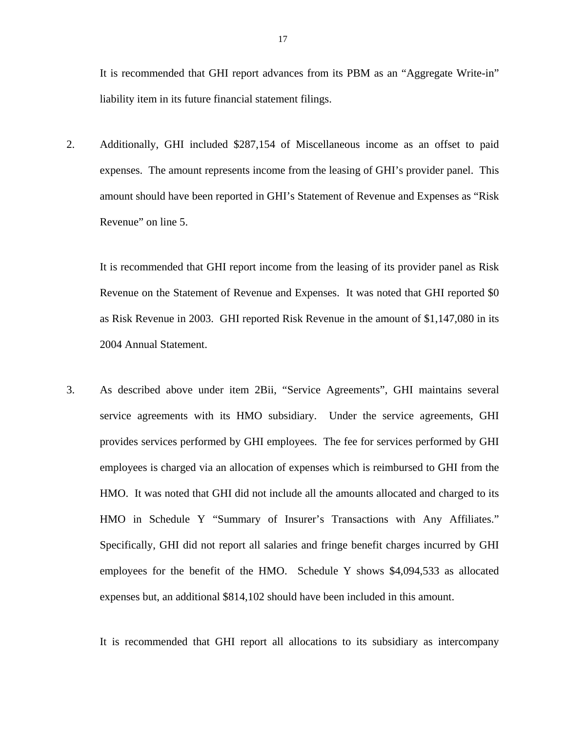It is recommended that GHI report advances from its PBM as an "Aggregate Write-in" liability item in its future financial statement filings.

2. Additionally, GHI included $287,154 of Miscellaneous income as an offset to paid expenses. The amount represents income from the leasing of GHI's provider panel. This amount should have been reported in GHI's Statement of Revenue and Expenses as "Risk Revenue" on line 5.

   It is recommended that GHI report income from the leasing of its provider panel as Risk Revenue on the Statement of Revenue and Expenses. It was noted that GHI reported $0 as Risk Revenue in 2003. GHI reported Risk Revenue in the amount of $1,147,080 in its 2004 Annual Statement.

3. As described above under item 2Bii, "Service Agreements", GHI maintains several service agreements with its HMO subsidiary. Under the service agreements, GHI provides services performed by GHI employees. The fee for services performed by GHI employees is charged via an allocation of expenses which is reimbursed to GHI from the HMO. It was noted that GHI did not include all the amounts allocated and charged to its HMO in Schedule Y "Summary of Insurer's Transactions with Any Affiliates." Specifically, GHI did not report all salaries and fringe benefit charges incurred by GHI employees for the benefit of the HMO. Schedule Y shows $4,094,533 as allocated expenses but, an additional $814,102 should have been included in this amount.

   It is recommended that GHI report all allocations to its subsidiary as intercompany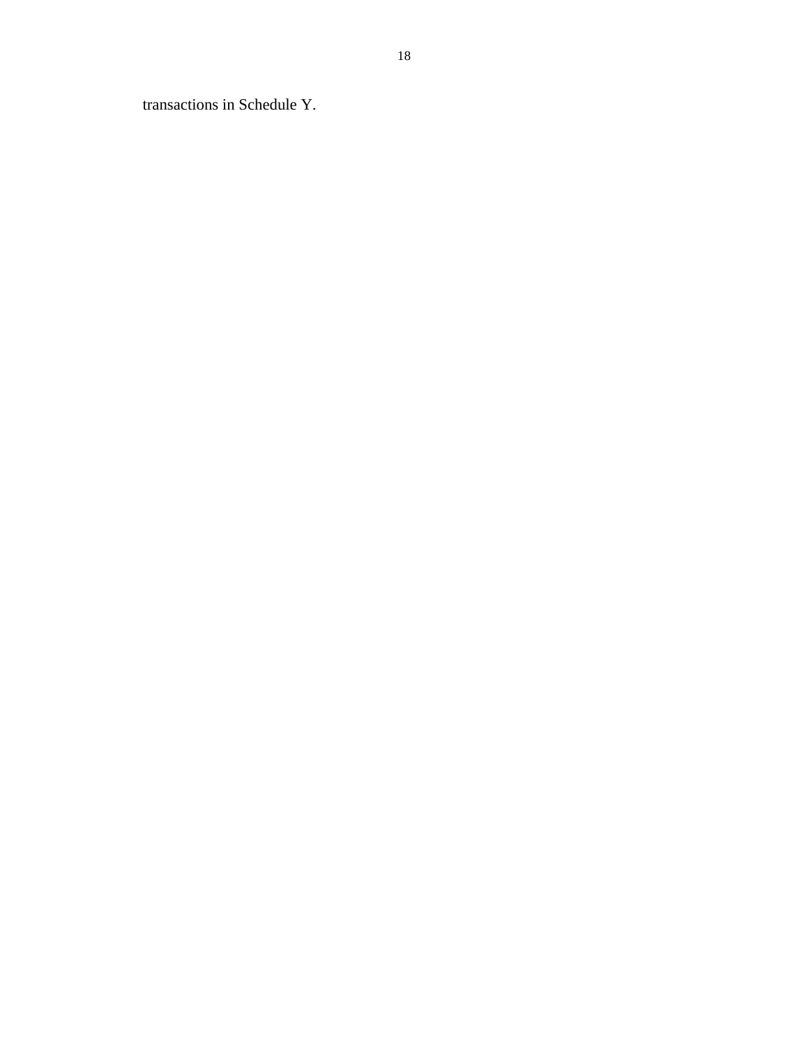transactions in Schedule Y.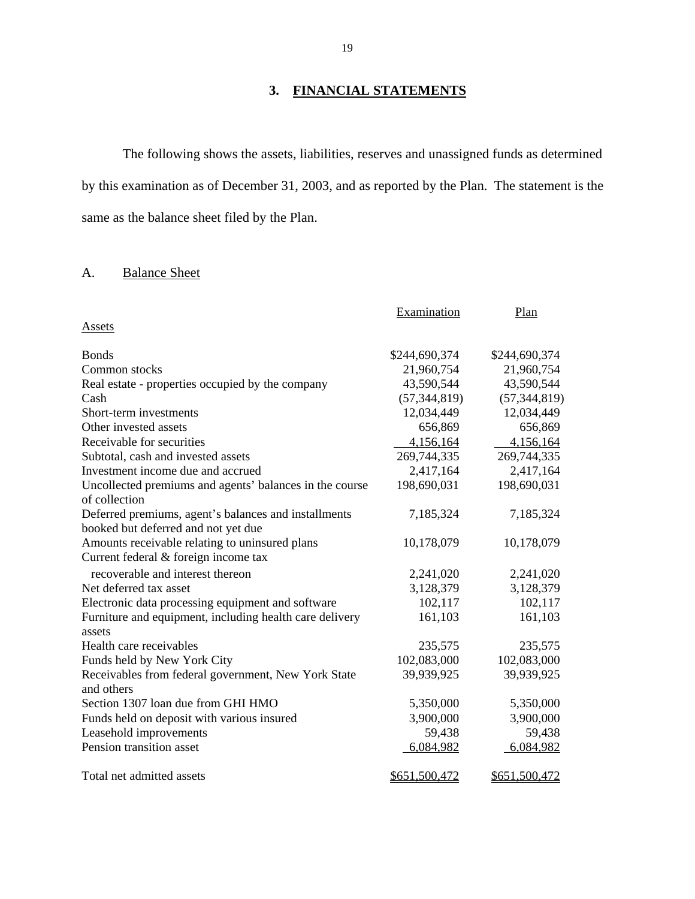## 3. FINANCIAL STATEMENTS

The following shows the assets, liabilities, reserves and unassigned funds as determined by this examination as of December 31, 2003, and as reported by the Plan. The statement is the same as the balance sheet filed by the Plan.

### A. Balance Sheet

| Assets | Examination | Plan |
|---|---|---|
| Bonds | $244,690,374 | $244,690,374 |
| Common stocks | 21,960,754 | 21,960,754 |
| Real estate - properties occupied by the company | 43,590,544 | 43,590,544 |
| Cash | (57,344,819) | (57,344,819) |
| Short-term investments | 12,034,449 | 12,034,449 |
| Other invested assets | 656,869 | 656,869 |
| Receivable for securities | 4,156,164 | 4,156,164 |
| Subtotal, cash and invested assets | 269,744,335 | 269,744,335 |
| Investment income due and accrued | 2,417,164 | 2,417,164 |
| Uncollected premiums and agents' balances in the course of collection | 198,690,031 | 198,690,031 |
| Deferred premiums, agent's balances and installments booked but deferred and not yet due | 7,185,324 | 7,185,324 |
| Amounts receivable relating to uninsured plans | 10,178,079 | 10,178,079 |
| Current federal & foreign income tax recoverable and interest thereon | 2,241,020 | 2,241,020 |
| Net deferred tax asset | 3,128,379 | 3,128,379 |
| Electronic data processing equipment and software | 102,117 | 102,117 |
| Furniture and equipment, including health care delivery assets | 161,103 | 161,103 |
| Health care receivables | 235,575 | 235,575 |
| Funds held by New York City | 102,083,000 | 102,083,000 |
| Receivables from federal government, New York State and others | 39,939,925 | 39,939,925 |
| Section 1307 loan due from GHI HMO | 5,350,000 | 5,350,000 |
| Funds held on deposit with various insured | 3,900,000 | 3,900,000 |
| Leasehold improvements | 59,438 | 59,438 |
| Pension transition asset | 6,084,982 | 6,084,982 |
| Total net admitted assets | $651,500,472 | $651,500,472 |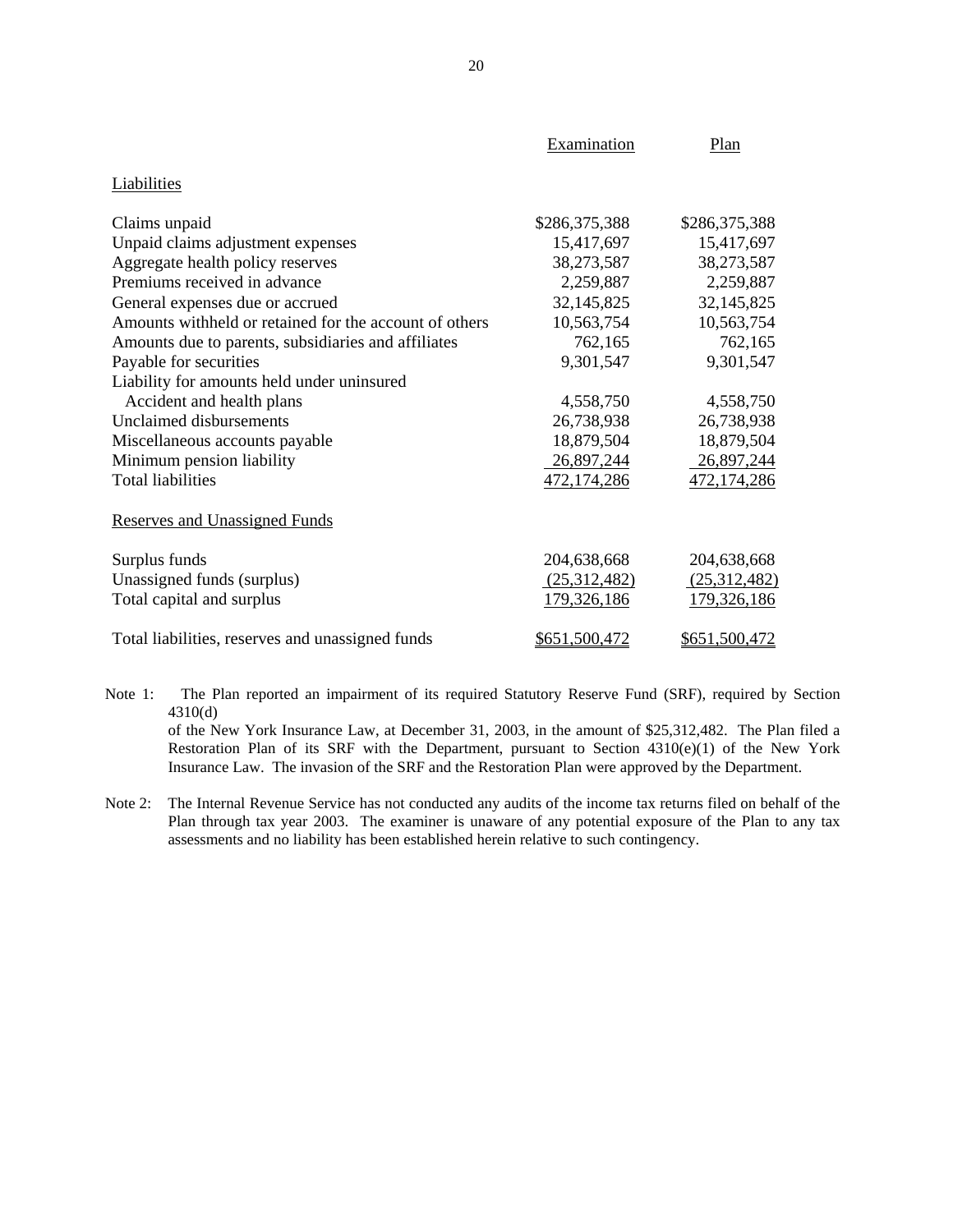| | Examination | Plan |
|---|---|---|
| Liabilities | | |
| Claims unpaid | $286,375,388 | $286,375,388 |
| Unpaid claims adjustment expenses | 15,417,697 | 15,417,697 |
| Aggregate health policy reserves | 38,273,587 | 38,273,587 |
| Premiums received in advance | 2,259,887 | 2,259,887 |
| General expenses due or accrued | 32,145,825 | 32,145,825 |
| Amounts withheld or retained for the account of others | 10,563,754 | 10,563,754 |
| Amounts due to parents, subsidiaries and affiliates | 762,165 | 762,165 |
| Payable for securities | 9,301,547 | 9,301,547 |
| Liability for amounts held under uninsured Accident and health plans | 4,558,750 | 4,558,750 |
| Unclaimed disbursements | 26,738,938 | 26,738,938 |
| Miscellaneous accounts payable | 18,879,504 | 18,879,504 |
| Minimum pension liability | 26,897,244 | 26,897,244 |
| Total liabilities | 472,174,286 | 472,174,286 |
| Reserves and Unassigned Funds | | |
| Surplus funds | 204,638,668 | 204,638,668 |
| Unassigned funds (surplus) | (25,312,482) | (25,312,482) |
| Total capital and surplus | 179,326,186 | 179,326,186 |
| Total liabilities, reserves and unassigned funds | $651,500,472 | $651,500,472 |

Note 1: The Plan reported an impairment of its required Statutory Reserve Fund (SRF), required by Section 4310(d) of the New York Insurance Law, at December 31, 2003, in the amount of $25,312,482. The Plan filed a Restoration Plan of its SRF with the Department, pursuant to Section 4310(e)(1) of the New York Insurance Law. The invasion of the SRF and the Restoration Plan were approved by the Department.

Note 2: The Internal Revenue Service has not conducted any audits of the income tax returns filed on behalf of the Plan through tax year 2003. The examiner is unaware of any potential exposure of the Plan to any tax assessments and no liability has been established herein relative to such contingency.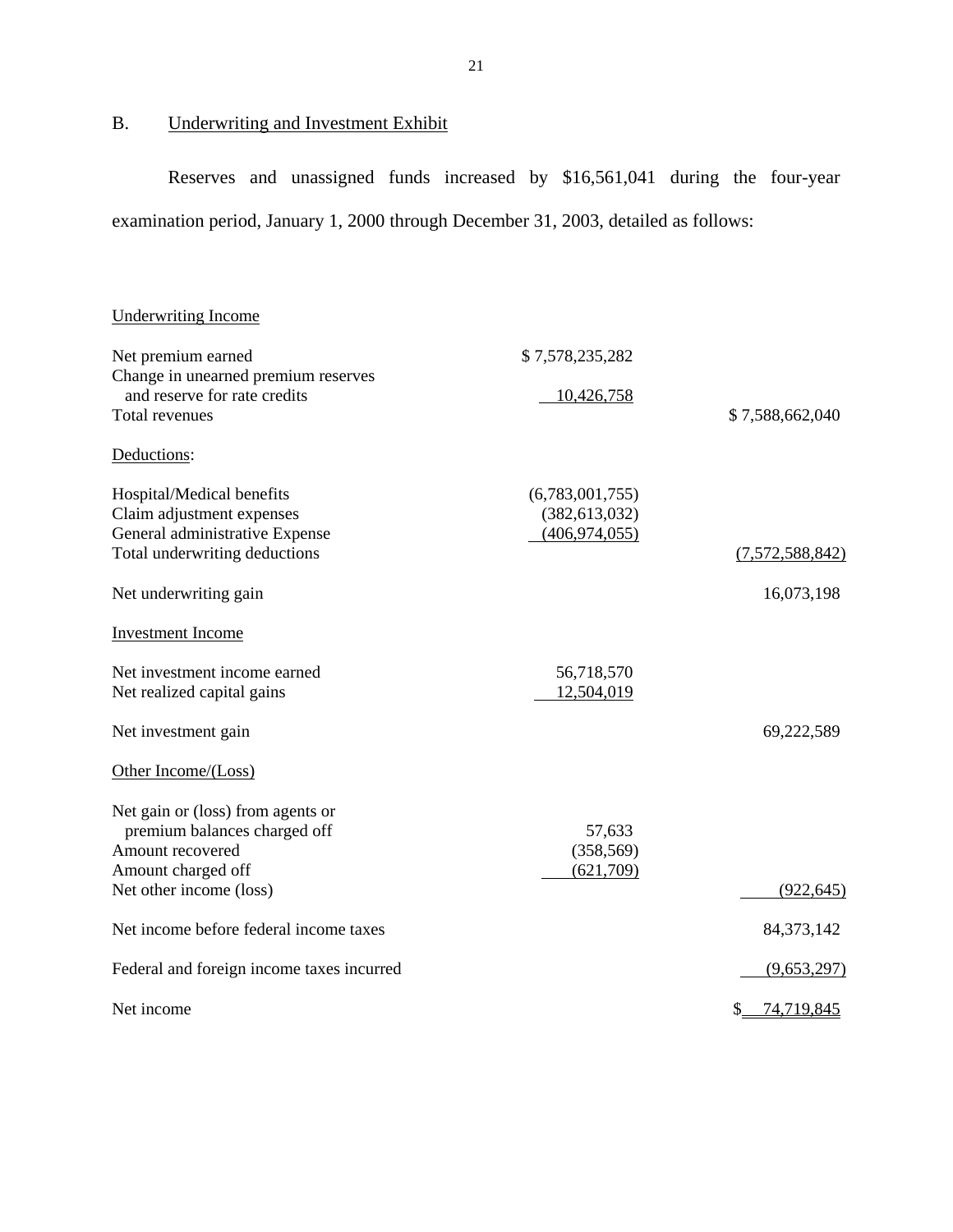## B. Underwriting and Investment Exhibit

Reserves and unassigned funds increased by $16,561,041 during the four-year examination period, January 1, 2000 through December 31, 2003, detailed as follows:

| | | |
|---|---|---|
| Underwriting Income | | |
| Net premium earned | $ 7,578,235,282 | |
| Change in unearned premium reserves and reserve for rate credits | 10,426,758 | |
| Total revenues | | $ 7,588,662,040 |
| Deductions: | | |
| Hospital/Medical benefits | (6,783,001,755) | |
| Claim adjustment expenses | (382,613,032) | |
| General administrative Expense | (406,974,055) | |
| Total underwriting deductions | | (7,572,588,842) |
| Net underwriting gain | | 16,073,198 |
| Investment Income | | |
| Net investment income earned | 56,718,570 | |
| Net realized capital gains | 12,504,019 | |
| Net investment gain | | 69,222,589 |
| Other Income/(Loss) | | |
| Net gain or (loss) from agents or premium balances charged off | 57,633 | |
| Amount recovered | (358,569) | |
| Amount charged off | (621,709) | |
| Net other income (loss) | | (922,645) |
| Net income before federal income taxes | | 84,373,142 |
| Federal and foreign income taxes incurred | | (9,653,297) |
| Net income | | $ 74,719,845 |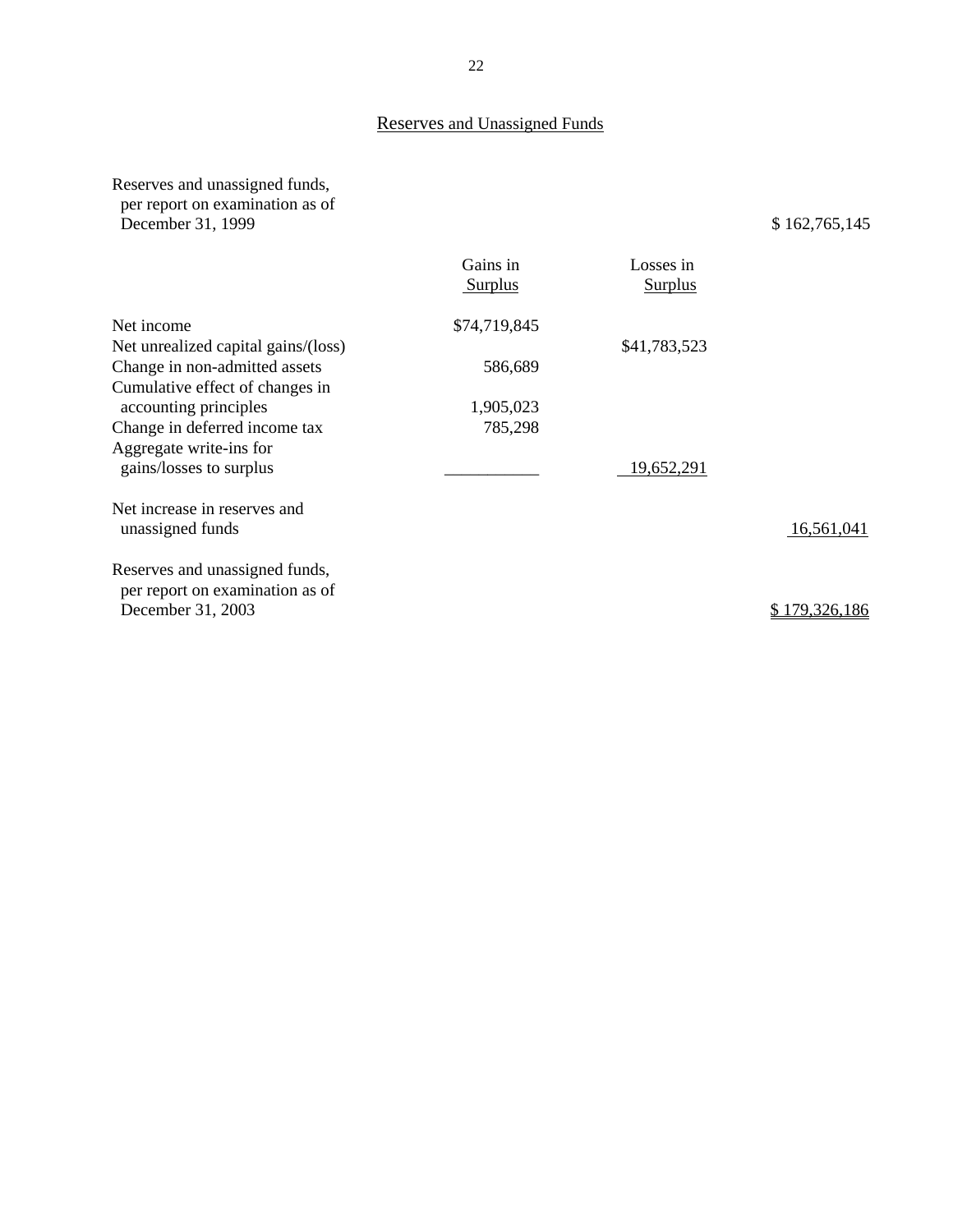## Reserves and Unassigned Funds

| | Gains in Surplus | Losses in Surplus | |
|---|---|---|---|
| Reserves and unassigned funds, per report on examination as of December 31, 1999 | | | $ 162,765,145 |
| Net income | $74,719,845 | | |
| Net unrealized capital gains/(loss) | | $41,783,523 | |
| Change in non-admitted assets | 586,689 | | |
| Cumulative effect of changes in accounting principles | 1,905,023 | | |
| Change in deferred income tax | 785,298 | | |
| Aggregate write-ins for gains/losses to surplus | | 19,652,291 | |
| Net increase in reserves and unassigned funds | | | 16,561,041 |
| Reserves and unassigned funds, per report on examination as of December 31, 2003 | | | $ 179,326,186 |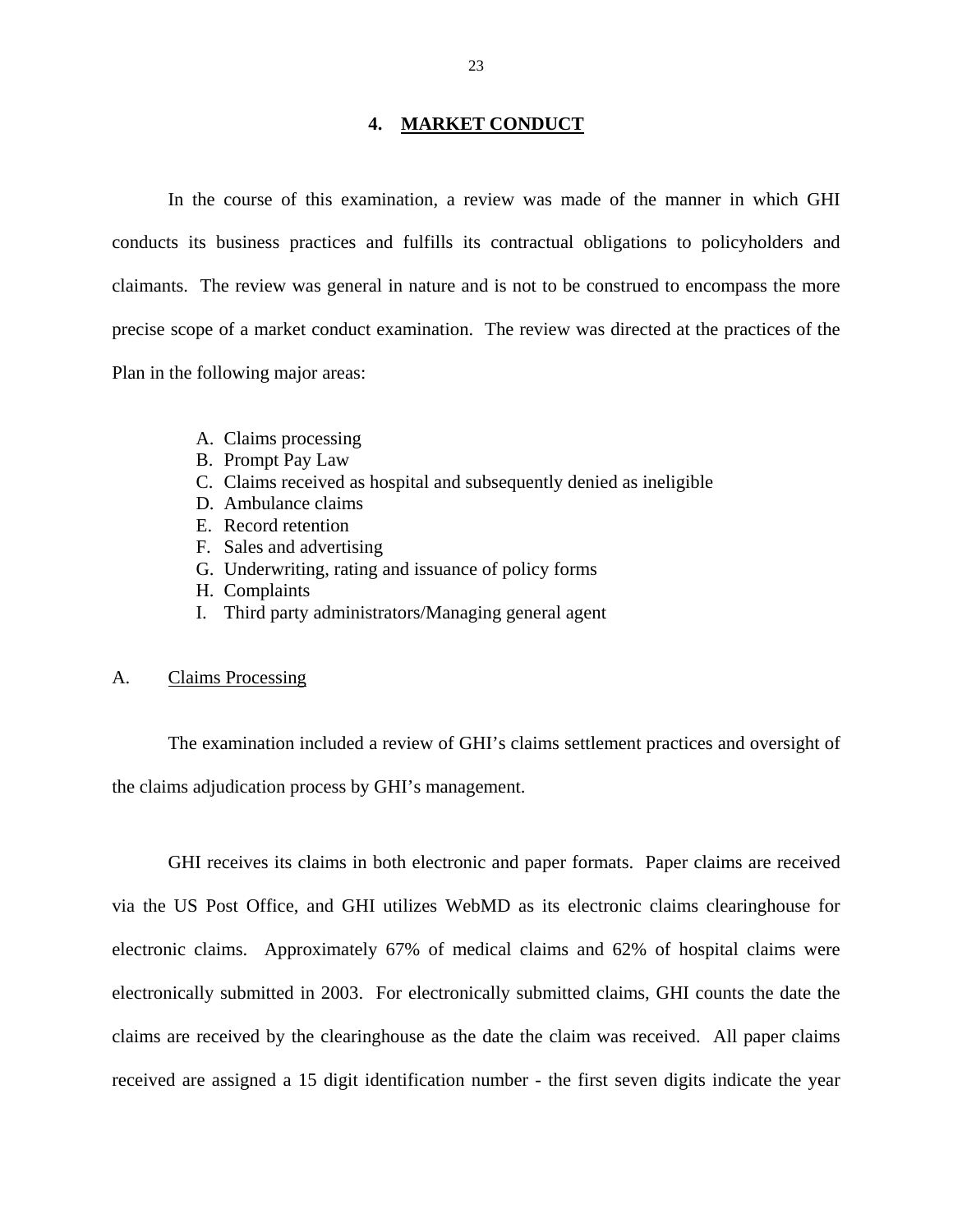## 4. MARKET CONDUCT

In the course of this examination, a review was made of the manner in which GHI conducts its business practices and fulfills its contractual obligations to policyholders and claimants. The review was general in nature and is not to be construed to encompass the more precise scope of a market conduct examination. The review was directed at the practices of the Plan in the following major areas:

A. Claims processing
B. Prompt Pay Law
C. Claims received as hospital and subsequently denied as ineligible
D. Ambulance claims
E. Record retention
F. Sales and advertising
G. Underwriting, rating and issuance of policy forms
H. Complaints
I. Third party administrators/Managing general agent

### A. Claims Processing

The examination included a review of GHI's claims settlement practices and oversight of the claims adjudication process by GHI's management.

GHI receives its claims in both electronic and paper formats. Paper claims are received via the US Post Office, and GHI utilizes WebMD as its electronic claims clearinghouse for electronic claims. Approximately 67% of medical claims and 62% of hospital claims were electronically submitted in 2003. For electronically submitted claims, GHI counts the date the claims are received by the clearinghouse as the date the claim was received. All paper claims received are assigned a 15 digit identification number - the first seven digits indicate the year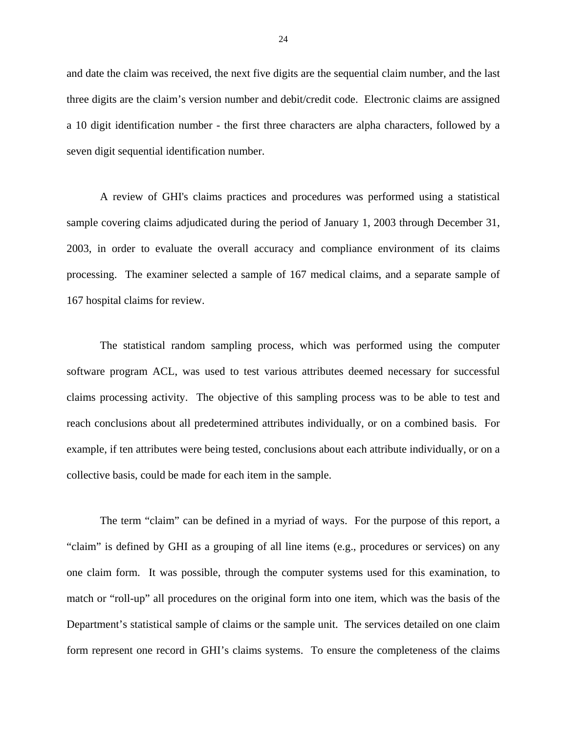and date the claim was received, the next five digits are the sequential claim number, and the last three digits are the claim's version number and debit/credit code. Electronic claims are assigned a 10 digit identification number - the first three characters are alpha characters, followed by a seven digit sequential identification number.

A review of GHI's claims practices and procedures was performed using a statistical sample covering claims adjudicated during the period of January 1, 2003 through December 31, 2003, in order to evaluate the overall accuracy and compliance environment of its claims processing. The examiner selected a sample of 167 medical claims, and a separate sample of 167 hospital claims for review.

The statistical random sampling process, which was performed using the computer software program ACL, was used to test various attributes deemed necessary for successful claims processing activity. The objective of this sampling process was to be able to test and reach conclusions about all predetermined attributes individually, or on a combined basis. For example, if ten attributes were being tested, conclusions about each attribute individually, or on a collective basis, could be made for each item in the sample.

The term "claim" can be defined in a myriad of ways. For the purpose of this report, a "claim" is defined by GHI as a grouping of all line items (e.g., procedures or services) on any one claim form. It was possible, through the computer systems used for this examination, to match or "roll-up" all procedures on the original form into one item, which was the basis of the Department's statistical sample of claims or the sample unit. The services detailed on one claim form represent one record in GHI's claims systems. To ensure the completeness of the claims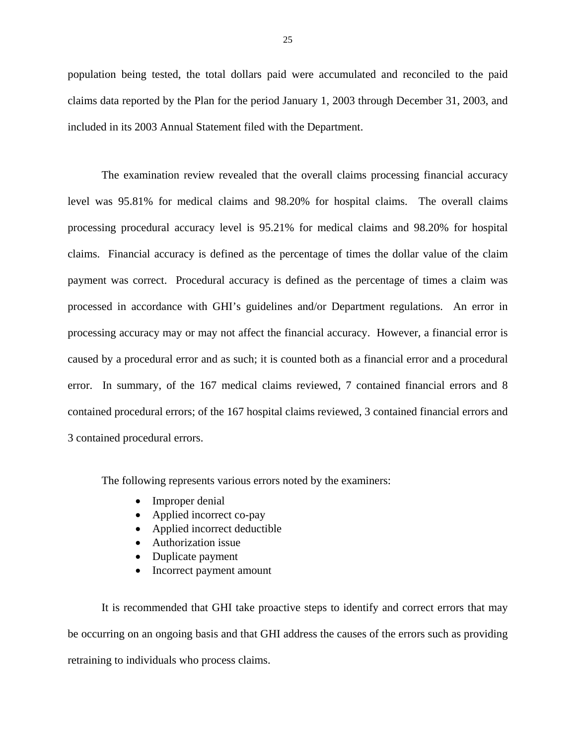population being tested, the total dollars paid were accumulated and reconciled to the paid claims data reported by the Plan for the period January 1, 2003 through December 31, 2003, and included in its 2003 Annual Statement filed with the Department.

The examination review revealed that the overall claims processing financial accuracy level was 95.81% for medical claims and 98.20% for hospital claims. The overall claims processing procedural accuracy level is 95.21% for medical claims and 98.20% for hospital claims. Financial accuracy is defined as the percentage of times the dollar value of the claim payment was correct. Procedural accuracy is defined as the percentage of times a claim was processed in accordance with GHI's guidelines and/or Department regulations. An error in processing accuracy may or may not affect the financial accuracy. However, a financial error is caused by a procedural error and as such; it is counted both as a financial error and a procedural error. In summary, of the 167 medical claims reviewed, 7 contained financial errors and 8 contained procedural errors; of the 167 hospital claims reviewed, 3 contained financial errors and 3 contained procedural errors.

The following represents various errors noted by the examiners:

- Improper denial
- Applied incorrect co-pay
- Applied incorrect deductible
- Authorization issue
- Duplicate payment
- Incorrect payment amount

It is recommended that GHI take proactive steps to identify and correct errors that may be occurring on an ongoing basis and that GHI address the causes of the errors such as providing retraining to individuals who process claims.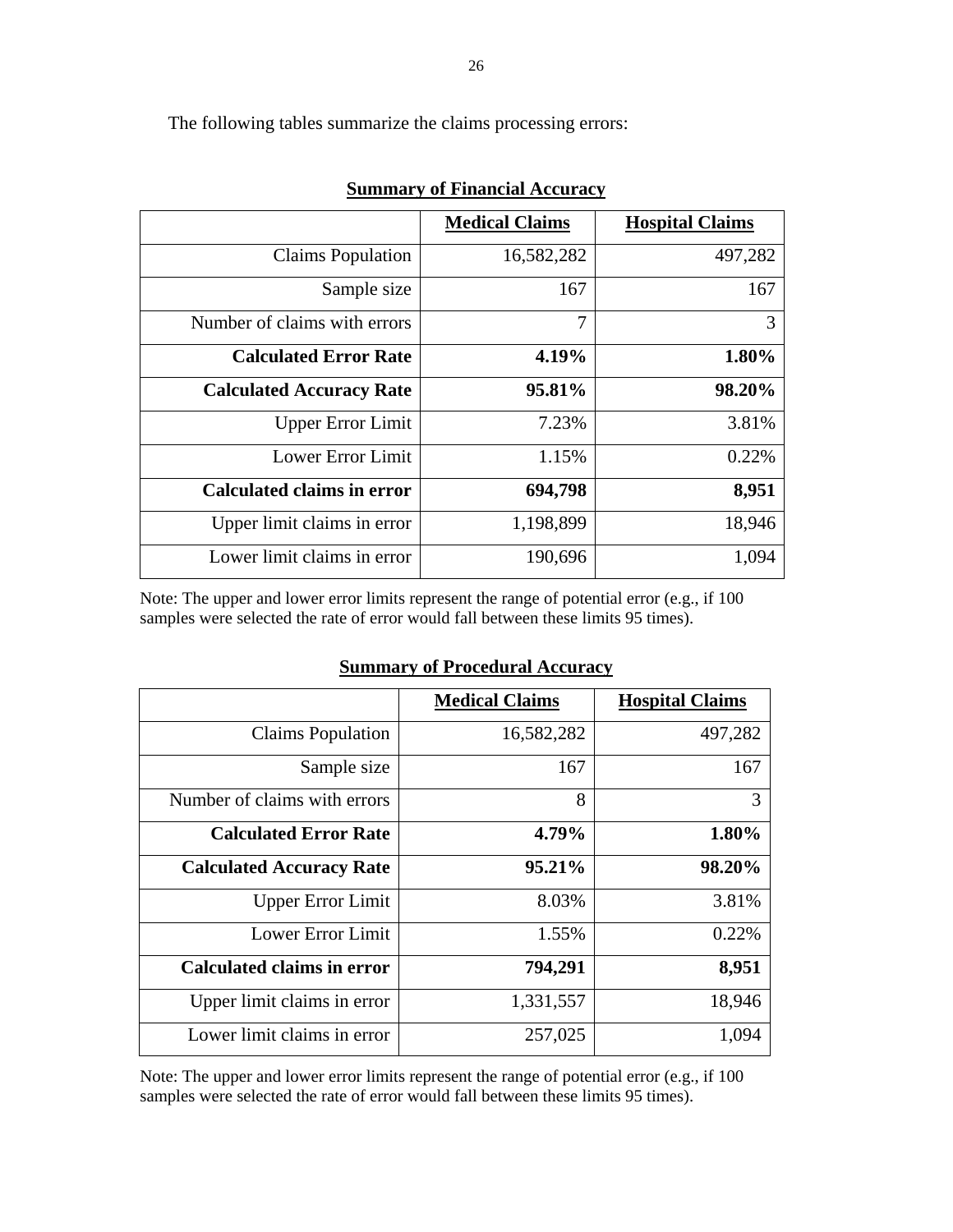The following tables summarize the claims processing errors:

**Summary of Financial Accuracy**

| | Medical Claims | Hospital Claims |
|---|---|---|
| Claims Population | 16,582,282 | 497,282 |
| Sample size | 167 | 167 |
| Number of claims with errors | 7 | 3 |
| **Calculated Error Rate** | **4.19%** | **1.80%** |
| **Calculated Accuracy Rate** | **95.81%** | **98.20%** |
| Upper Error Limit | 7.23% | 3.81% |
| Lower Error Limit | 1.15% | 0.22% |
| **Calculated claims in error** | **694,798** | **8,951** |
| Upper limit claims in error | 1,198,899 | 18,946 |
| Lower limit claims in error | 190,696 | 1,094 |

Note: The upper and lower error limits represent the range of potential error (e.g., if 100 samples were selected the rate of error would fall between these limits 95 times).

**Summary of Procedural Accuracy**

| | Medical Claims | Hospital Claims |
|---|---|---|
| Claims Population | 16,582,282 | 497,282 |
| Sample size | 167 | 167 |
| Number of claims with errors | 8 | 3 |
| **Calculated Error Rate** | **4.79%** | **1.80%** |
| **Calculated Accuracy Rate** | **95.21%** | **98.20%** |
| Upper Error Limit | 8.03% | 3.81% |
| Lower Error Limit | 1.55% | 0.22% |
| **Calculated claims in error** | **794,291** | **8,951** |
| Upper limit claims in error | 1,331,557 | 18,946 |
| Lower limit claims in error | 257,025 | 1,094 |

Note: The upper and lower error limits represent the range of potential error (e.g., if 100 samples were selected the rate of error would fall between these limits 95 times).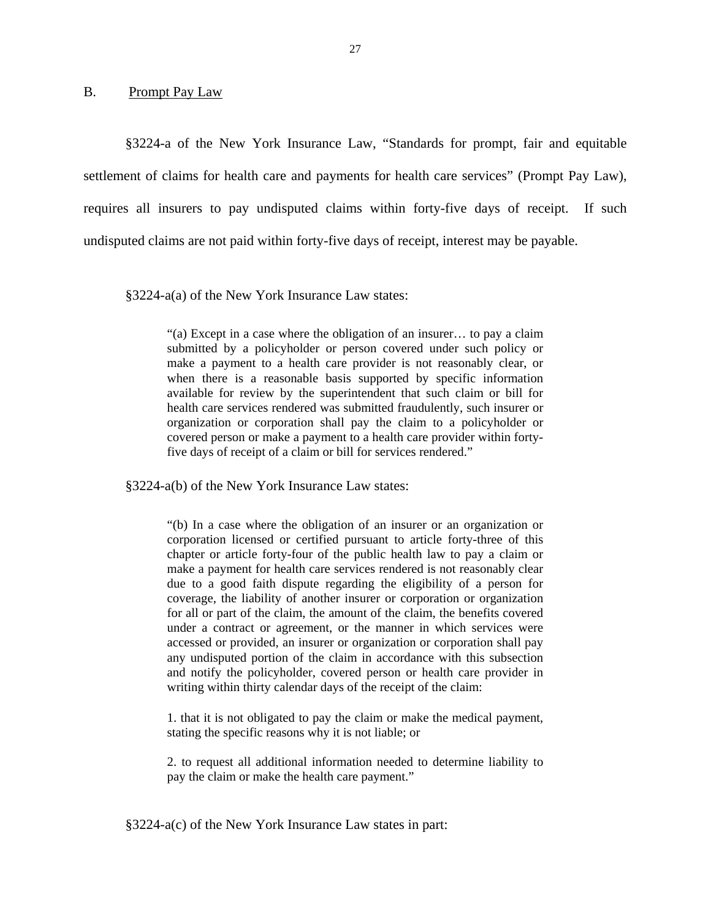## B. Prompt Pay Law

§3224-a of the New York Insurance Law, "Standards for prompt, fair and equitable settlement of claims for health care and payments for health care services" (Prompt Pay Law), requires all insurers to pay undisputed claims within forty-five days of receipt. If such undisputed claims are not paid within forty-five days of receipt, interest may be payable.

§3224-a(a) of the New York Insurance Law states:

> "(a) Except in a case where the obligation of an insurer… to pay a claim submitted by a policyholder or person covered under such policy or make a payment to a health care provider is not reasonably clear, or when there is a reasonable basis supported by specific information available for review by the superintendent that such claim or bill for health care services rendered was submitted fraudulently, such insurer or organization or corporation shall pay the claim to a policyholder or covered person or make a payment to a health care provider within forty-five days of receipt of a claim or bill for services rendered."

§3224-a(b) of the New York Insurance Law states:

> "(b) In a case where the obligation of an insurer or an organization or corporation licensed or certified pursuant to article forty-three of this chapter or article forty-four of the public health law to pay a claim or make a payment for health care services rendered is not reasonably clear due to a good faith dispute regarding the eligibility of a person for coverage, the liability of another insurer or corporation or organization for all or part of the claim, the amount of the claim, the benefits covered under a contract or agreement, or the manner in which services were accessed or provided, an insurer or organization or corporation shall pay any undisputed portion of the claim in accordance with this subsection and notify the policyholder, covered person or health care provider in writing within thirty calendar days of the receipt of the claim:
>
> 1. that it is not obligated to pay the claim or make the medical payment, stating the specific reasons why it is not liable; or
>
> 2. to request all additional information needed to determine liability to pay the claim or make the health care payment."

§3224-a(c) of the New York Insurance Law states in part: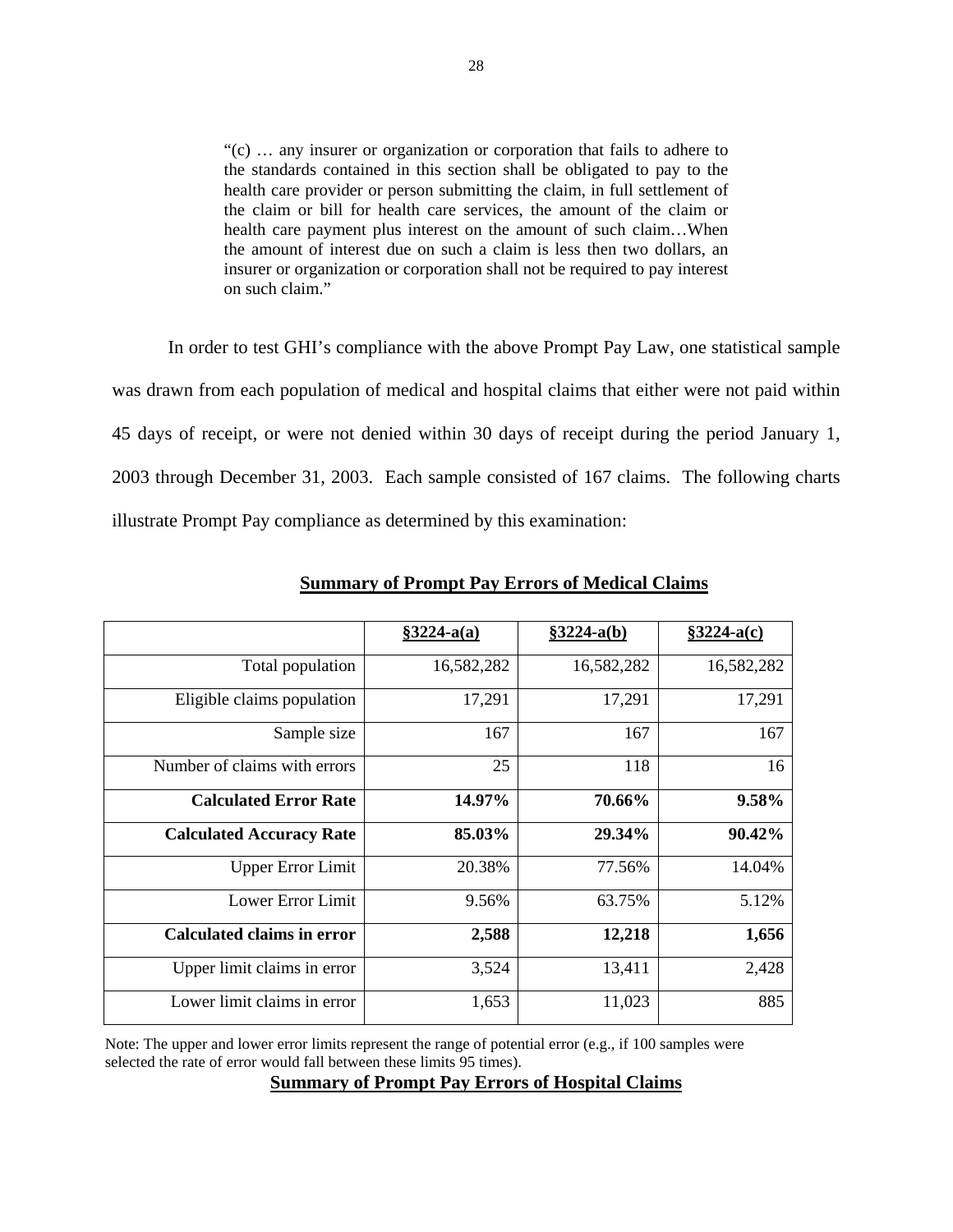> "(c) … any insurer or organization or corporation that fails to adhere to the standards contained in this section shall be obligated to pay to the health care provider or person submitting the claim, in full settlement of the claim or bill for health care services, the amount of the claim or health care payment plus interest on the amount of such claim…When the amount of interest due on such a claim is less then two dollars, an insurer or organization or corporation shall not be required to pay interest on such claim."

In order to test GHI's compliance with the above Prompt Pay Law, one statistical sample was drawn from each population of medical and hospital claims that either were not paid within 45 days of receipt, or were not denied within 30 days of receipt during the period January 1, 2003 through December 31, 2003. Each sample consisted of 167 claims. The following charts illustrate Prompt Pay compliance as determined by this examination:

**Summary of Prompt Pay Errors of Medical Claims**

| | §3224-a(a) | §3224-a(b) | §3224-a(c) |
|---|---|---|---|
| Total population | 16,582,282 | 16,582,282 | 16,582,282 |
| Eligible claims population | 17,291 | 17,291 | 17,291 |
| Sample size | 167 | 167 | 167 |
| Number of claims with errors | 25 | 118 | 16 |
| **Calculated Error Rate** | **14.97%** | **70.66%** | **9.58%** |
| **Calculated Accuracy Rate** | **85.03%** | **29.34%** | **90.42%** |
| Upper Error Limit | 20.38% | 77.56% | 14.04% |
| Lower Error Limit | 9.56% | 63.75% | 5.12% |
| **Calculated claims in error** | **2,588** | **12,218** | **1,656** |
| Upper limit claims in error | 3,524 | 13,411 | 2,428 |
| Lower limit claims in error | 1,653 | 11,023 | 885 |

Note: The upper and lower error limits represent the range of potential error (e.g., if 100 samples were selected the rate of error would fall between these limits 95 times).

**Summary of Prompt Pay Errors of Hospital Claims**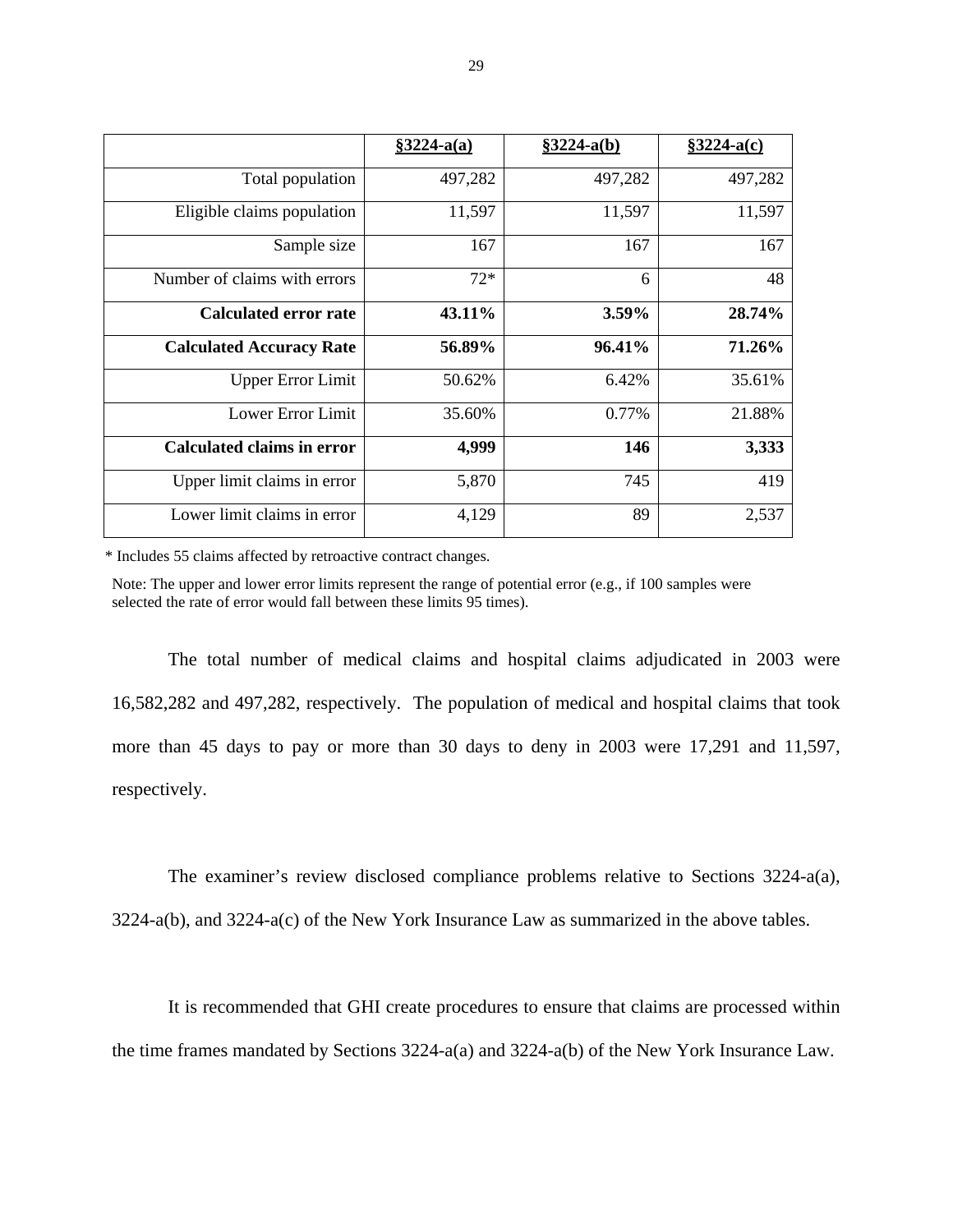| | **§3224-a(a)** | **§3224-a(b)** | **§3224-a(c)** |
|---|---|---|---|
| Total population | 497,282 | 497,282 | 497,282 |
| Eligible claims population | 11,597 | 11,597 | 11,597 |
| Sample size | 167 | 167 | 167 |
| Number of claims with errors | 72* | 6 | 48 |
| **Calculated error rate** | **43.11%** | **3.59%** | **28.74%** |
| **Calculated Accuracy Rate** | **56.89%** | **96.41%** | **71.26%** |
| Upper Error Limit | 50.62% | 6.42% | 35.61% |
| Lower Error Limit | 35.60% | 0.77% | 21.88% |
| **Calculated claims in error** | **4,999** | **146** | **3,333** |
| Upper limit claims in error | 5,870 | 745 | 419 |
| Lower limit claims in error | 4,129 | 89 | 2,537 |

* Includes 55 claims affected by retroactive contract changes.

Note: The upper and lower error limits represent the range of potential error (e.g., if 100 samples were selected the rate of error would fall between these limits 95 times).

The total number of medical claims and hospital claims adjudicated in 2003 were 16,582,282 and 497,282, respectively. The population of medical and hospital claims that took more than 45 days to pay or more than 30 days to deny in 2003 were 17,291 and 11,597, respectively.

The examiner's review disclosed compliance problems relative to Sections 3224-a(a), 3224-a(b), and 3224-a(c) of the New York Insurance Law as summarized in the above tables.

It is recommended that GHI create procedures to ensure that claims are processed within the time frames mandated by Sections 3224-a(a) and 3224-a(b) of the New York Insurance Law.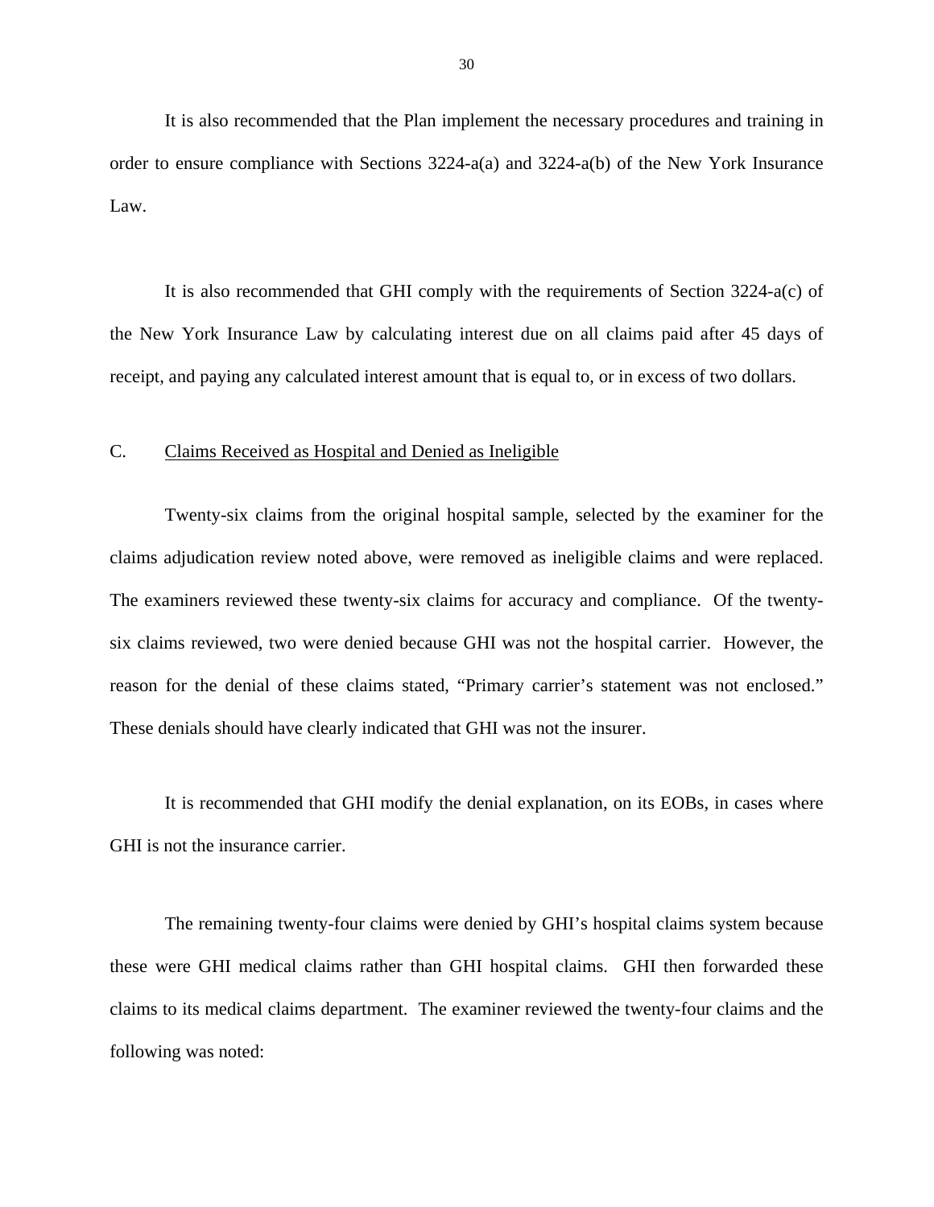It is also recommended that the Plan implement the necessary procedures and training in order to ensure compliance with Sections 3224-a(a) and 3224-a(b) of the New York Insurance Law.

It is also recommended that GHI comply with the requirements of Section 3224-a(c) of the New York Insurance Law by calculating interest due on all claims paid after 45 days of receipt, and paying any calculated interest amount that is equal to, or in excess of two dollars.

## C. Claims Received as Hospital and Denied as Ineligible

Twenty-six claims from the original hospital sample, selected by the examiner for the claims adjudication review noted above, were removed as ineligible claims and were replaced. The examiners reviewed these twenty-six claims for accuracy and compliance. Of the twenty-six claims reviewed, two were denied because GHI was not the hospital carrier. However, the reason for the denial of these claims stated, "Primary carrier's statement was not enclosed." These denials should have clearly indicated that GHI was not the insurer.

It is recommended that GHI modify the denial explanation, on its EOBs, in cases where GHI is not the insurance carrier.

The remaining twenty-four claims were denied by GHI's hospital claims system because these were GHI medical claims rather than GHI hospital claims. GHI then forwarded these claims to its medical claims department. The examiner reviewed the twenty-four claims and the following was noted: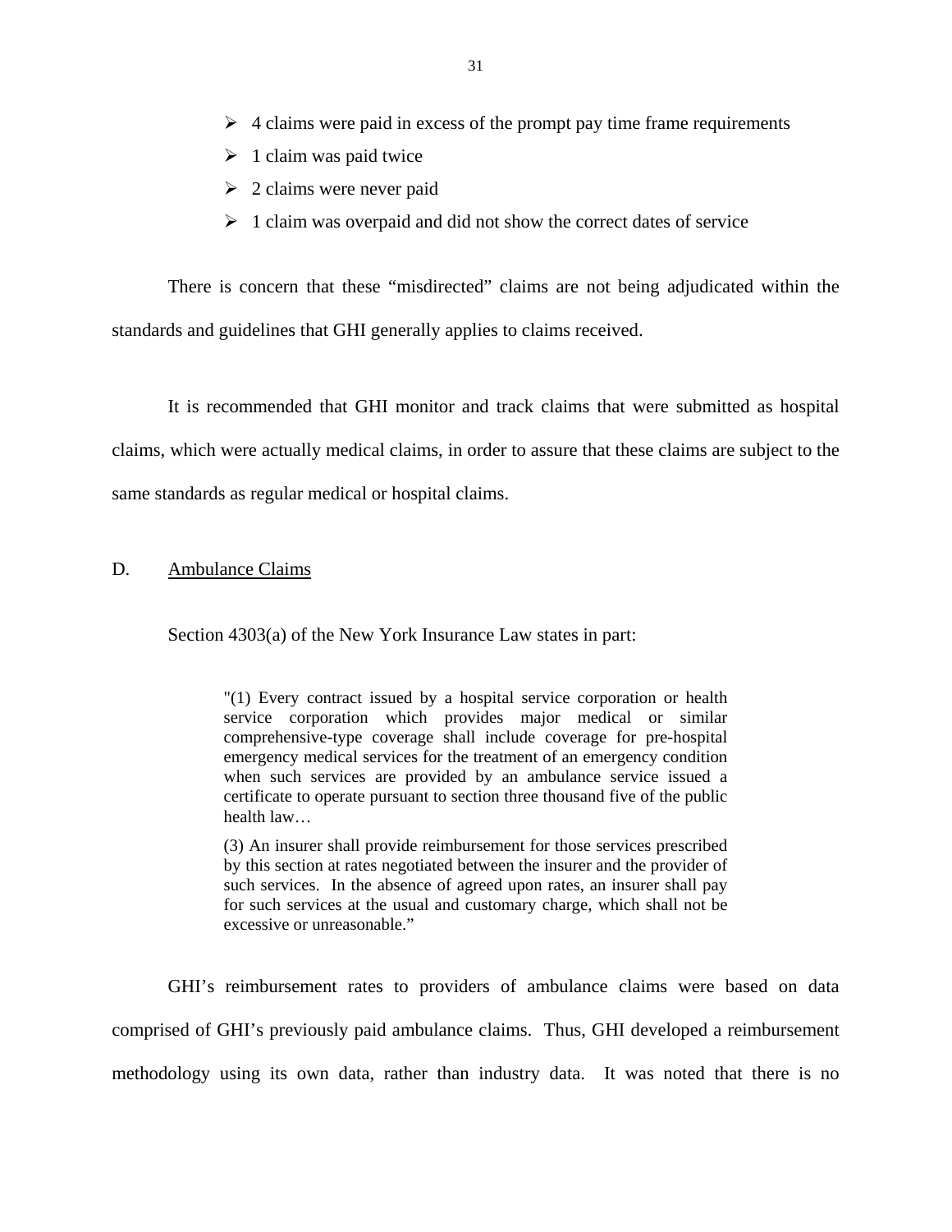- 4 claims were paid in excess of the prompt pay time frame requirements
- 1 claim was paid twice
- 2 claims were never paid
- 1 claim was overpaid and did not show the correct dates of service

There is concern that these "misdirected" claims are not being adjudicated within the standards and guidelines that GHI generally applies to claims received.

It is recommended that GHI monitor and track claims that were submitted as hospital claims, which were actually medical claims, in order to assure that these claims are subject to the same standards as regular medical or hospital claims.

D. Ambulance Claims

Section 4303(a) of the New York Insurance Law states in part:

> "(1) Every contract issued by a hospital service corporation or health service corporation which provides major medical or similar comprehensive-type coverage shall include coverage for pre-hospital emergency medical services for the treatment of an emergency condition when such services are provided by an ambulance service issued a certificate to operate pursuant to section three thousand five of the public health law…
>
> (3) An insurer shall provide reimbursement for those services prescribed by this section at rates negotiated between the insurer and the provider of such services. In the absence of agreed upon rates, an insurer shall pay for such services at the usual and customary charge, which shall not be excessive or unreasonable."

GHI's reimbursement rates to providers of ambulance claims were based on data comprised of GHI's previously paid ambulance claims. Thus, GHI developed a reimbursement methodology using its own data, rather than industry data. It was noted that there is no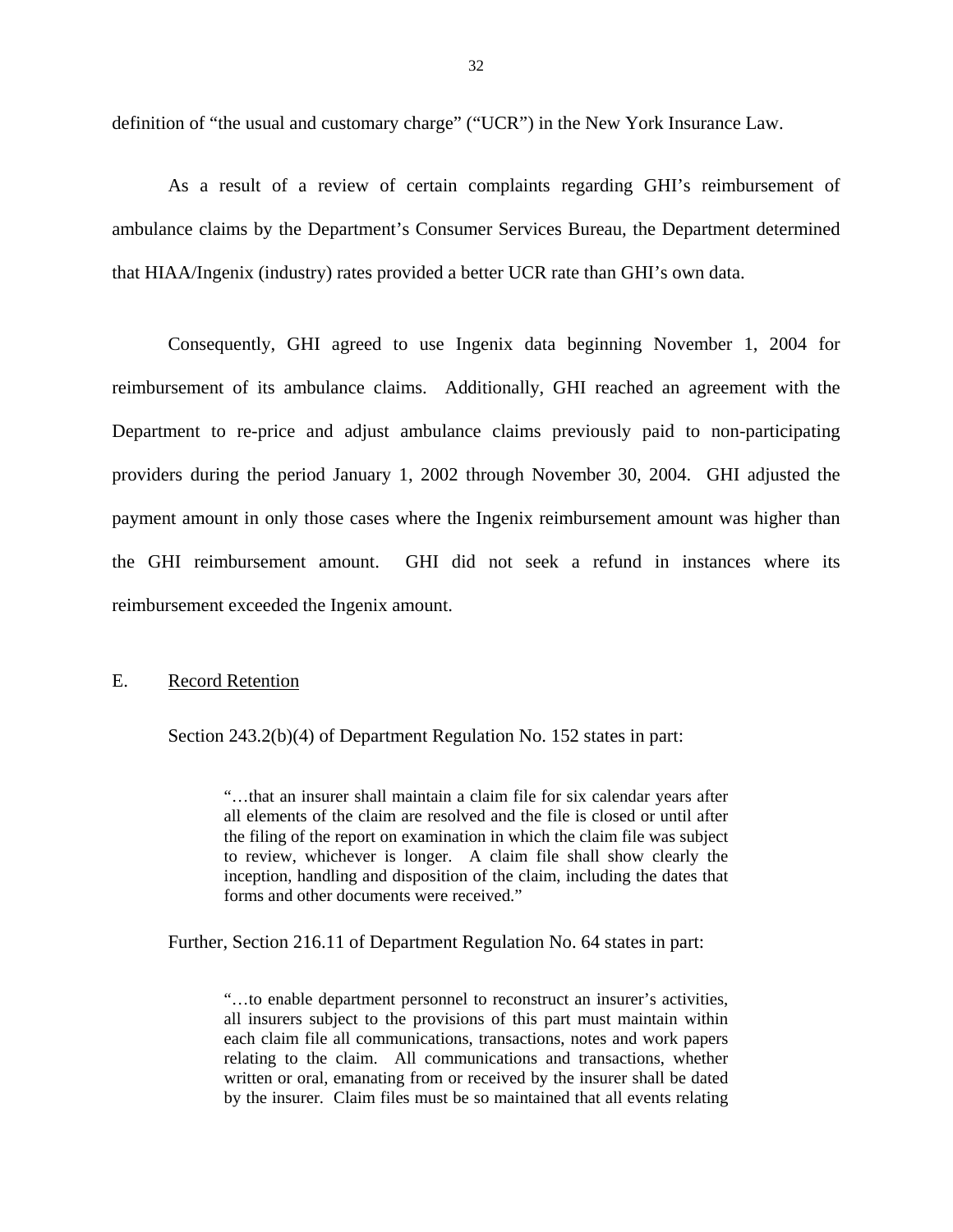definition of "the usual and customary charge" ("UCR") in the New York Insurance Law.

As a result of a review of certain complaints regarding GHI's reimbursement of ambulance claims by the Department's Consumer Services Bureau, the Department determined that HIAA/Ingenix (industry) rates provided a better UCR rate than GHI's own data.

Consequently, GHI agreed to use Ingenix data beginning November 1, 2004 for reimbursement of its ambulance claims. Additionally, GHI reached an agreement with the Department to re-price and adjust ambulance claims previously paid to non-participating providers during the period January 1, 2002 through November 30, 2004. GHI adjusted the payment amount in only those cases where the Ingenix reimbursement amount was higher than the GHI reimbursement amount. GHI did not seek a refund in instances where its reimbursement exceeded the Ingenix amount.

## E. Record Retention

Section 243.2(b)(4) of Department Regulation No. 152 states in part:

> "…that an insurer shall maintain a claim file for six calendar years after all elements of the claim are resolved and the file is closed or until after the filing of the report on examination in which the claim file was subject to review, whichever is longer. A claim file shall show clearly the inception, handling and disposition of the claim, including the dates that forms and other documents were received."

Further, Section 216.11 of Department Regulation No. 64 states in part:

> "…to enable department personnel to reconstruct an insurer's activities, all insurers subject to the provisions of this part must maintain within each claim file all communications, transactions, notes and work papers relating to the claim. All communications and transactions, whether written or oral, emanating from or received by the insurer shall be dated by the insurer. Claim files must be so maintained that all events relating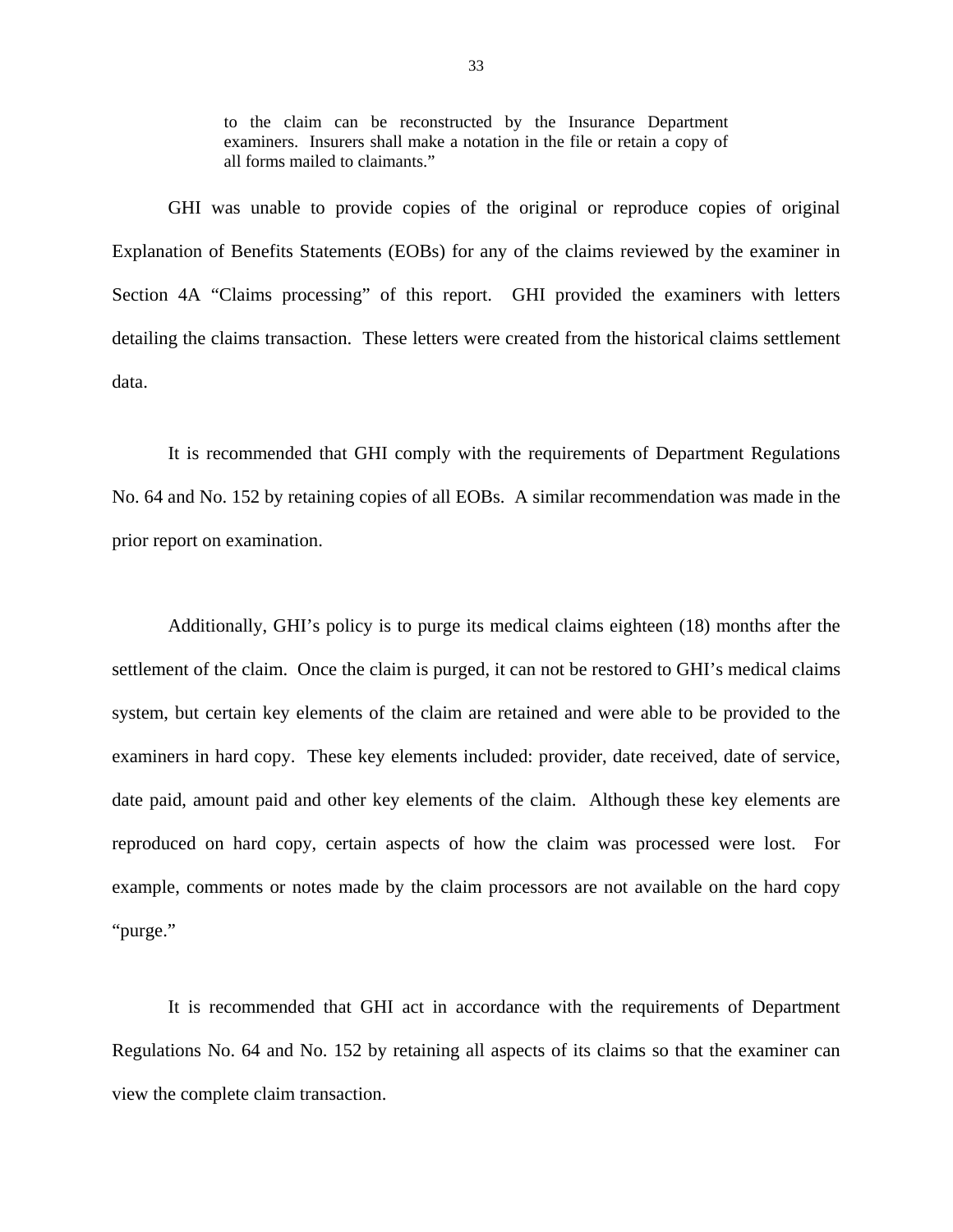> to the claim can be reconstructed by the Insurance Department examiners. Insurers shall make a notation in the file or retain a copy of all forms mailed to claimants."

GHI was unable to provide copies of the original or reproduce copies of original Explanation of Benefits Statements (EOBs) for any of the claims reviewed by the examiner in Section 4A "Claims processing" of this report. GHI provided the examiners with letters detailing the claims transaction. These letters were created from the historical claims settlement data.

It is recommended that GHI comply with the requirements of Department Regulations No. 64 and No. 152 by retaining copies of all EOBs. A similar recommendation was made in the prior report on examination.

Additionally, GHI's policy is to purge its medical claims eighteen (18) months after the settlement of the claim. Once the claim is purged, it can not be restored to GHI's medical claims system, but certain key elements of the claim are retained and were able to be provided to the examiners in hard copy. These key elements included: provider, date received, date of service, date paid, amount paid and other key elements of the claim. Although these key elements are reproduced on hard copy, certain aspects of how the claim was processed were lost. For example, comments or notes made by the claim processors are not available on the hard copy "purge."

It is recommended that GHI act in accordance with the requirements of Department Regulations No. 64 and No. 152 by retaining all aspects of its claims so that the examiner can view the complete claim transaction.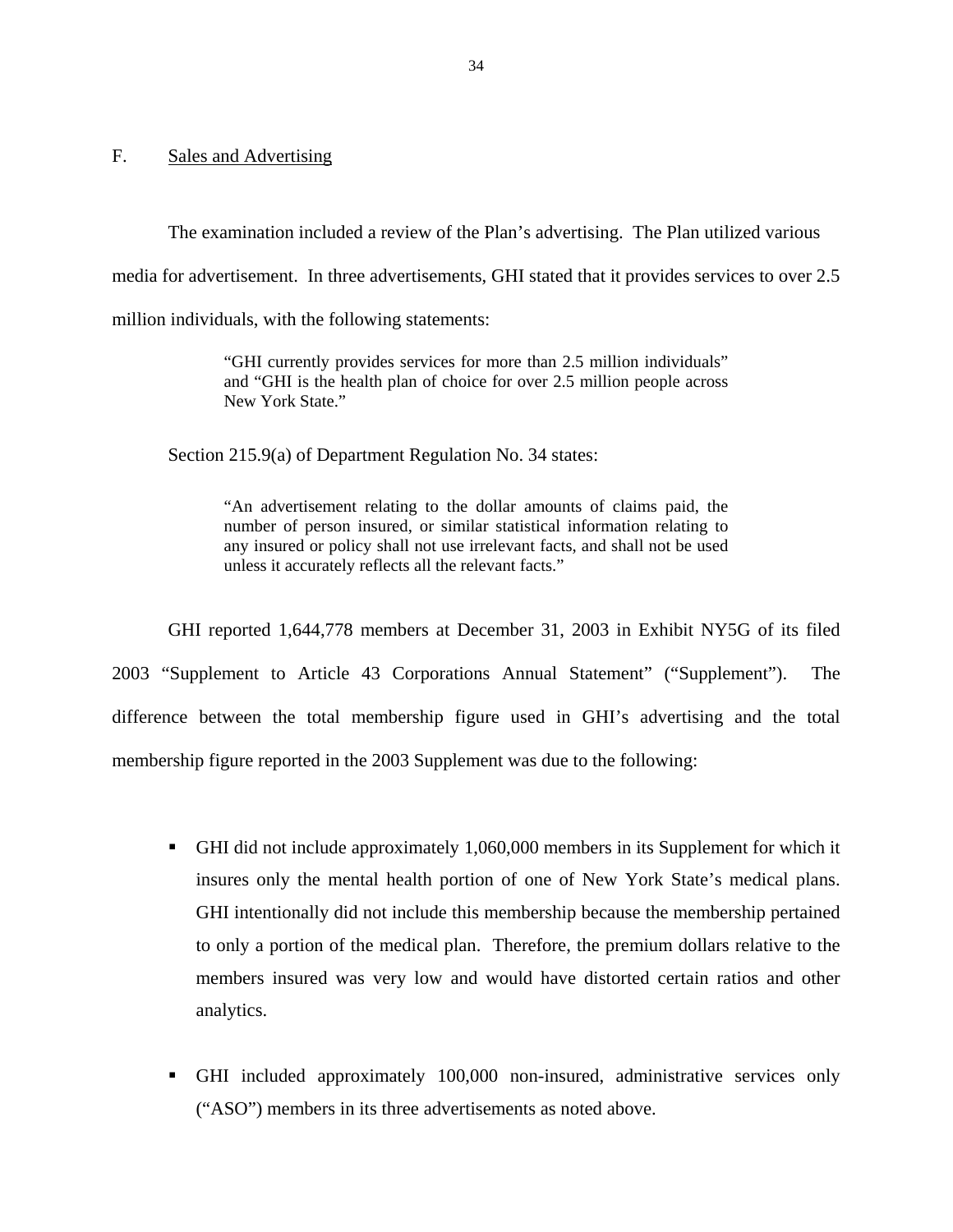## F. Sales and Advertising

The examination included a review of the Plan's advertising. The Plan utilized various media for advertisement. In three advertisements, GHI stated that it provides services to over 2.5 million individuals, with the following statements:

> "GHI currently provides services for more than 2.5 million individuals" and "GHI is the health plan of choice for over 2.5 million people across New York State."

Section 215.9(a) of Department Regulation No. 34 states:

> "An advertisement relating to the dollar amounts of claims paid, the number of person insured, or similar statistical information relating to any insured or policy shall not use irrelevant facts, and shall not be used unless it accurately reflects all the relevant facts."

GHI reported 1,644,778 members at December 31, 2003 in Exhibit NY5G of its filed 2003 "Supplement to Article 43 Corporations Annual Statement" ("Supplement"). The difference between the total membership figure used in GHI's advertising and the total membership figure reported in the 2003 Supplement was due to the following:

- GHI did not include approximately 1,060,000 members in its Supplement for which it insures only the mental health portion of one of New York State's medical plans. GHI intentionally did not include this membership because the membership pertained to only a portion of the medical plan. Therefore, the premium dollars relative to the members insured was very low and would have distorted certain ratios and other analytics.

- GHI included approximately 100,000 non-insured, administrative services only ("ASO") members in its three advertisements as noted above.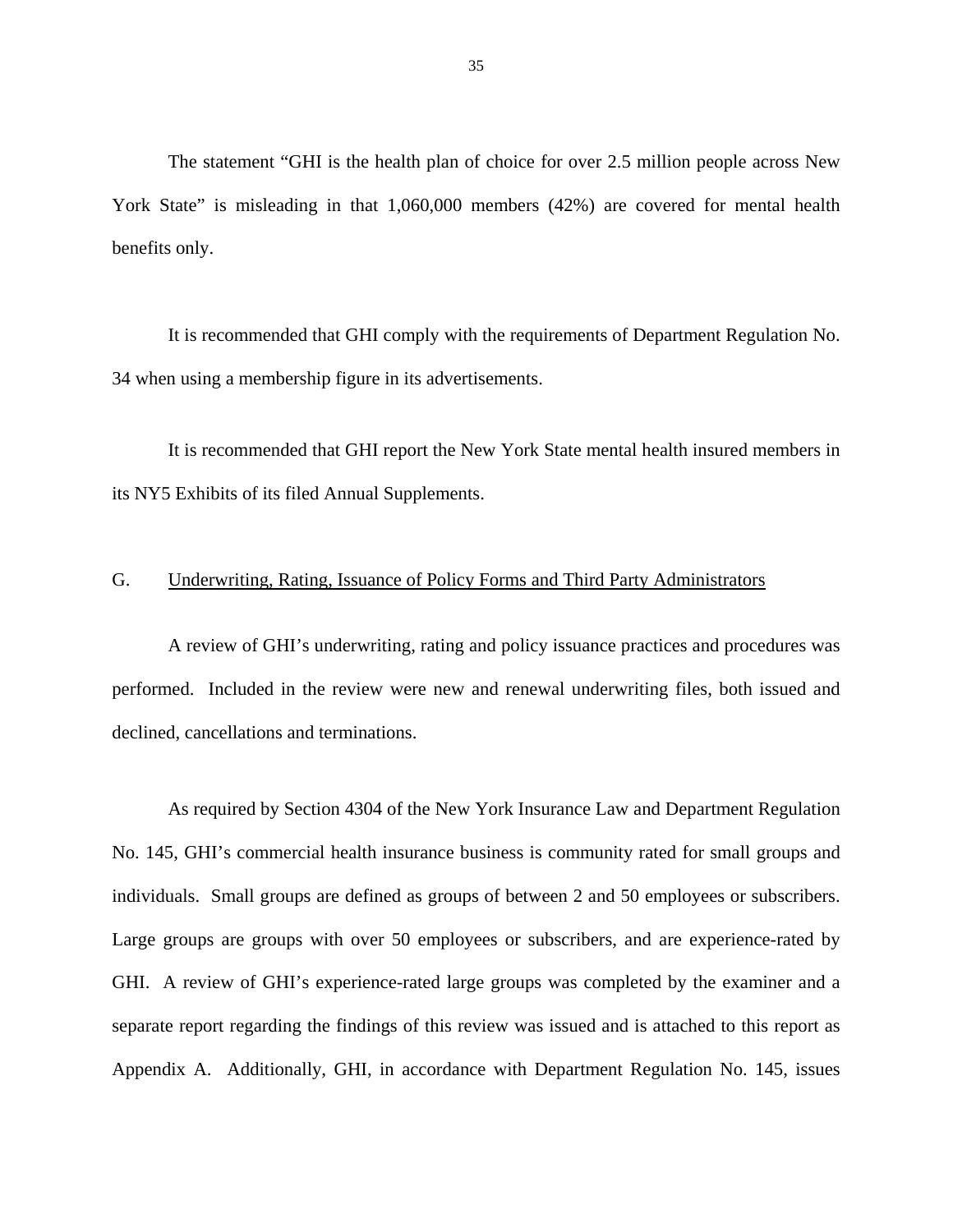The statement "GHI is the health plan of choice for over 2.5 million people across New York State" is misleading in that 1,060,000 members (42%) are covered for mental health benefits only.

It is recommended that GHI comply with the requirements of Department Regulation No. 34 when using a membership figure in its advertisements.

It is recommended that GHI report the New York State mental health insured members in its NY5 Exhibits of its filed Annual Supplements.

## G. Underwriting, Rating, Issuance of Policy Forms and Third Party Administrators

A review of GHI's underwriting, rating and policy issuance practices and procedures was performed. Included in the review were new and renewal underwriting files, both issued and declined, cancellations and terminations.

As required by Section 4304 of the New York Insurance Law and Department Regulation No. 145, GHI's commercial health insurance business is community rated for small groups and individuals. Small groups are defined as groups of between 2 and 50 employees or subscribers. Large groups are groups with over 50 employees or subscribers, and are experience-rated by GHI. A review of GHI's experience-rated large groups was completed by the examiner and a separate report regarding the findings of this review was issued and is attached to this report as Appendix A. Additionally, GHI, in accordance with Department Regulation No. 145, issues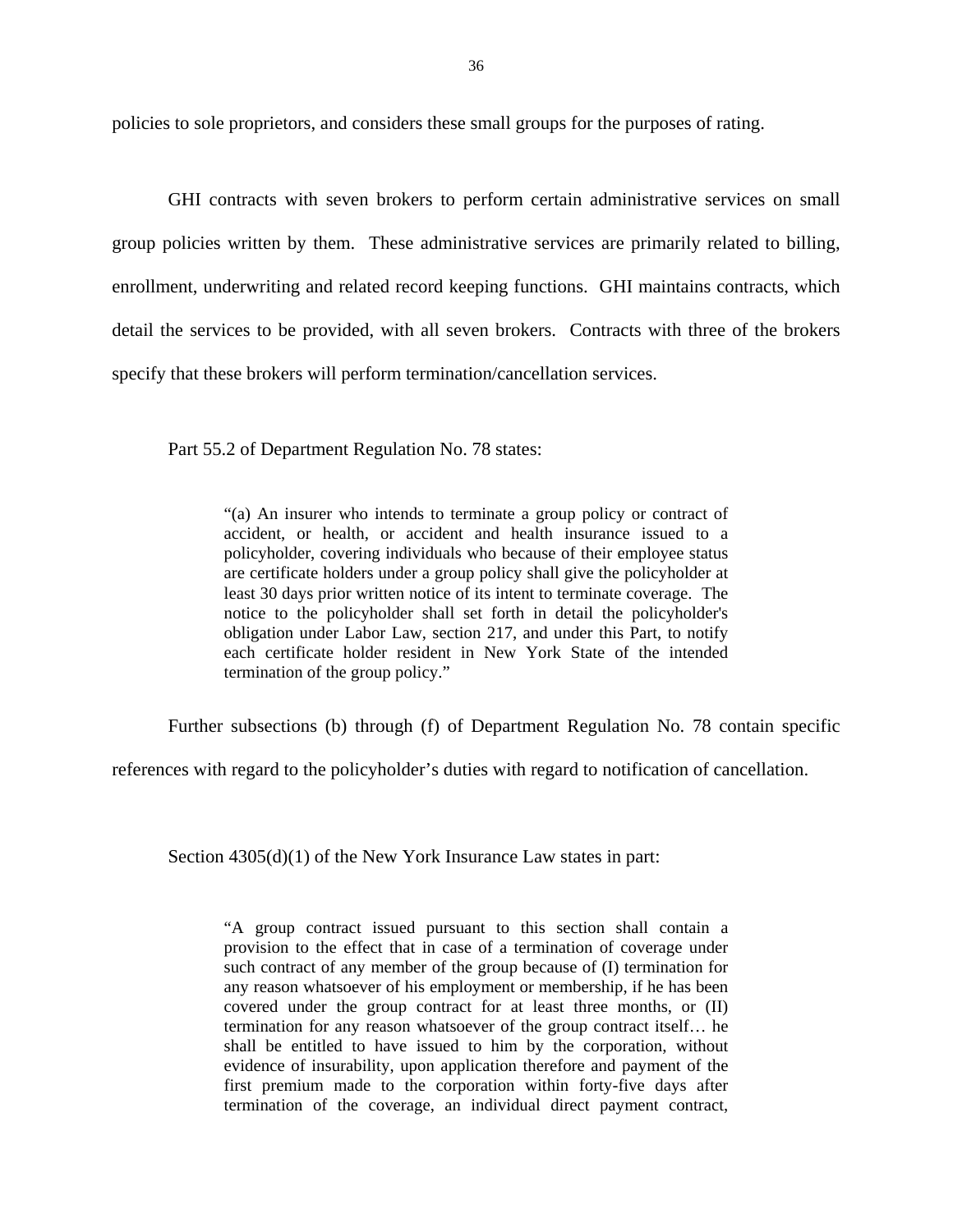policies to sole proprietors, and considers these small groups for the purposes of rating.

GHI contracts with seven brokers to perform certain administrative services on small group policies written by them. These administrative services are primarily related to billing, enrollment, underwriting and related record keeping functions. GHI maintains contracts, which detail the services to be provided, with all seven brokers. Contracts with three of the brokers specify that these brokers will perform termination/cancellation services.

Part 55.2 of Department Regulation No. 78 states:

> "(a) An insurer who intends to terminate a group policy or contract of accident, or health, or accident and health insurance issued to a policyholder, covering individuals who because of their employee status are certificate holders under a group policy shall give the policyholder at least 30 days prior written notice of its intent to terminate coverage. The notice to the policyholder shall set forth in detail the policyholder's obligation under Labor Law, section 217, and under this Part, to notify each certificate holder resident in New York State of the intended termination of the group policy."

Further subsections (b) through (f) of Department Regulation No. 78 contain specific references with regard to the policyholder's duties with regard to notification of cancellation.

Section 4305(d)(1) of the New York Insurance Law states in part:

> "A group contract issued pursuant to this section shall contain a provision to the effect that in case of a termination of coverage under such contract of any member of the group because of (I) termination for any reason whatsoever of his employment or membership, if he has been covered under the group contract for at least three months, or (II) termination for any reason whatsoever of the group contract itself… he shall be entitled to have issued to him by the corporation, without evidence of insurability, upon application therefore and payment of the first premium made to the corporation within forty-five days after termination of the coverage, an individual direct payment contract,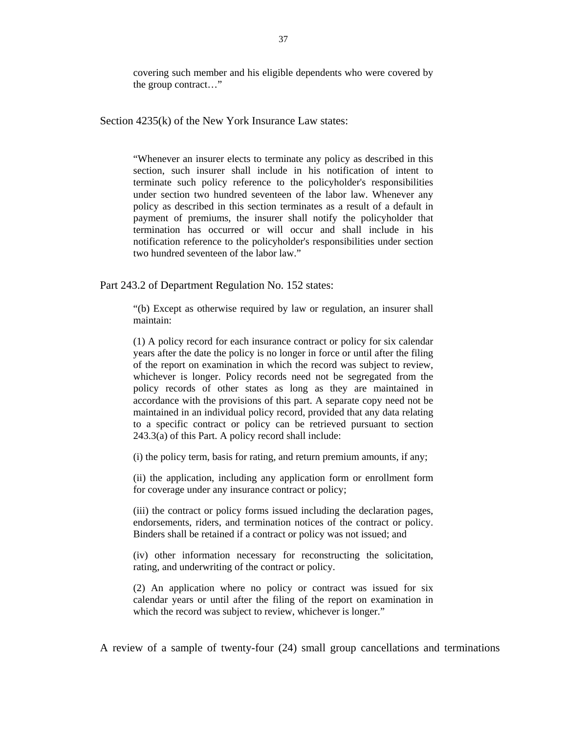> covering such member and his eligible dependents who were covered by the group contract…"

Section 4235(k) of the New York Insurance Law states:

> "Whenever an insurer elects to terminate any policy as described in this section, such insurer shall include in his notification of intent to terminate such policy reference to the policyholder's responsibilities under section two hundred seventeen of the labor law. Whenever any policy as described in this section terminates as a result of a default in payment of premiums, the insurer shall notify the policyholder that termination has occurred or will occur and shall include in his notification reference to the policyholder's responsibilities under section two hundred seventeen of the labor law."

Part 243.2 of Department Regulation No. 152 states:

> "(b) Except as otherwise required by law or regulation, an insurer shall maintain:
>
> (1) A policy record for each insurance contract or policy for six calendar years after the date the policy is no longer in force or until after the filing of the report on examination in which the record was subject to review, whichever is longer. Policy records need not be segregated from the policy records of other states as long as they are maintained in accordance with the provisions of this part. A separate copy need not be maintained in an individual policy record, provided that any data relating to a specific contract or policy can be retrieved pursuant to section 243.3(a) of this Part. A policy record shall include:
>
> (i) the policy term, basis for rating, and return premium amounts, if any;
>
> (ii) the application, including any application form or enrollment form for coverage under any insurance contract or policy;
>
> (iii) the contract or policy forms issued including the declaration pages, endorsements, riders, and termination notices of the contract or policy. Binders shall be retained if a contract or policy was not issued; and
>
> (iv) other information necessary for reconstructing the solicitation, rating, and underwriting of the contract or policy.
>
> (2) An application where no policy or contract was issued for six calendar years or until after the filing of the report on examination in which the record was subject to review, whichever is longer."

A review of a sample of twenty-four (24) small group cancellations and terminations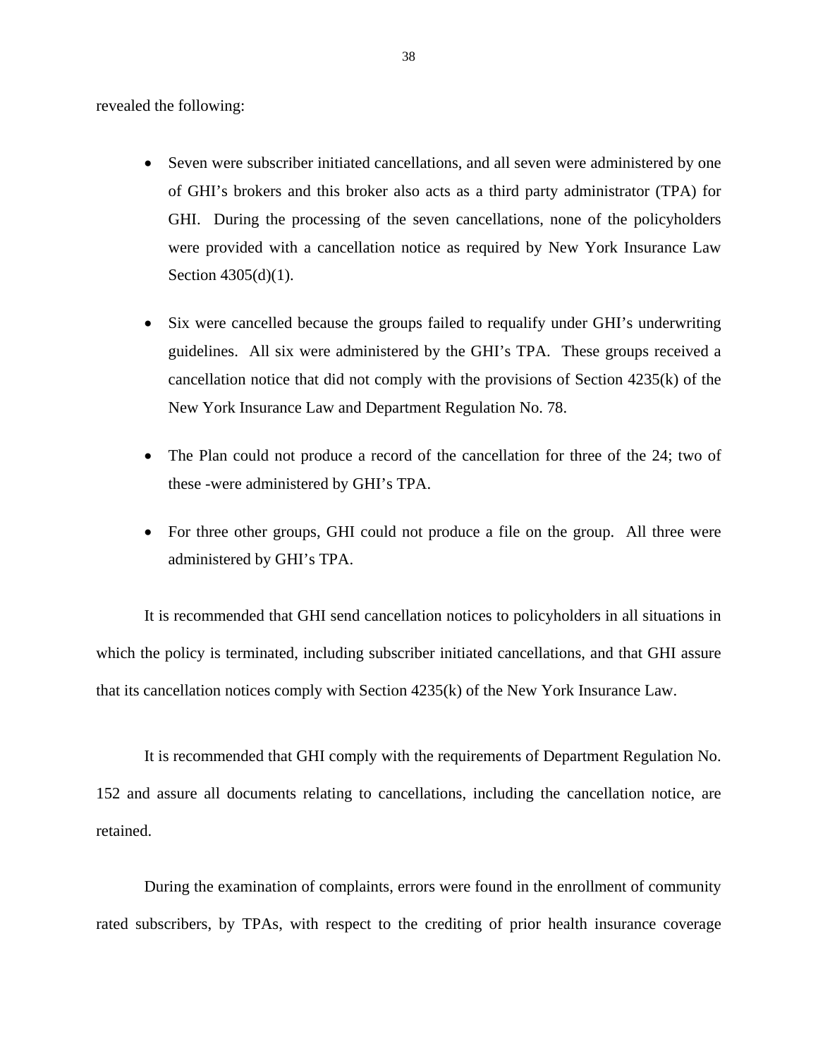revealed the following:

- Seven were subscriber initiated cancellations, and all seven were administered by one of GHI's brokers and this broker also acts as a third party administrator (TPA) for GHI. During the processing of the seven cancellations, none of the policyholders were provided with a cancellation notice as required by New York Insurance Law Section 4305(d)(1).

- Six were cancelled because the groups failed to requalify under GHI's underwriting guidelines. All six were administered by the GHI's TPA. These groups received a cancellation notice that did not comply with the provisions of Section 4235(k) of the New York Insurance Law and Department Regulation No. 78.

- The Plan could not produce a record of the cancellation for three of the 24; two of these -were administered by GHI's TPA.

- For three other groups, GHI could not produce a file on the group. All three were administered by GHI's TPA.

It is recommended that GHI send cancellation notices to policyholders in all situations in which the policy is terminated, including subscriber initiated cancellations, and that GHI assure that its cancellation notices comply with Section 4235(k) of the New York Insurance Law.

It is recommended that GHI comply with the requirements of Department Regulation No. 152 and assure all documents relating to cancellations, including the cancellation notice, are retained.

During the examination of complaints, errors were found in the enrollment of community rated subscribers, by TPAs, with respect to the crediting of prior health insurance coverage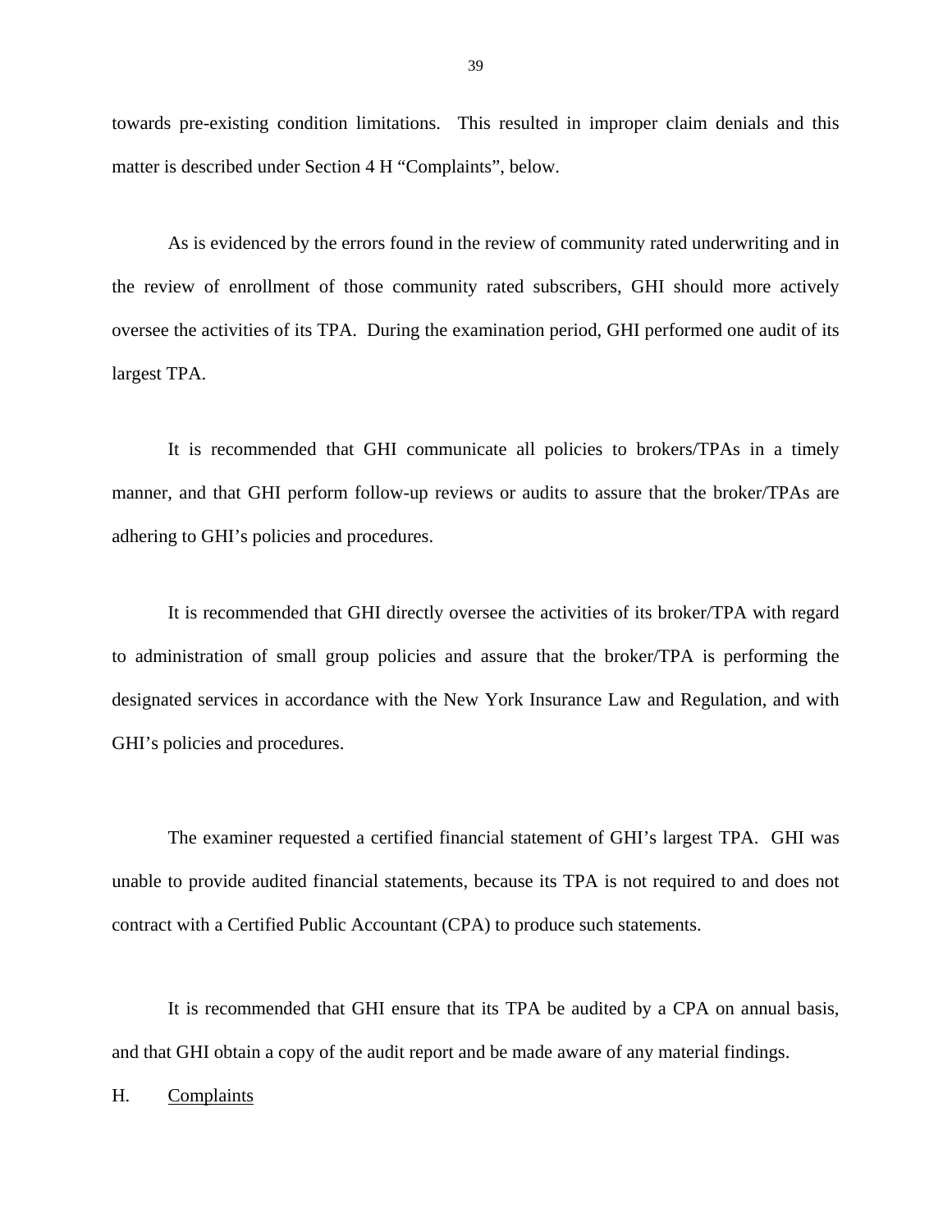towards pre-existing condition limitations. This resulted in improper claim denials and this matter is described under Section 4 H "Complaints", below.

As is evidenced by the errors found in the review of community rated underwriting and in the review of enrollment of those community rated subscribers, GHI should more actively oversee the activities of its TPA. During the examination period, GHI performed one audit of its largest TPA.

It is recommended that GHI communicate all policies to brokers/TPAs in a timely manner, and that GHI perform follow-up reviews or audits to assure that the broker/TPAs are adhering to GHI's policies and procedures.

It is recommended that GHI directly oversee the activities of its broker/TPA with regard to administration of small group policies and assure that the broker/TPA is performing the designated services in accordance with the New York Insurance Law and Regulation, and with GHI's policies and procedures.

The examiner requested a certified financial statement of GHI's largest TPA. GHI was unable to provide audited financial statements, because its TPA is not required to and does not contract with a Certified Public Accountant (CPA) to produce such statements.

It is recommended that GHI ensure that its TPA be audited by a CPA on annual basis, and that GHI obtain a copy of the audit report and be made aware of any material findings.

## H. Complaints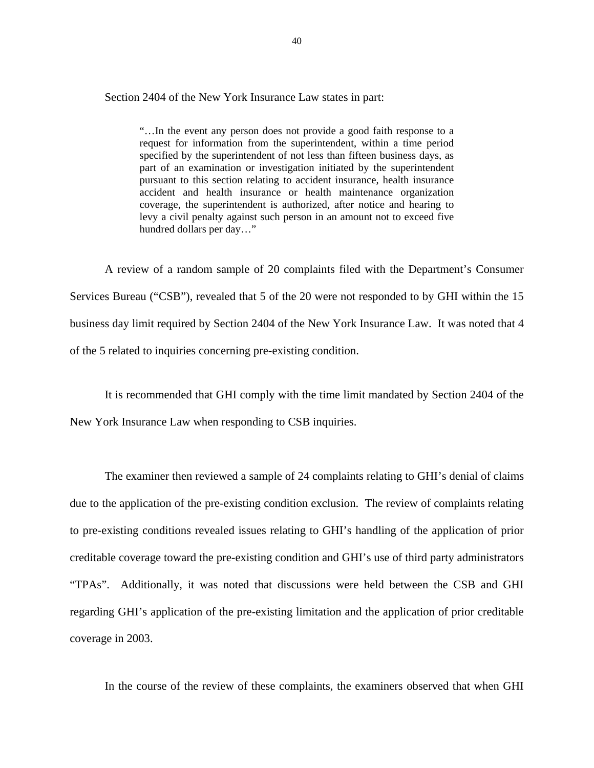Section 2404 of the New York Insurance Law states in part:

> "…In the event any person does not provide a good faith response to a request for information from the superintendent, within a time period specified by the superintendent of not less than fifteen business days, as part of an examination or investigation initiated by the superintendent pursuant to this section relating to accident insurance, health insurance accident and health insurance or health maintenance organization coverage, the superintendent is authorized, after notice and hearing to levy a civil penalty against such person in an amount not to exceed five hundred dollars per day…"

A review of a random sample of 20 complaints filed with the Department's Consumer Services Bureau ("CSB"), revealed that 5 of the 20 were not responded to by GHI within the 15 business day limit required by Section 2404 of the New York Insurance Law. It was noted that 4 of the 5 related to inquiries concerning pre-existing condition.

It is recommended that GHI comply with the time limit mandated by Section 2404 of the New York Insurance Law when responding to CSB inquiries.

The examiner then reviewed a sample of 24 complaints relating to GHI's denial of claims due to the application of the pre-existing condition exclusion. The review of complaints relating to pre-existing conditions revealed issues relating to GHI's handling of the application of prior creditable coverage toward the pre-existing condition and GHI's use of third party administrators "TPAs". Additionally, it was noted that discussions were held between the CSB and GHI regarding GHI's application of the pre-existing limitation and the application of prior creditable coverage in 2003.

In the course of the review of these complaints, the examiners observed that when GHI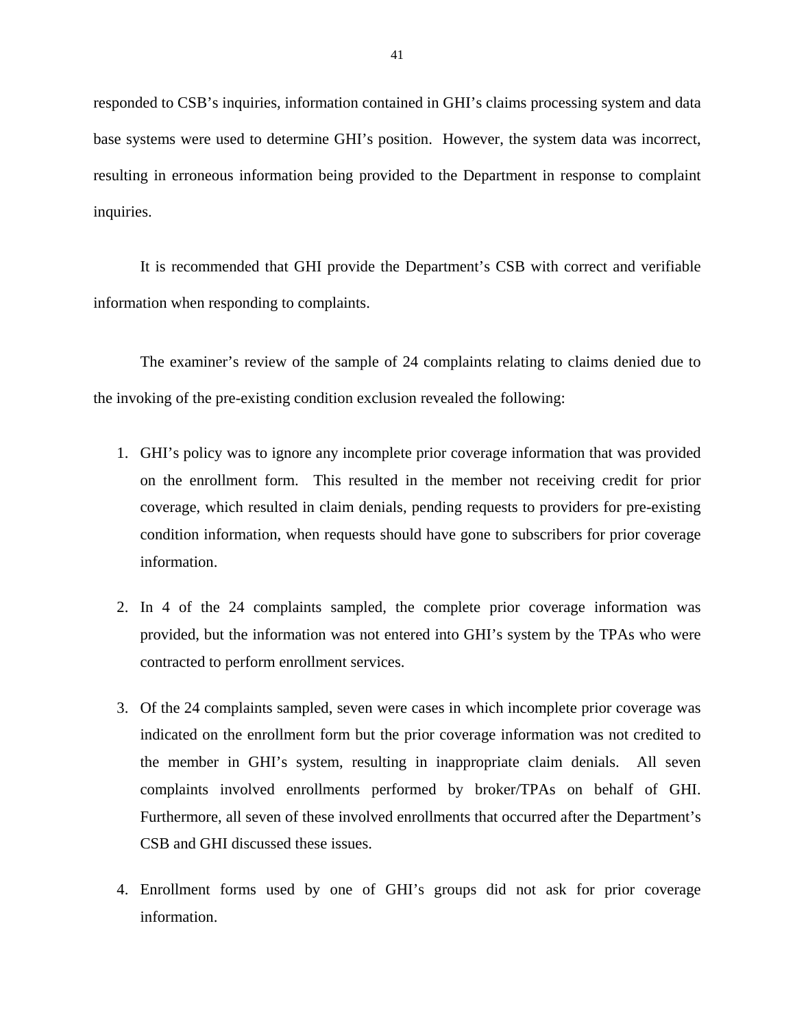responded to CSB's inquiries, information contained in GHI's claims processing system and data base systems were used to determine GHI's position. However, the system data was incorrect, resulting in erroneous information being provided to the Department in response to complaint inquiries.

It is recommended that GHI provide the Department's CSB with correct and verifiable information when responding to complaints.

The examiner's review of the sample of 24 complaints relating to claims denied due to the invoking of the pre-existing condition exclusion revealed the following:

1. GHI's policy was to ignore any incomplete prior coverage information that was provided on the enrollment form. This resulted in the member not receiving credit for prior coverage, which resulted in claim denials, pending requests to providers for pre-existing condition information, when requests should have gone to subscribers for prior coverage information.

2. In 4 of the 24 complaints sampled, the complete prior coverage information was provided, but the information was not entered into GHI's system by the TPAs who were contracted to perform enrollment services.

3. Of the 24 complaints sampled, seven were cases in which incomplete prior coverage was indicated on the enrollment form but the prior coverage information was not credited to the member in GHI's system, resulting in inappropriate claim denials. All seven complaints involved enrollments performed by broker/TPAs on behalf of GHI. Furthermore, all seven of these involved enrollments that occurred after the Department's CSB and GHI discussed these issues.

4. Enrollment forms used by one of GHI's groups did not ask for prior coverage information.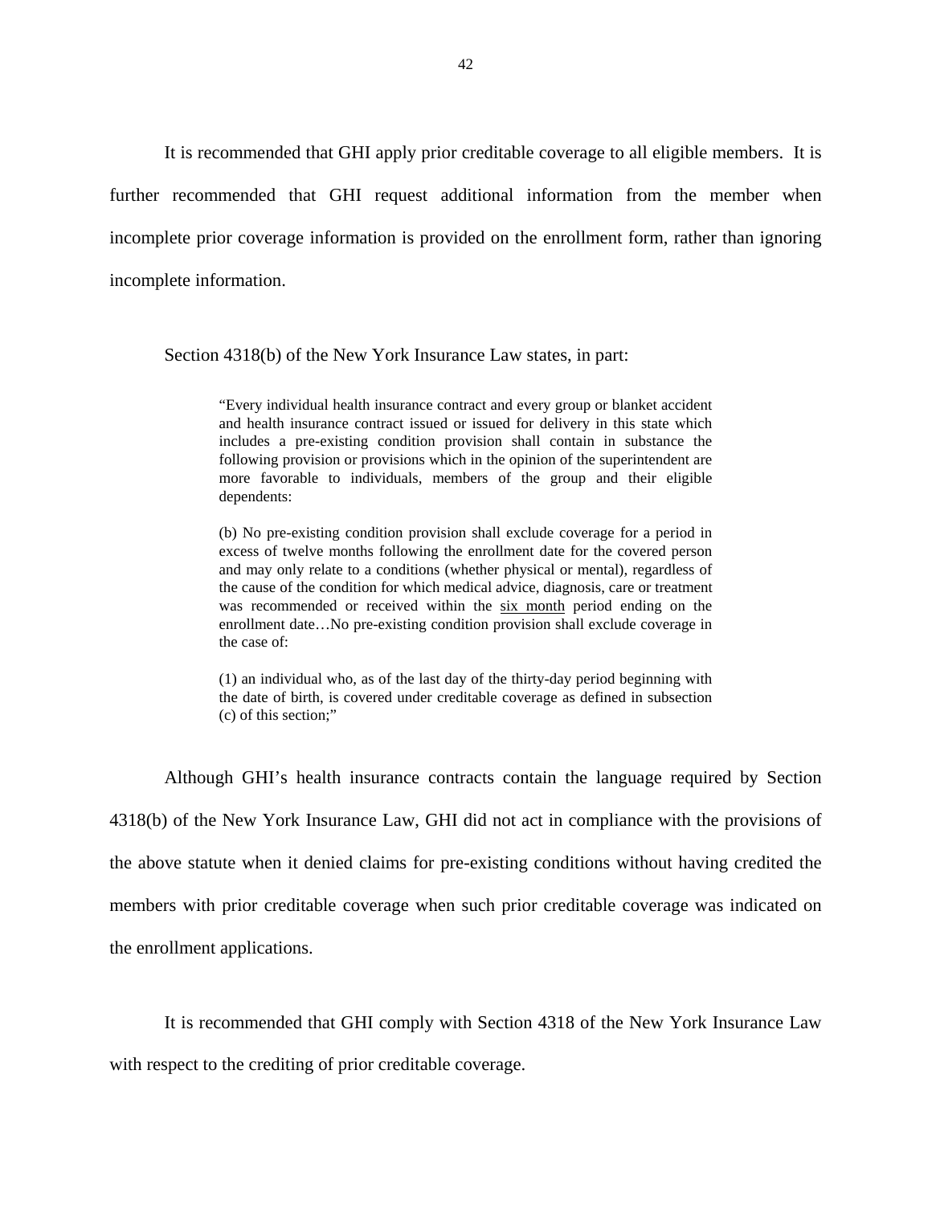It is recommended that GHI apply prior creditable coverage to all eligible members. It is further recommended that GHI request additional information from the member when incomplete prior coverage information is provided on the enrollment form, rather than ignoring incomplete information.

Section 4318(b) of the New York Insurance Law states, in part:

> "Every individual health insurance contract and every group or blanket accident and health insurance contract issued or issued for delivery in this state which includes a pre-existing condition provision shall contain in substance the following provision or provisions which in the opinion of the superintendent are more favorable to individuals, members of the group and their eligible dependents:
>
> (b) No pre-existing condition provision shall exclude coverage for a period in excess of twelve months following the enrollment date for the covered person and may only relate to a conditions (whether physical or mental), regardless of the cause of the condition for which medical advice, diagnosis, care or treatment was recommended or received within the <u>six month</u> period ending on the enrollment date…No pre-existing condition provision shall exclude coverage in the case of:
>
> (1) an individual who, as of the last day of the thirty-day period beginning with the date of birth, is covered under creditable coverage as defined in subsection (c) of this section;"

Although GHI's health insurance contracts contain the language required by Section 4318(b) of the New York Insurance Law, GHI did not act in compliance with the provisions of the above statute when it denied claims for pre-existing conditions without having credited the members with prior creditable coverage when such prior creditable coverage was indicated on the enrollment applications.

It is recommended that GHI comply with Section 4318 of the New York Insurance Law with respect to the crediting of prior creditable coverage.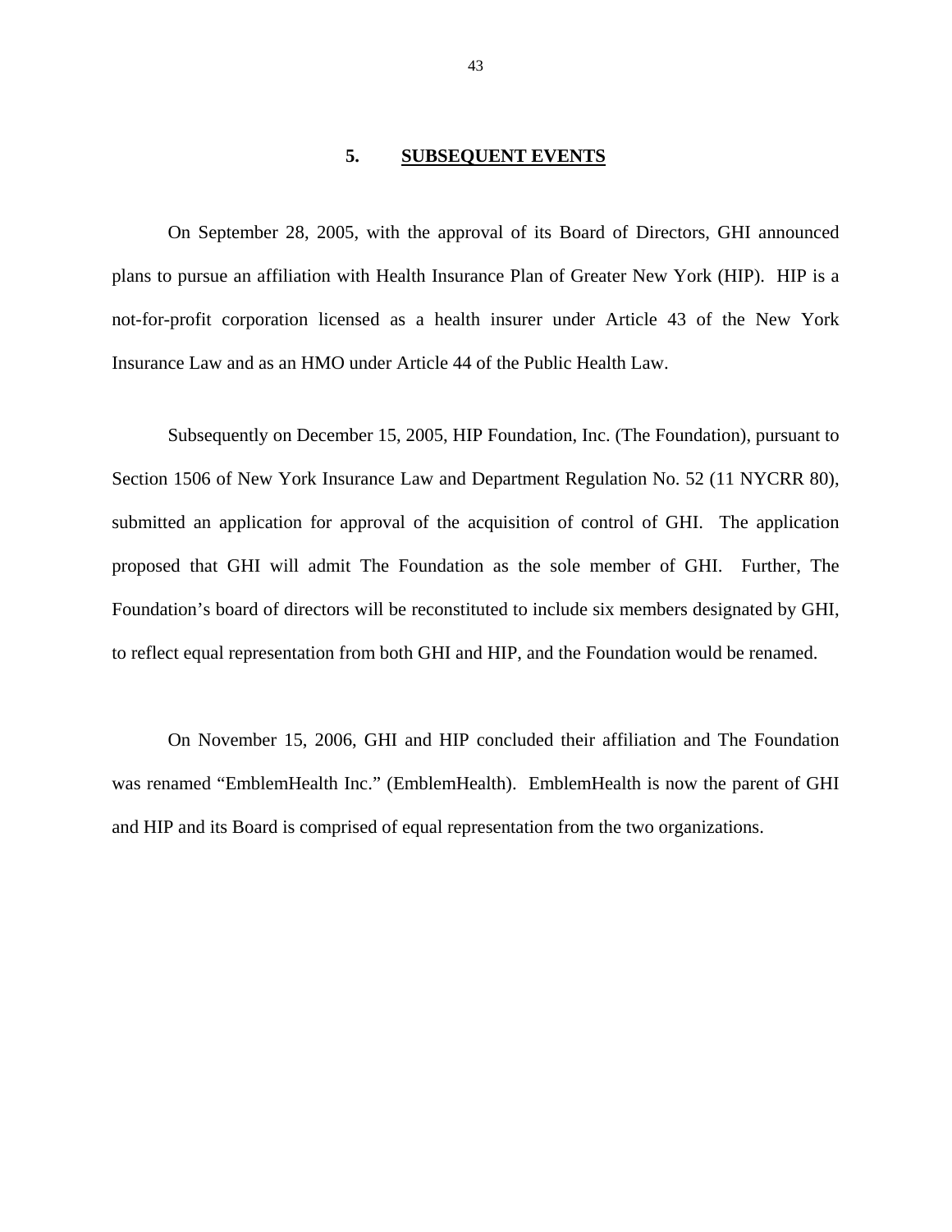## 5. SUBSEQUENT EVENTS

On September 28, 2005, with the approval of its Board of Directors, GHI announced plans to pursue an affiliation with Health Insurance Plan of Greater New York (HIP). HIP is a not-for-profit corporation licensed as a health insurer under Article 43 of the New York Insurance Law and as an HMO under Article 44 of the Public Health Law.

Subsequently on December 15, 2005, HIP Foundation, Inc. (The Foundation), pursuant to Section 1506 of New York Insurance Law and Department Regulation No. 52 (11 NYCRR 80), submitted an application for approval of the acquisition of control of GHI. The application proposed that GHI will admit The Foundation as the sole member of GHI. Further, The Foundation's board of directors will be reconstituted to include six members designated by GHI, to reflect equal representation from both GHI and HIP, and the Foundation would be renamed.

On November 15, 2006, GHI and HIP concluded their affiliation and The Foundation was renamed "EmblemHealth Inc." (EmblemHealth). EmblemHealth is now the parent of GHI and HIP and its Board is comprised of equal representation from the two organizations.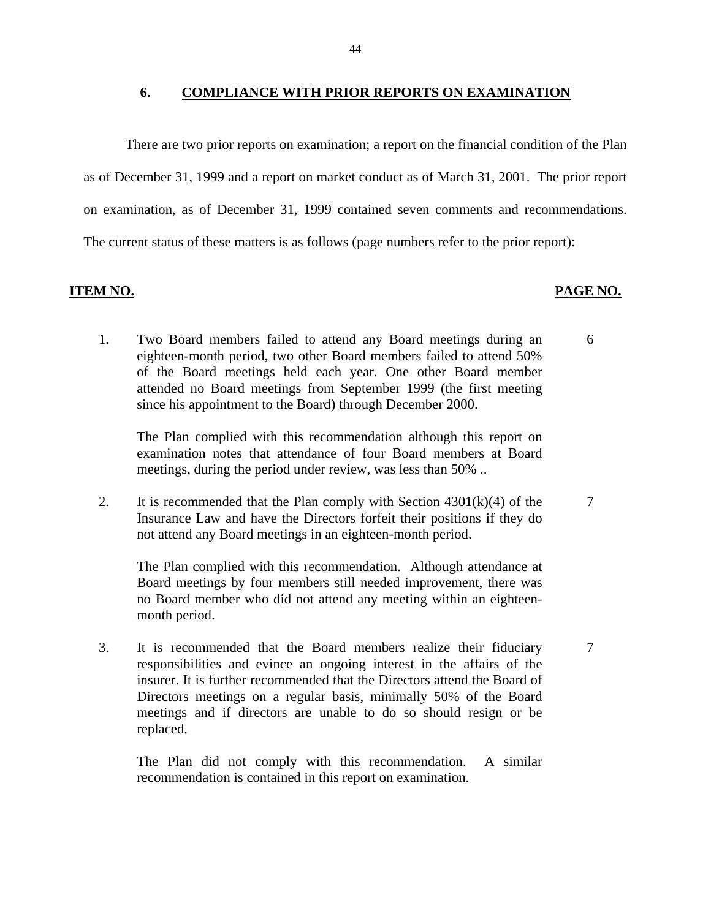## 6. COMPLIANCE WITH PRIOR REPORTS ON EXAMINATION

There are two prior reports on examination; a report on the financial condition of the Plan as of December 31, 1999 and a report on market conduct as of March 31, 2001. The prior report on examination, as of December 31, 1999 contained seven comments and recommendations. The current status of these matters is as follows (page numbers refer to the prior report):

| ITEM NO. | | PAGE NO. |
|---|---|---|
| 1. | Two Board members failed to attend any Board meetings during an eighteen-month period, two other Board members failed to attend 50% of the Board meetings held each year. One other Board member attended no Board meetings from September 1999 (the first meeting since his appointment to the Board) through December 2000.<br><br>The Plan complied with this recommendation although this report on examination notes that attendance of four Board members at Board meetings, during the period under review, was less than 50% .. | 6 |
| 2. | It is recommended that the Plan comply with Section 4301(k)(4) of the Insurance Law and have the Directors forfeit their positions if they do not attend any Board meetings in an eighteen-month period.<br><br>The Plan complied with this recommendation. Although attendance at Board meetings by four members still needed improvement, there was no Board member who did not attend any meeting within an eighteen-month period. | 7 |
| 3. | It is recommended that the Board members realize their fiduciary responsibilities and evince an ongoing interest in the affairs of the insurer. It is further recommended that the Directors attend the Board of Directors meetings on a regular basis, minimally 50% of the Board meetings and if directors are unable to do so should resign or be replaced.<br><br>The Plan did not comply with this recommendation. A similar recommendation is contained in this report on examination. | 7 |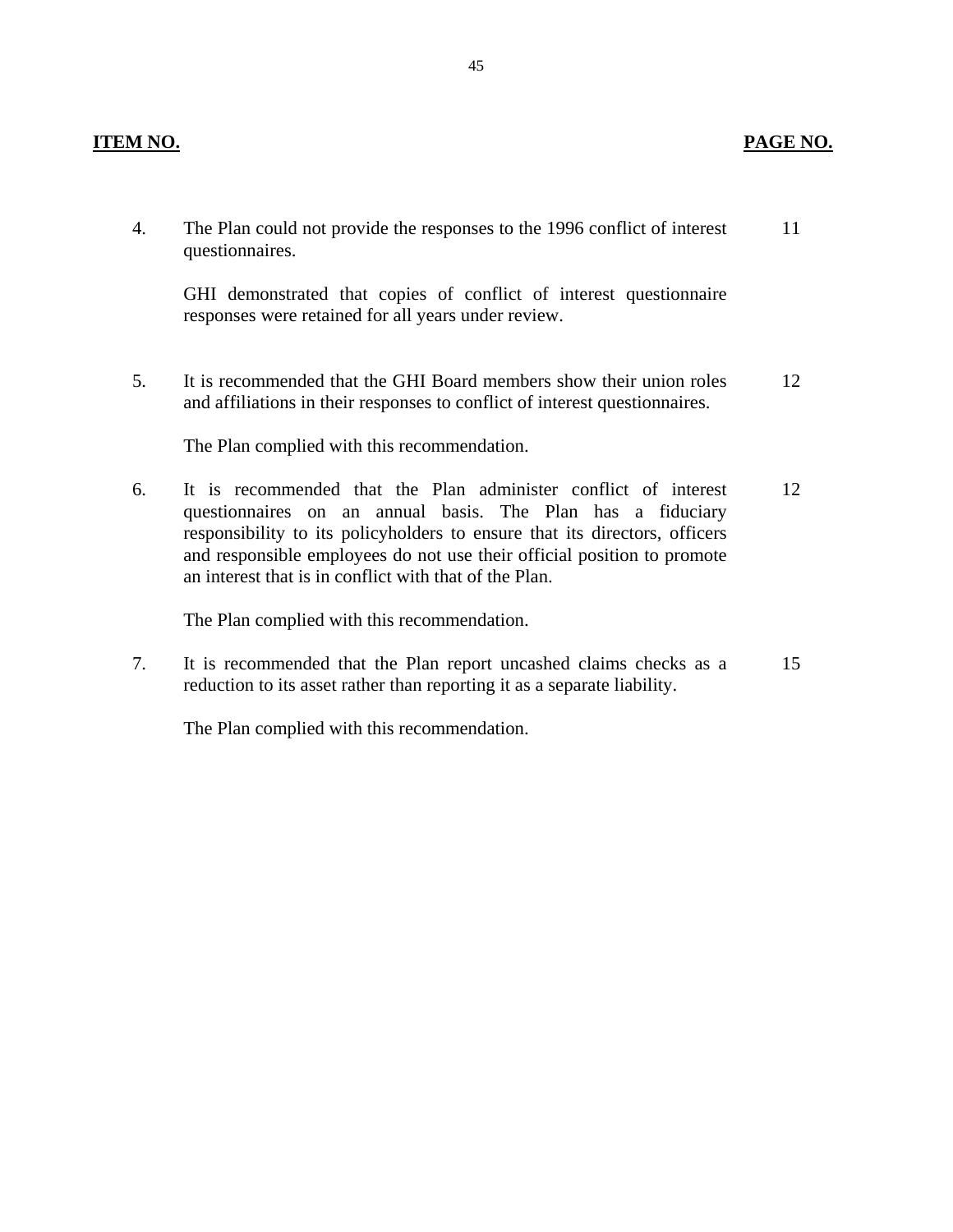| ITEM NO. | | PAGE NO. |
|---|---|---|
| 4. | The Plan could not provide the responses to the 1996 conflict of interest questionnaires.<br><br>GHI demonstrated that copies of conflict of interest questionnaire responses were retained for all years under review. | 11 |
| 5. | It is recommended that the GHI Board members show their union roles and affiliations in their responses to conflict of interest questionnaires.<br><br>The Plan complied with this recommendation. | 12 |
| 6. | It is recommended that the Plan administer conflict of interest questionnaires on an annual basis. The Plan has a fiduciary responsibility to its policyholders to ensure that its directors, officers and responsible employees do not use their official position to promote an interest that is in conflict with that of the Plan.<br><br>The Plan complied with this recommendation. | 12 |
| 7. | It is recommended that the Plan report uncashed claims checks as a reduction to its asset rather than reporting it as a separate liability.<br><br>The Plan complied with this recommendation. | 15 |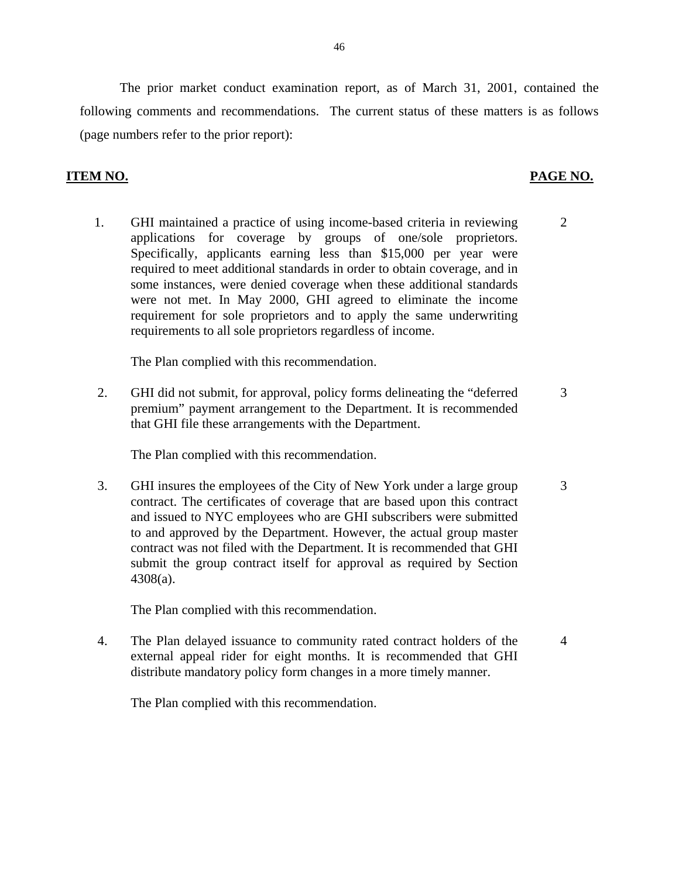The prior market conduct examination report, as of March 31, 2001, contained the following comments and recommendations. The current status of these matters is as follows (page numbers refer to the prior report):

| ITEM NO. | | PAGE NO. |
|---|---|---|
| 1. | GHI maintained a practice of using income-based criteria in reviewing applications for coverage by groups of one/sole proprietors. Specifically, applicants earning less than $15,000 per year were required to meet additional standards in order to obtain coverage, and in some instances, were denied coverage when these additional standards were not met. In May 2000, GHI agreed to eliminate the income requirement for sole proprietors and to apply the same underwriting requirements to all sole proprietors regardless of income.<br><br>The Plan complied with this recommendation. | 2 |
| 2. | GHI did not submit, for approval, policy forms delineating the "deferred premium" payment arrangement to the Department. It is recommended that GHI file these arrangements with the Department.<br><br>The Plan complied with this recommendation. | 3 |
| 3. | GHI insures the employees of the City of New York under a large group contract. The certificates of coverage that are based upon this contract and issued to NYC employees who are GHI subscribers were submitted to and approved by the Department. However, the actual group master contract was not filed with the Department. It is recommended that GHI submit the group contract itself for approval as required by Section 4308(a).<br><br>The Plan complied with this recommendation. | 3 |
| 4. | The Plan delayed issuance to community rated contract holders of the external appeal rider for eight months. It is recommended that GHI distribute mandatory policy form changes in a more timely manner.<br><br>The Plan complied with this recommendation. | 4 |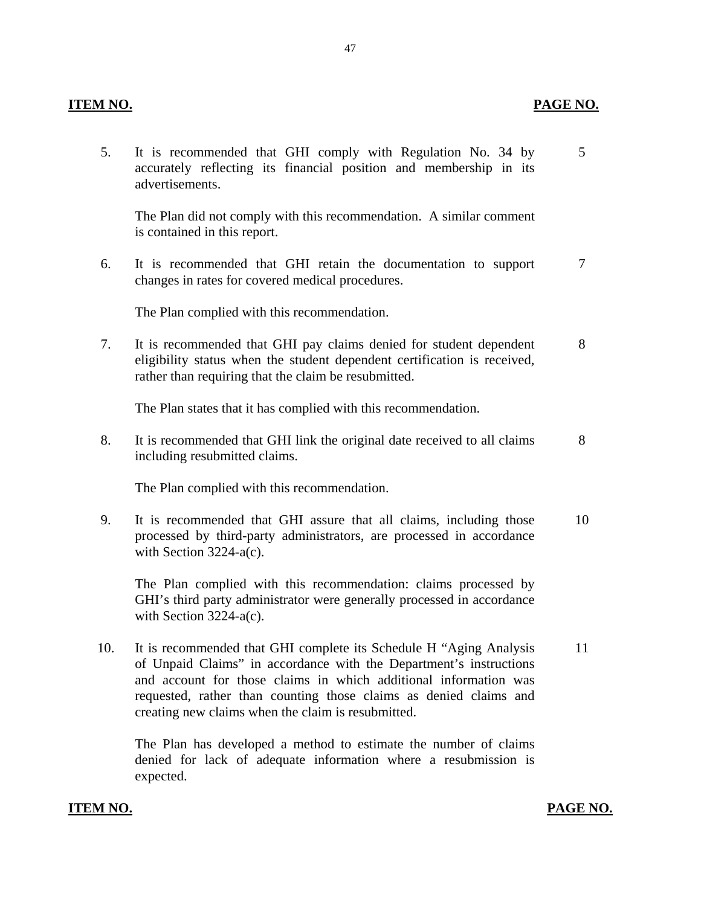| ITEM NO. | | PAGE NO. |
|---|---|---|
| 5. | It is recommended that GHI comply with Regulation No. 34 by accurately reflecting its financial position and membership in its advertisements.<br><br>The Plan did not comply with this recommendation. A similar comment is contained in this report. | 5 |
| 6. | It is recommended that GHI retain the documentation to support changes in rates for covered medical procedures.<br><br>The Plan complied with this recommendation. | 7 |
| 7. | It is recommended that GHI pay claims denied for student dependent eligibility status when the student dependent certification is received, rather than requiring that the claim be resubmitted.<br><br>The Plan states that it has complied with this recommendation. | 8 |
| 8. | It is recommended that GHI link the original date received to all claims including resubmitted claims.<br><br>The Plan complied with this recommendation. | 8 |
| 9. | It is recommended that GHI assure that all claims, including those processed by third-party administrators, are processed in accordance with Section 3224-a(c).<br><br>The Plan complied with this recommendation: claims processed by GHI's third party administrator were generally processed in accordance with Section 3224-a(c). | 10 |
| 10. | It is recommended that GHI complete its Schedule H "Aging Analysis of Unpaid Claims" in accordance with the Department's instructions and account for those claims in which additional information was requested, rather than counting those claims as denied claims and creating new claims when the claim is resubmitted.<br><br>The Plan has developed a method to estimate the number of claims denied for lack of adequate information where a resubmission is expected. | 11 |

**ITEM NO.** **PAGE NO.**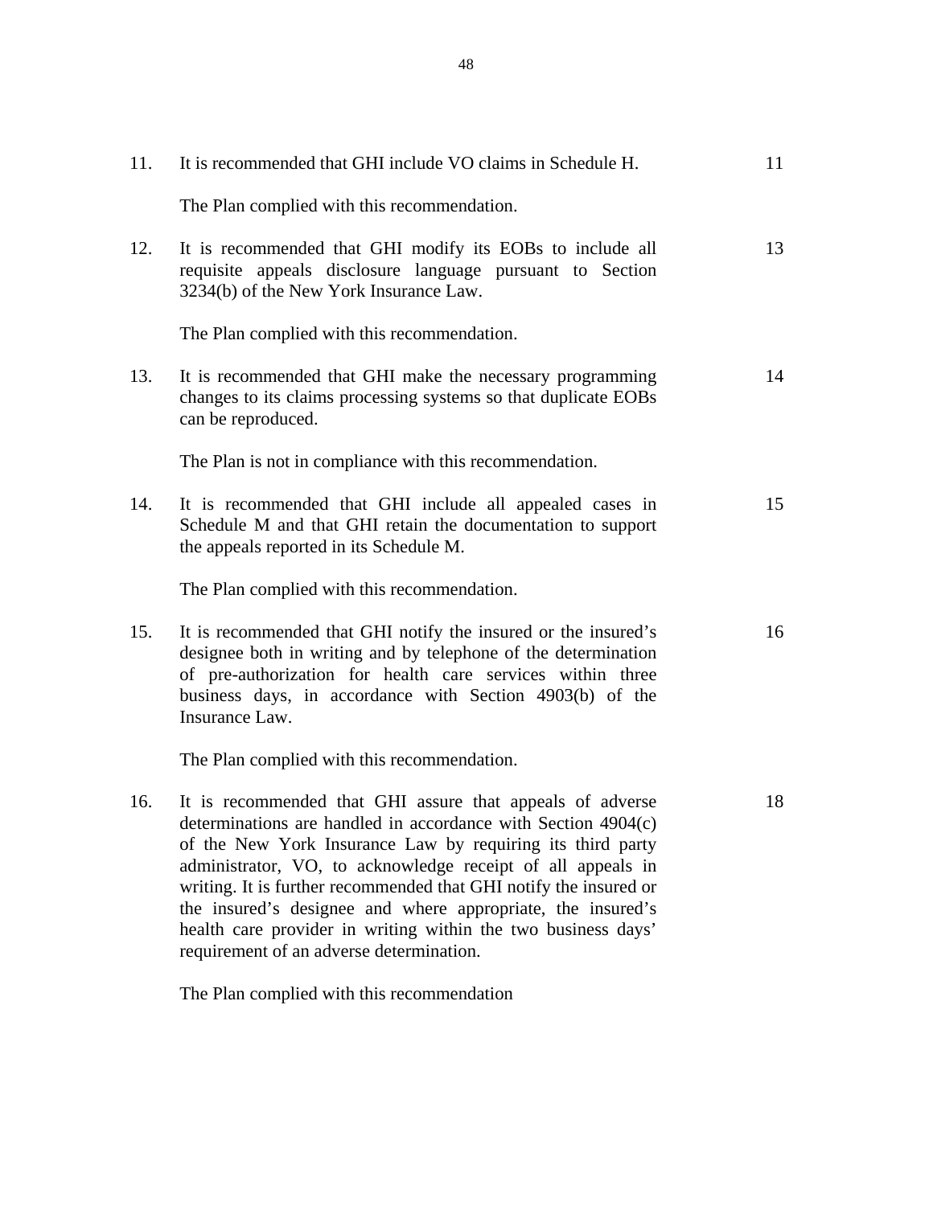| | | |
|---|---|---|
| 11. | It is recommended that GHI include VO claims in Schedule H.<br><br>The Plan complied with this recommendation. | 11 |
| 12. | It is recommended that GHI modify its EOBs to include all requisite appeals disclosure language pursuant to Section 3234(b) of the New York Insurance Law.<br><br>The Plan complied with this recommendation. | 13 |
| 13. | It is recommended that GHI make the necessary programming changes to its claims processing systems so that duplicate EOBs can be reproduced.<br><br>The Plan is not in compliance with this recommendation. | 14 |
| 14. | It is recommended that GHI include all appealed cases in Schedule M and that GHI retain the documentation to support the appeals reported in its Schedule M.<br><br>The Plan complied with this recommendation. | 15 |
| 15. | It is recommended that GHI notify the insured or the insured's designee both in writing and by telephone of the determination of pre-authorization for health care services within three business days, in accordance with Section 4903(b) of the Insurance Law.<br><br>The Plan complied with this recommendation. | 16 |
| 16. | It is recommended that GHI assure that appeals of adverse determinations are handled in accordance with Section 4904(c) of the New York Insurance Law by requiring its third party administrator, VO, to acknowledge receipt of all appeals in writing. It is further recommended that GHI notify the insured or the insured's designee and where appropriate, the insured's health care provider in writing within the two business days' requirement of an adverse determination.<br><br>The Plan complied with this recommendation | 18 |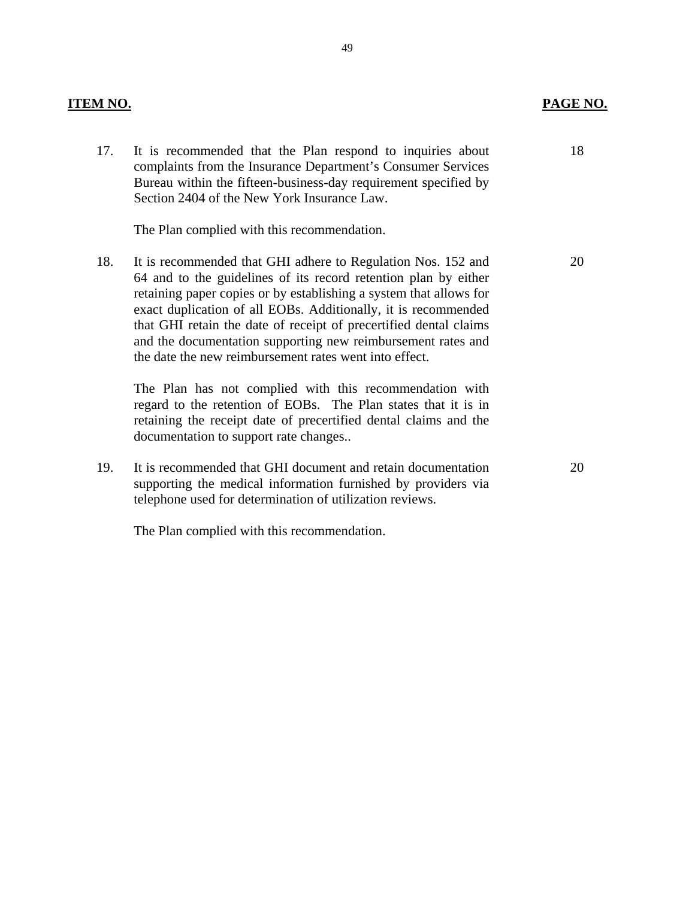**ITEM NO.** **PAGE NO.**

17. It is recommended that the Plan respond to inquiries about complaints from the Insurance Department's Consumer Services Bureau within the fifteen-business-day requirement specified by Section 2404 of the New York Insurance Law. — 18

    The Plan complied with this recommendation.

18. It is recommended that GHI adhere to Regulation Nos. 152 and 64 and to the guidelines of its record retention plan by either retaining paper copies or by establishing a system that allows for exact duplication of all EOBs. Additionally, it is recommended that GHI retain the date of receipt of precertified dental claims and the documentation supporting new reimbursement rates and the date the new reimbursement rates went into effect. — 20

    The Plan has not complied with this recommendation with regard to the retention of EOBs. The Plan states that it is in retaining the receipt date of precertified dental claims and the documentation to support rate changes..

19. It is recommended that GHI document and retain documentation supporting the medical information furnished by providers via telephone used for determination of utilization reviews. — 20

    The Plan complied with this recommendation.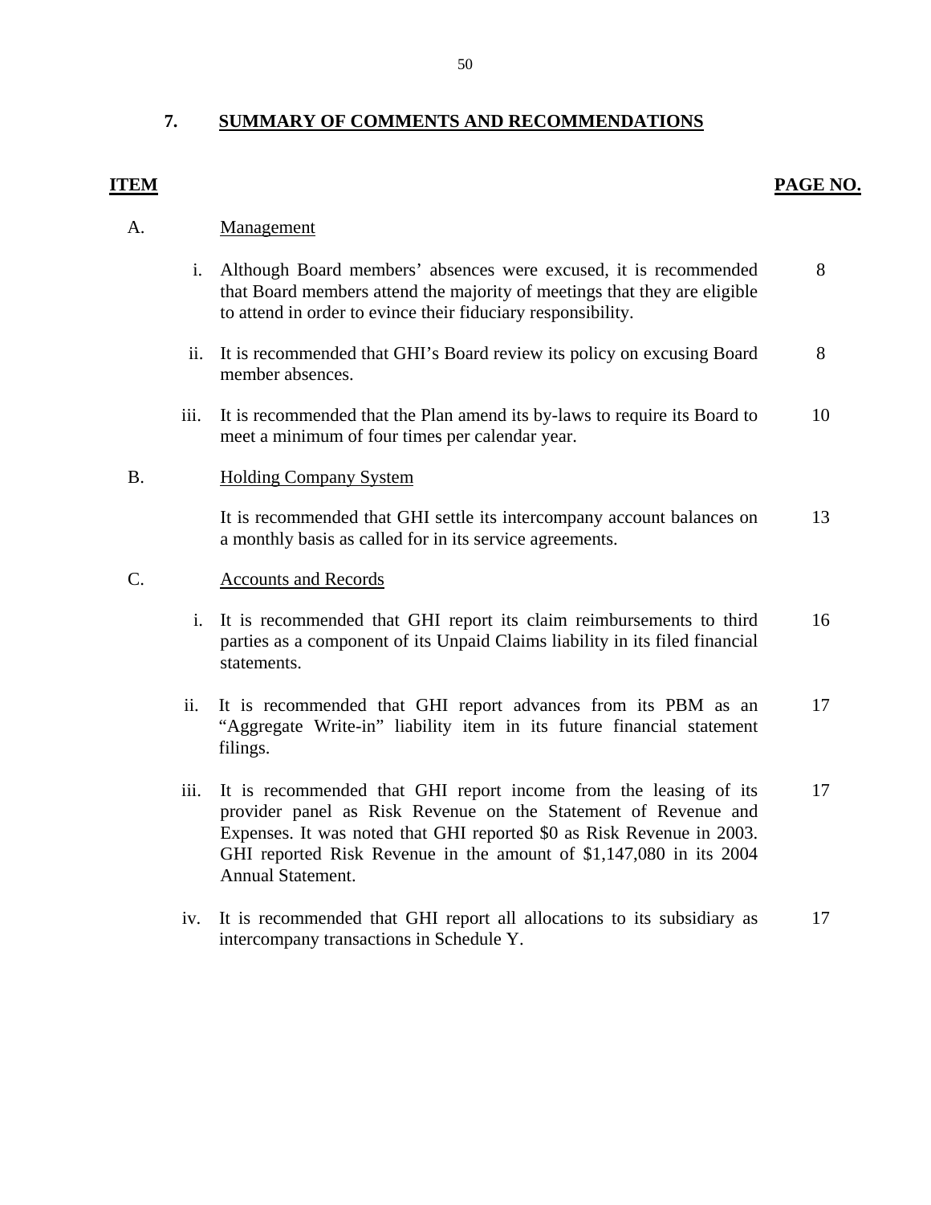## 7. SUMMARY OF COMMENTS AND RECOMMENDATIONS

| ITEM | | | PAGE NO. |
|---|---|---|---|
| A. | | Management | |
| | i. | Although Board members' absences were excused, it is recommended that Board members attend the majority of meetings that they are eligible to attend in order to evince their fiduciary responsibility. | 8 |
| | ii. | It is recommended that GHI's Board review its policy on excusing Board member absences. | 8 |
| | iii. | It is recommended that the Plan amend its by-laws to require its Board to meet a minimum of four times per calendar year. | 10 |
| B. | | Holding Company System | |
| | | It is recommended that GHI settle its intercompany account balances on a monthly basis as called for in its service agreements. | 13 |
| C. | | Accounts and Records | |
| | i. | It is recommended that GHI report its claim reimbursements to third parties as a component of its Unpaid Claims liability in its filed financial statements. | 16 |
| | ii. | It is recommended that GHI report advances from its PBM as an "Aggregate Write-in" liability item in its future financial statement filings. | 17 |
| | iii. | It is recommended that GHI report income from the leasing of its provider panel as Risk Revenue on the Statement of Revenue and Expenses. It was noted that GHI reported $0 as Risk Revenue in 2003. GHI reported Risk Revenue in the amount of $1,147,080 in its 2004 Annual Statement. | 17 |
| | iv. | It is recommended that GHI report all allocations to its subsidiary as intercompany transactions in Schedule Y. | 17 |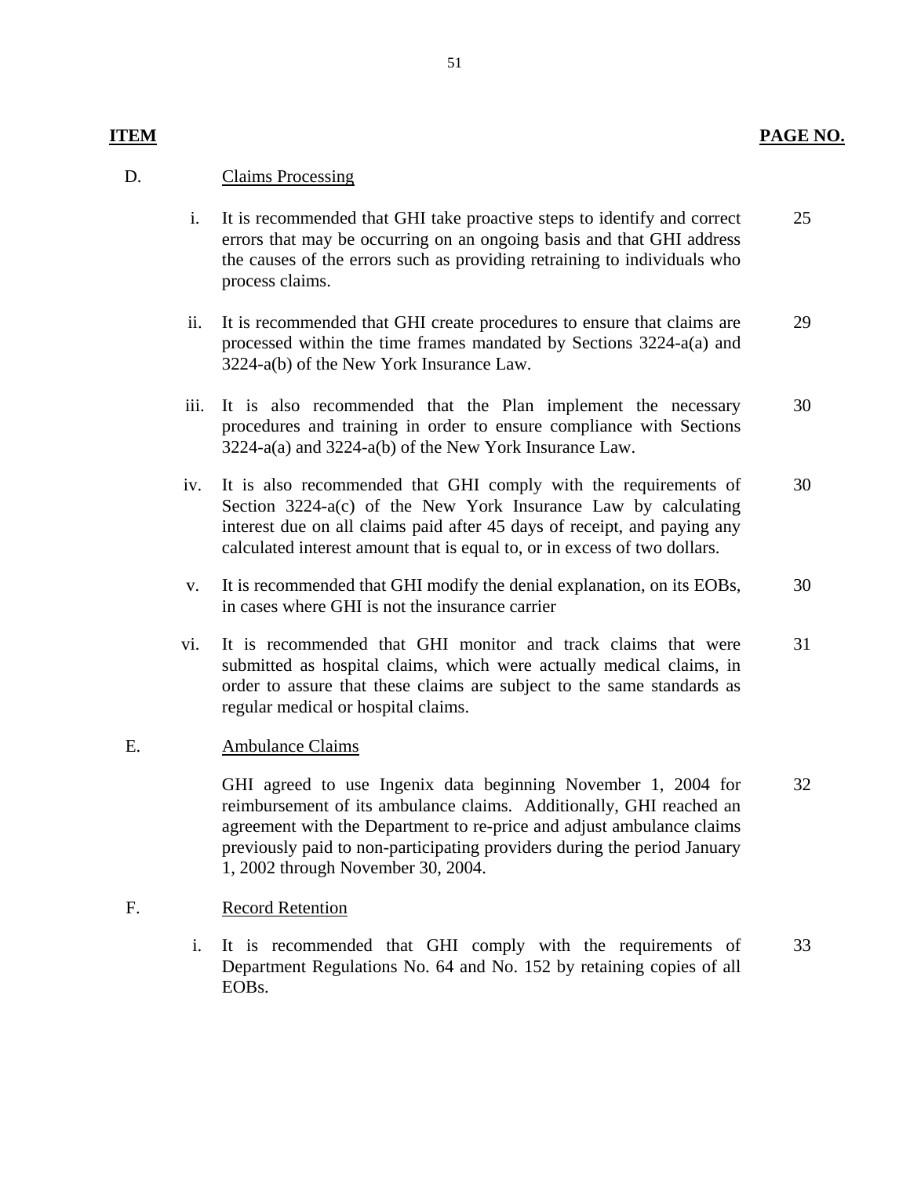| ITEM | | | PAGE NO. |
|---|---|---|---|
| D. | Claims Processing | | |
| | i. | It is recommended that GHI take proactive steps to identify and correct errors that may be occurring on an ongoing basis and that GHI address the causes of the errors such as providing retraining to individuals who process claims. | 25 |
| | ii. | It is recommended that GHI create procedures to ensure that claims are processed within the time frames mandated by Sections 3224-a(a) and 3224-a(b) of the New York Insurance Law. | 29 |
| | iii. | It is also recommended that the Plan implement the necessary procedures and training in order to ensure compliance with Sections 3224-a(a) and 3224-a(b) of the New York Insurance Law. | 30 |
| | iv. | It is also recommended that GHI comply with the requirements of Section 3224-a(c) of the New York Insurance Law by calculating interest due on all claims paid after 45 days of receipt, and paying any calculated interest amount that is equal to, or in excess of two dollars. | 30 |
| | v. | It is recommended that GHI modify the denial explanation, on its EOBs, in cases where GHI is not the insurance carrier | 30 |
| | vi. | It is recommended that GHI monitor and track claims that were submitted as hospital claims, which were actually medical claims, in order to assure that these claims are subject to the same standards as regular medical or hospital claims. | 31 |
| E. | Ambulance Claims | | |
| | | GHI agreed to use Ingenix data beginning November 1, 2004 for reimbursement of its ambulance claims. Additionally, GHI reached an agreement with the Department to re-price and adjust ambulance claims previously paid to non-participating providers during the period January 1, 2002 through November 30, 2004. | 32 |
| F. | Record Retention | | |
| | i. | It is recommended that GHI comply with the requirements of Department Regulations No. 64 and No. 152 by retaining copies of all EOBs. | 33 |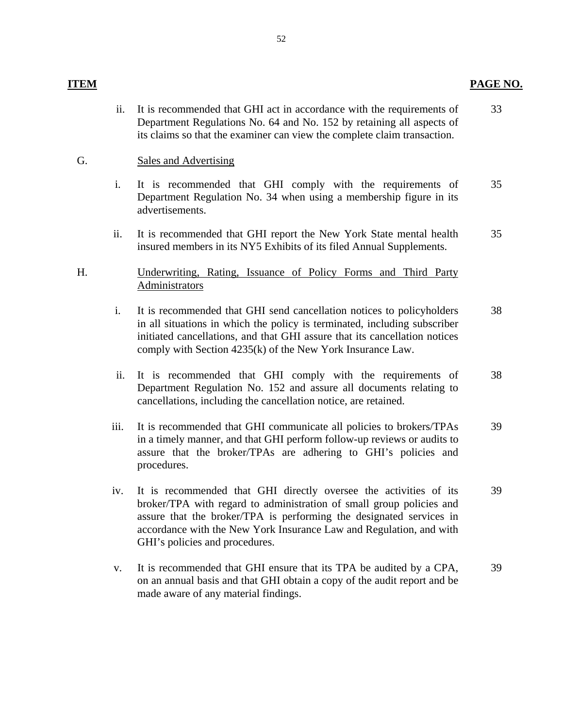| ITEM | | | PAGE NO. |
| --- | --- | --- | --- |
| | ii. | It is recommended that GHI act in accordance with the requirements of Department Regulations No. 64 and No. 152 by retaining all aspects of its claims so that the examiner can view the complete claim transaction. | 33 |
| G. | | Sales and Advertising | |
| | i. | It is recommended that GHI comply with the requirements of Department Regulation No. 34 when using a membership figure in its advertisements. | 35 |
| | ii. | It is recommended that GHI report the New York State mental health insured members in its NY5 Exhibits of its filed Annual Supplements. | 35 |
| H. | | Underwriting, Rating, Issuance of Policy Forms and Third Party Administrators | |
| | i. | It is recommended that GHI send cancellation notices to policyholders in all situations in which the policy is terminated, including subscriber initiated cancellations, and that GHI assure that its cancellation notices comply with Section 4235(k) of the New York Insurance Law. | 38 |
| | ii. | It is recommended that GHI comply with the requirements of Department Regulation No. 152 and assure all documents relating to cancellations, including the cancellation notice, are retained. | 38 |
| | iii. | It is recommended that GHI communicate all policies to brokers/TPAs in a timely manner, and that GHI perform follow-up reviews or audits to assure that the broker/TPAs are adhering to GHI's policies and procedures. | 39 |
| | iv. | It is recommended that GHI directly oversee the activities of its broker/TPA with regard to administration of small group policies and assure that the broker/TPA is performing the designated services in accordance with the New York Insurance Law and Regulation, and with GHI's policies and procedures. | 39 |
| | v. | It is recommended that GHI ensure that its TPA be audited by a CPA, on an annual basis and that GHI obtain a copy of the audit report and be made aware of any material findings. | 39 |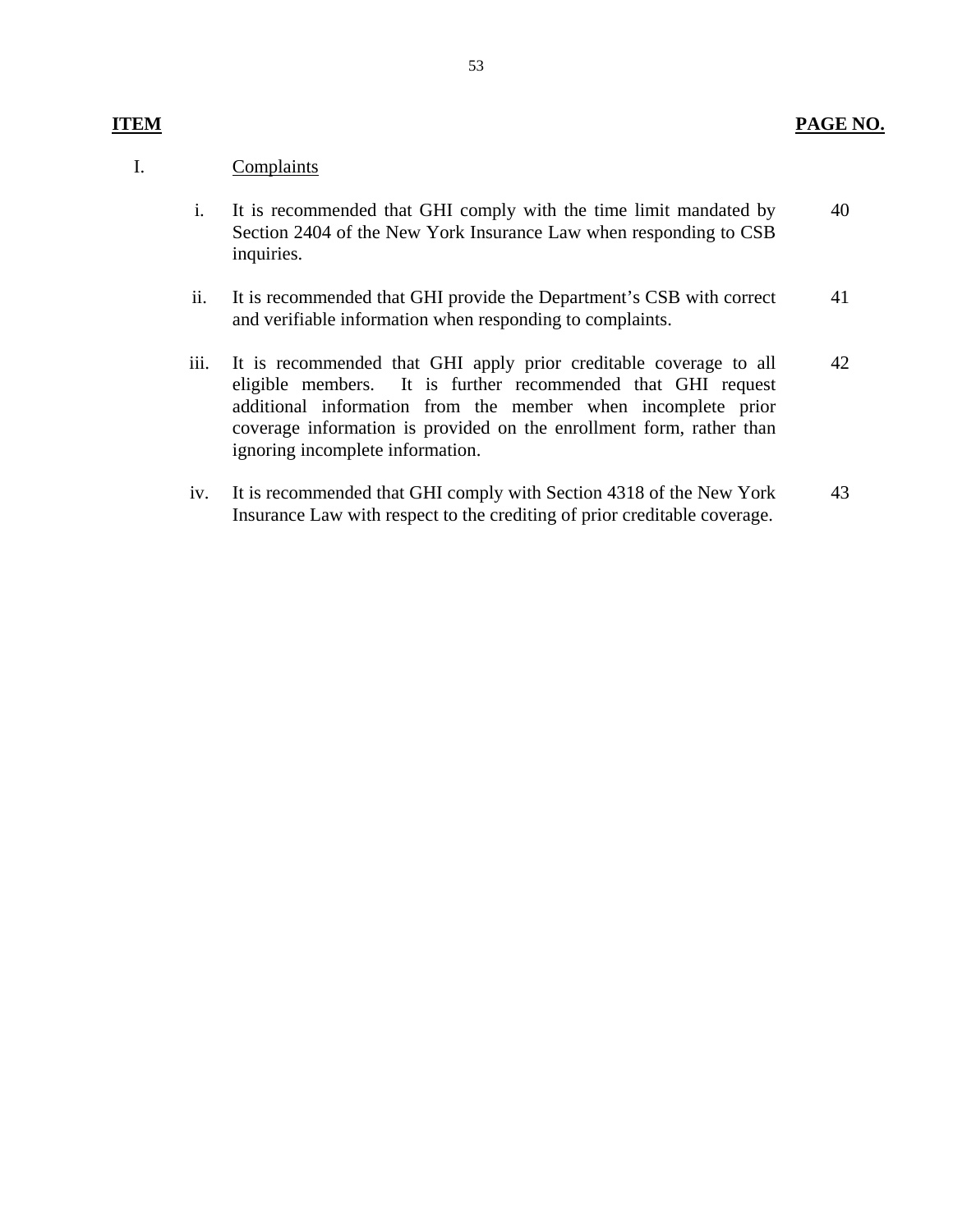| ITEM | | PAGE NO. |
|---|---|---|
| I. | Complaints | |
| i. | It is recommended that GHI comply with the time limit mandated by Section 2404 of the New York Insurance Law when responding to CSB inquiries. | 40 |
| ii. | It is recommended that GHI provide the Department's CSB with correct and verifiable information when responding to complaints. | 41 |
| iii. | It is recommended that GHI apply prior creditable coverage to all eligible members. It is further recommended that GHI request additional information from the member when incomplete prior coverage information is provided on the enrollment form, rather than ignoring incomplete information. | 42 |
| iv. | It is recommended that GHI comply with Section 4318 of the New York Insurance Law with respect to the crediting of prior creditable coverage. | 43 |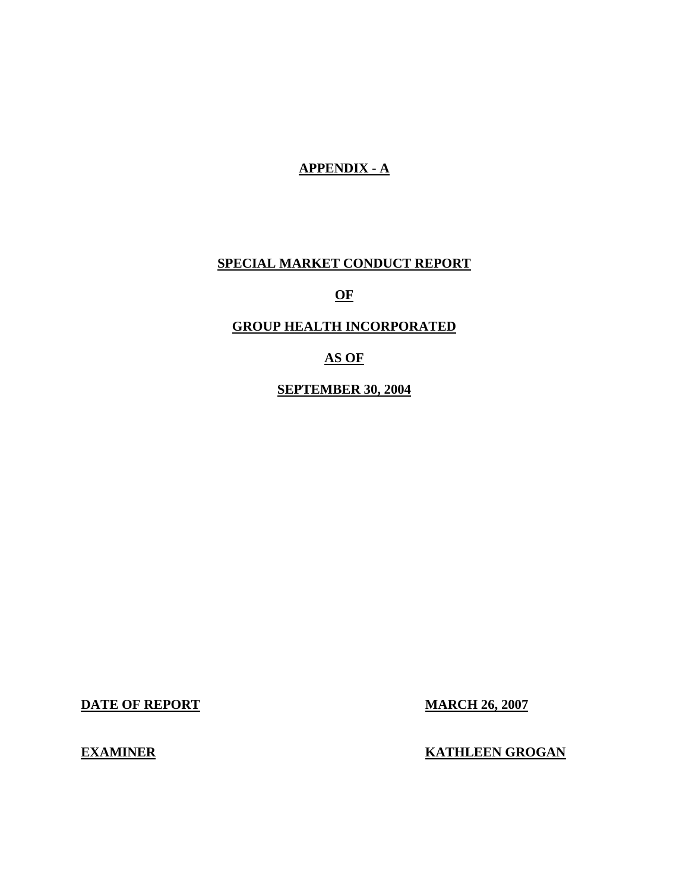# APPENDIX - A

## SPECIAL MARKET CONDUCT REPORT

## OF

## GROUP HEALTH INCORPORATED

## AS OF

## SEPTEMBER 30, 2004

**DATE OF REPORT** **MARCH 26, 2007**

**EXAMINER** **KATHLEEN GROGAN**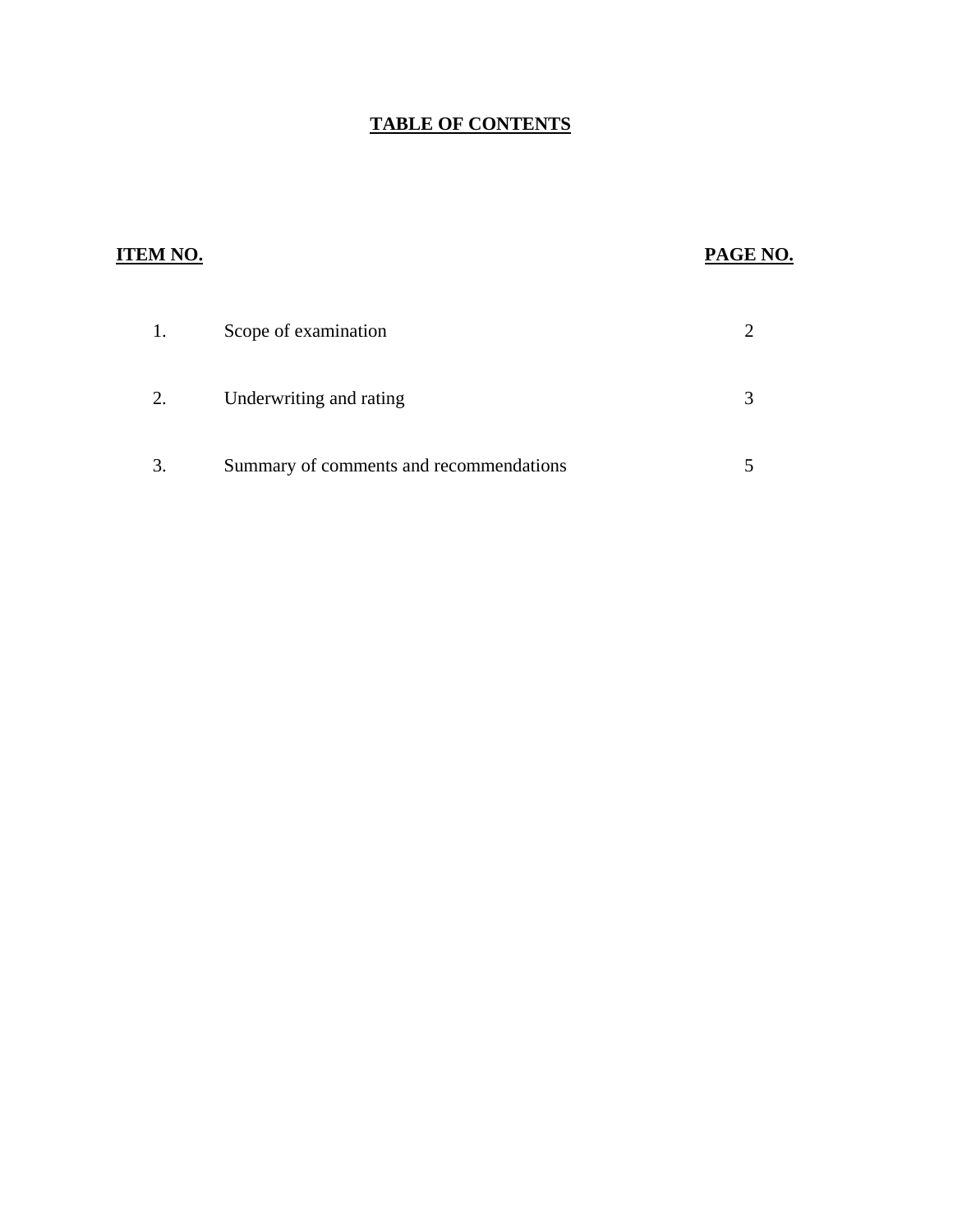# TABLE OF CONTENTS

| ITEM NO. | | PAGE NO. |
|---|---|---|
| 1. | Scope of examination | 2 |
| 2. | Underwriting and rating | 3 |
| 3. | Summary of comments and recommendations | 5 |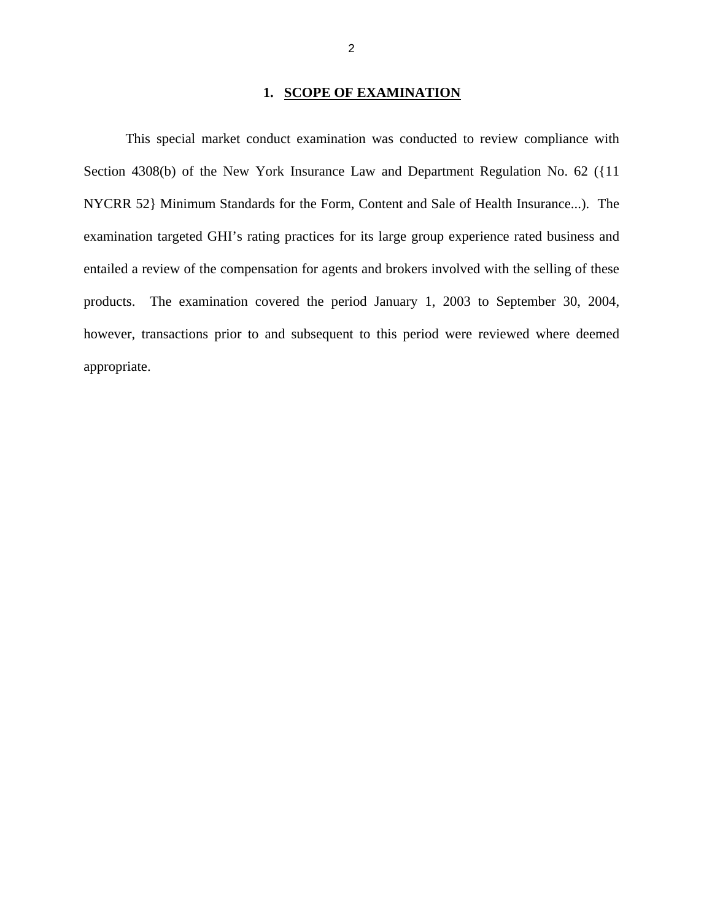## 1. SCOPE OF EXAMINATION

This special market conduct examination was conducted to review compliance with Section 4308(b) of the New York Insurance Law and Department Regulation No. 62 ({11 NYCRR 52} Minimum Standards for the Form, Content and Sale of Health Insurance...). The examination targeted GHI's rating practices for its large group experience rated business and entailed a review of the compensation for agents and brokers involved with the selling of these products. The examination covered the period January 1, 2003 to September 30, 2004, however, transactions prior to and subsequent to this period were reviewed where deemed appropriate.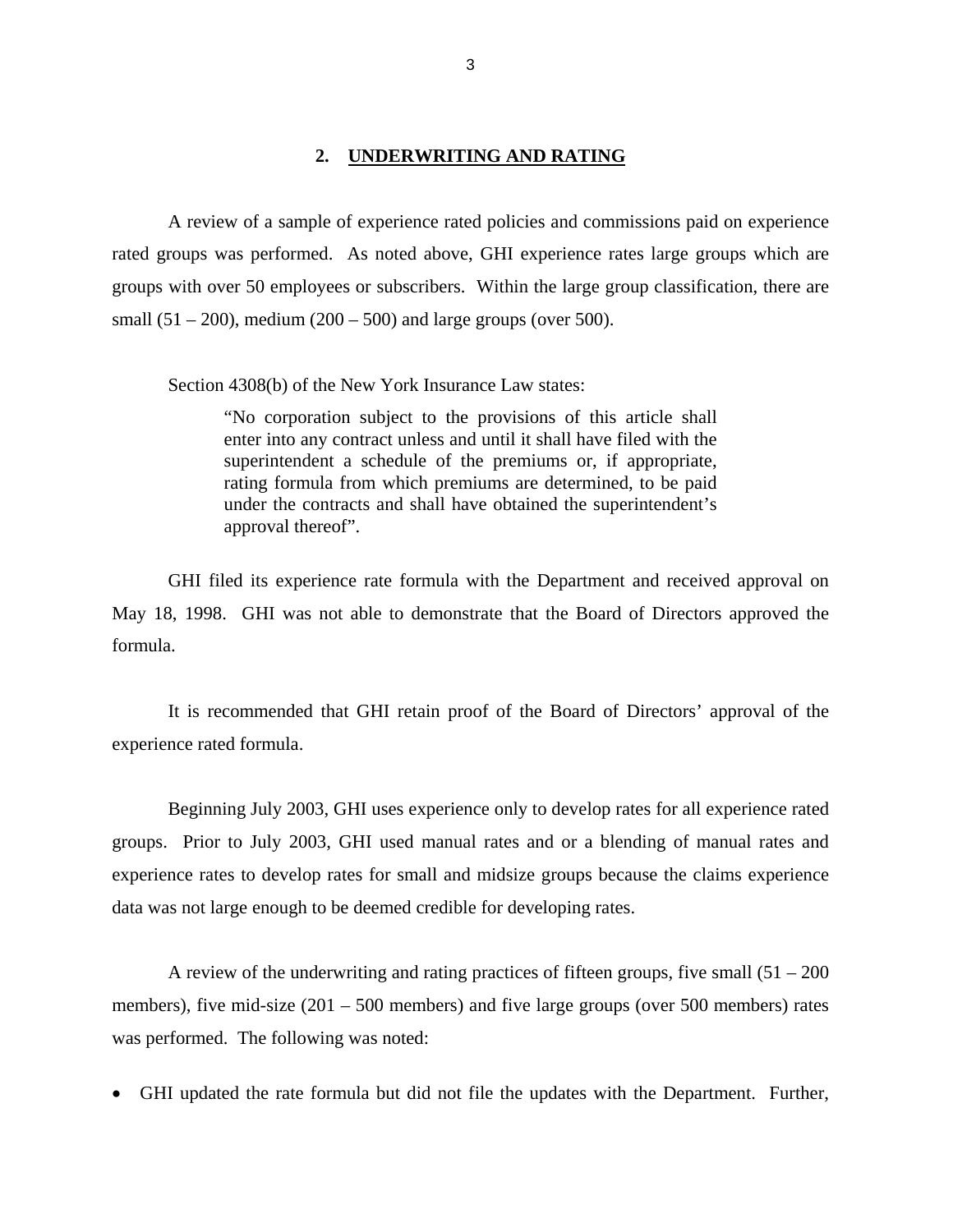## 2. UNDERWRITING AND RATING

A review of a sample of experience rated policies and commissions paid on experience rated groups was performed. As noted above, GHI experience rates large groups which are groups with over 50 employees or subscribers. Within the large group classification, there are small (51 – 200), medium (200 – 500) and large groups (over 500).

Section 4308(b) of the New York Insurance Law states:

> "No corporation subject to the provisions of this article shall enter into any contract unless and until it shall have filed with the superintendent a schedule of the premiums or, if appropriate, rating formula from which premiums are determined, to be paid under the contracts and shall have obtained the superintendent's approval thereof".

GHI filed its experience rate formula with the Department and received approval on May 18, 1998. GHI was not able to demonstrate that the Board of Directors approved the formula.

It is recommended that GHI retain proof of the Board of Directors' approval of the experience rated formula.

Beginning July 2003, GHI uses experience only to develop rates for all experience rated groups. Prior to July 2003, GHI used manual rates and or a blending of manual rates and experience rates to develop rates for small and midsize groups because the claims experience data was not large enough to be deemed credible for developing rates.

A review of the underwriting and rating practices of fifteen groups, five small (51 – 200 members), five mid-size (201 – 500 members) and five large groups (over 500 members) rates was performed. The following was noted:

- GHI updated the rate formula but did not file the updates with the Department. Further,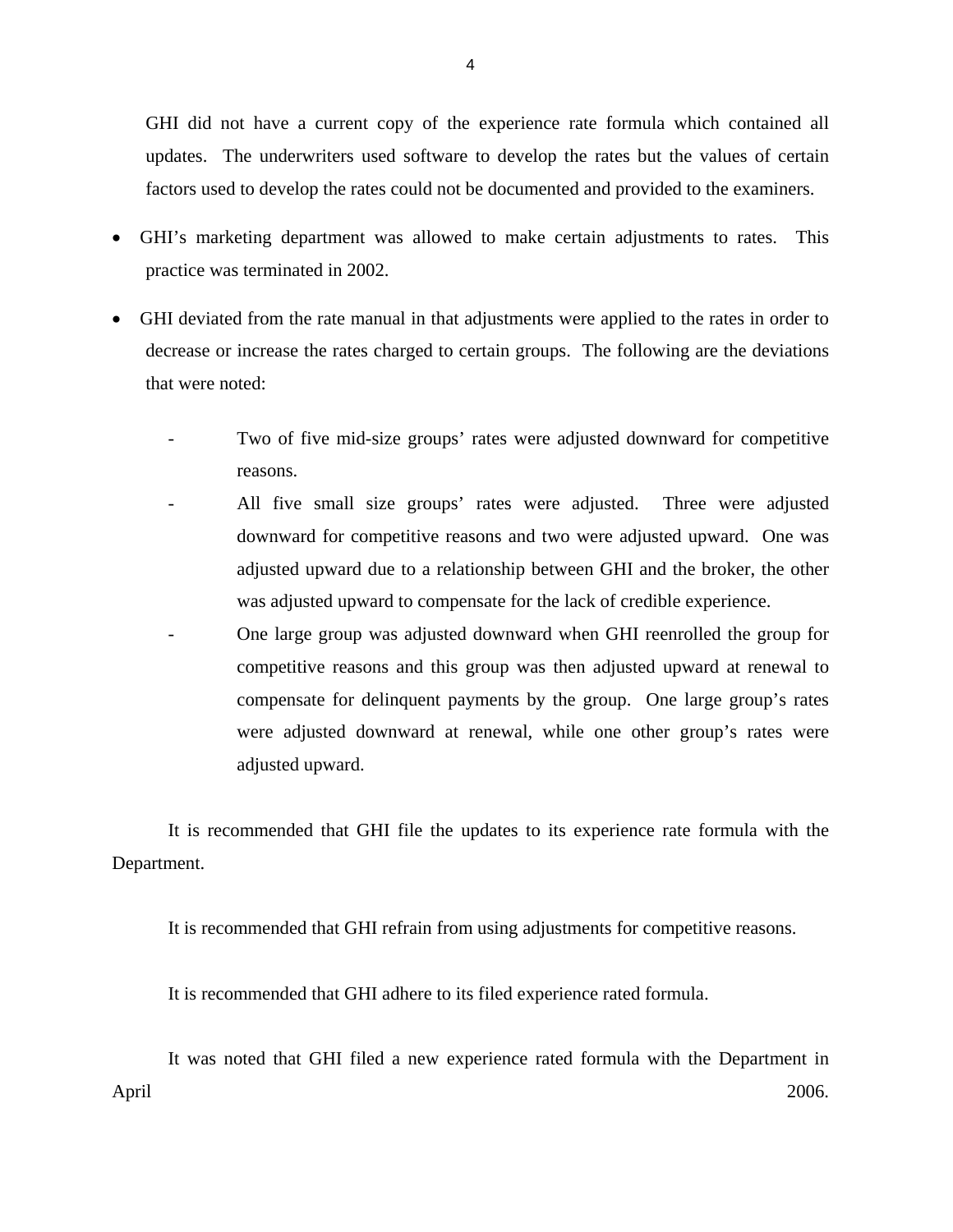GHI did not have a current copy of the experience rate formula which contained all updates. The underwriters used software to develop the rates but the values of certain factors used to develop the rates could not be documented and provided to the examiners.

- GHI's marketing department was allowed to make certain adjustments to rates. This practice was terminated in 2002.

- GHI deviated from the rate manual in that adjustments were applied to the rates in order to decrease or increase the rates charged to certain groups. The following are the deviations that were noted:

  - Two of five mid-size groups' rates were adjusted downward for competitive reasons.
  - All five small size groups' rates were adjusted. Three were adjusted downward for competitive reasons and two were adjusted upward. One was adjusted upward due to a relationship between GHI and the broker, the other was adjusted upward to compensate for the lack of credible experience.
  - One large group was adjusted downward when GHI reenrolled the group for competitive reasons and this group was then adjusted upward at renewal to compensate for delinquent payments by the group. One large group's rates were adjusted downward at renewal, while one other group's rates were adjusted upward.

It is recommended that GHI file the updates to its experience rate formula with the Department.

It is recommended that GHI refrain from using adjustments for competitive reasons.

It is recommended that GHI adhere to its filed experience rated formula.

It was noted that GHI filed a new experience rated formula with the Department in April 2006.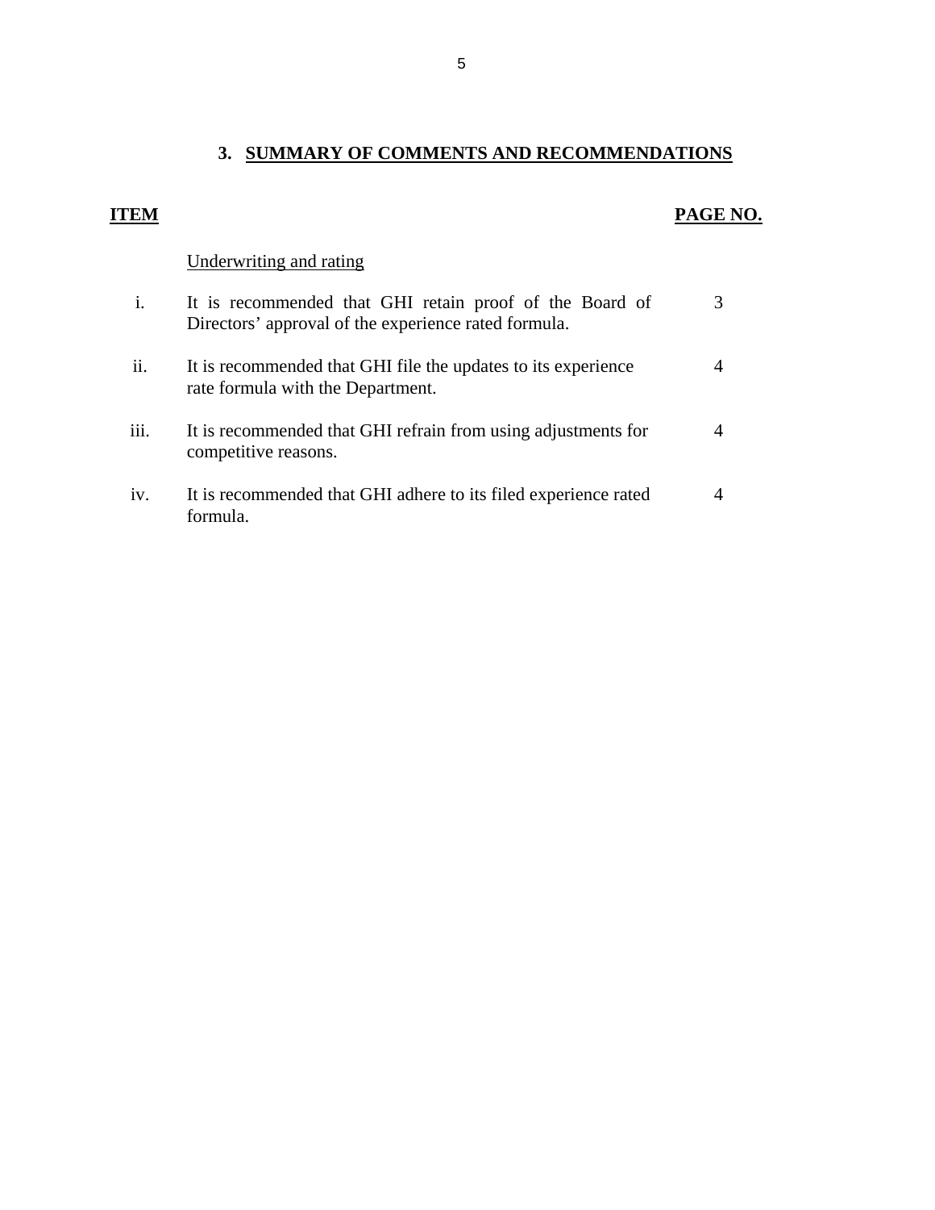## 3. SUMMARY OF COMMENTS AND RECOMMENDATIONS

| ITEM | | PAGE NO. |
|---|---|---|
| | Underwriting and rating | |
| i. | It is recommended that GHI retain proof of the Board of Directors' approval of the experience rated formula. | 3 |
| ii. | It is recommended that GHI file the updates to its experience rate formula with the Department. | 4 |
| iii. | It is recommended that GHI refrain from using adjustments for competitive reasons. | 4 |
| iv. | It is recommended that GHI adhere to its filed experience rated formula. | 4 |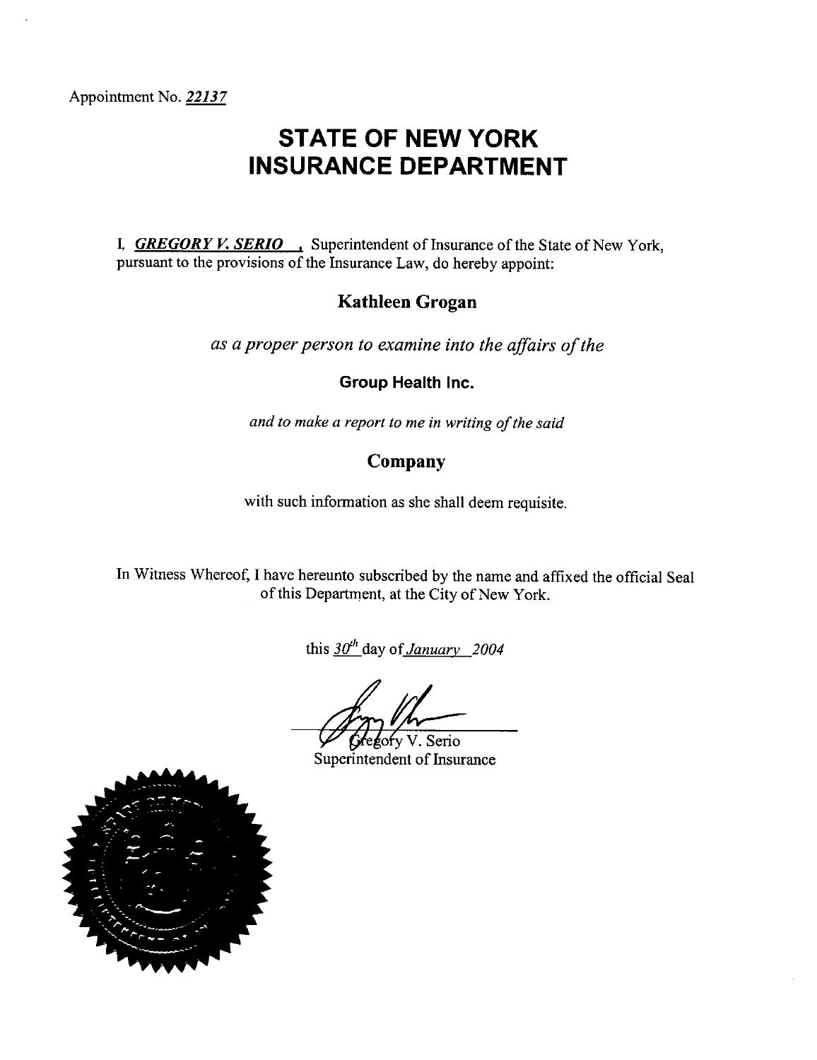Appointment No. _22137_

# STATE OF NEW YORK INSURANCE DEPARTMENT

I, _**GREGORY V. SERIO**_ , Superintendent of Insurance of the State of New York, pursuant to the provisions of the Insurance Law, do hereby appoint:

**Kathleen Grogan**

*as a proper person to examine into the affairs of the*

**Group Health Inc.**

*and to make a report to me in writing of the said*

**Company**

with such information as she shall deem requisite.

In Witness Whereof, I have hereunto subscribed by the name and affixed the official Seal of this Department, at the City of New York.

this _30th_ day of _January 2004_

Gregory V. Serio
Superintendent of Insurance